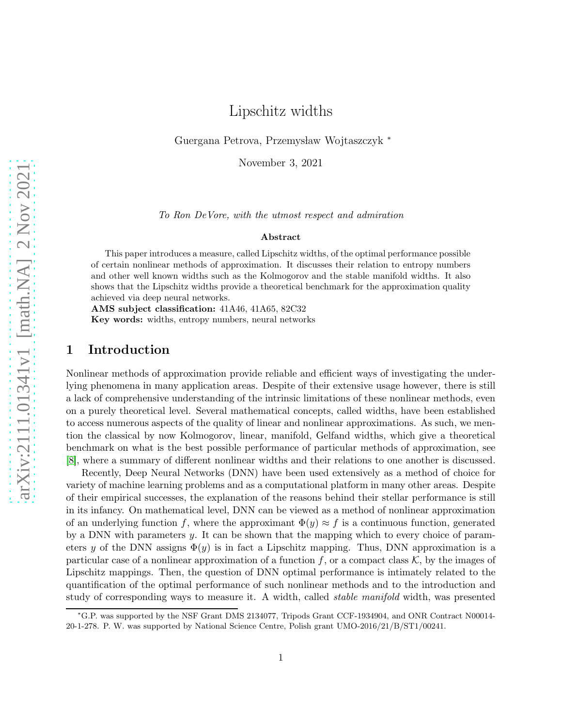# Lipschitz widths

Guergana Petrova, Przemysław Wojtaszczyk *

November 3, 2021

*To Ron DeVore, with the utmost respect and admiration*

**Abstract**

This paper introduces a measure, called Lipschitz widths, of the optimal performance possible of certain nonlinear methods of approximation. It discusses their relation to entropy numbers and other well known widths such as the Kolmogorov and the stable manifold widths. It also shows that the Lipschitz widths provide a theoretical benchmark for the approximation quality achieved via deep neural networks.

**AMS subject classification:** 41A46, 41A65, 82C32

**Key words:** widths, entropy numbers, neural networks

## 1 Introduction

Nonlinear methods of approximation provide reliable and efficient ways of investigating the underlying phenomena in many application areas. Despite of their extensive usage however, there is still a lack of comprehensive understanding of the intrinsic limitations of these nonlinear methods, even on a purely theoretical level. Several mathematical concepts, called widths, have been established to access numerous aspects of the quality of linear and nonlinear approximations. As such, we mention the classical by now Kolmogorov, linear, manifold, Gelfand widths, which give a theoretical benchmark on what is the best possible performance of particular methods of approximation, see [8], where a summary of different nonlinear widths and their relations to one another is discussed.

Recently, Deep Neural Networks (DNN) have been used extensively as a method of choice for variety of machine learning problems and as a computational platform in many other areas. Despite of their empirical successes, the explanation of the reasons behind their stellar performance is still in its infancy. On mathematical level, DNN can be viewed as a method of nonlinear approximation of an underlying function $f$, where the approximant $\Phi(y) \approx f$ is a continuous function, generated by a DNN with parameters $y$. It can be shown that the mapping which to every choice of parameters $y$ of the DNN assigns $\Phi(y)$ is in fact a Lipschitz mapping. Thus, DNN approximation is a particular case of a nonlinear approximation of a function $f$, or a compact class $\mathcal{K}$, by the images of Lipschitz mappings. Then, the question of DNN optimal performance is intimately related to the quantification of the optimal performance of such nonlinear methods and to the introduction and study of corresponding ways to measure it. A width, called *stable manifold* width, was presented

*G.P. was supported by the NSF Grant DMS 2134077, Tripods Grant CCF-1934904, and ONR Contract N00014-20-1-278. P. W. was supported by National Science Centre, Polish grant UMO-2016/21/B/ST1/00241.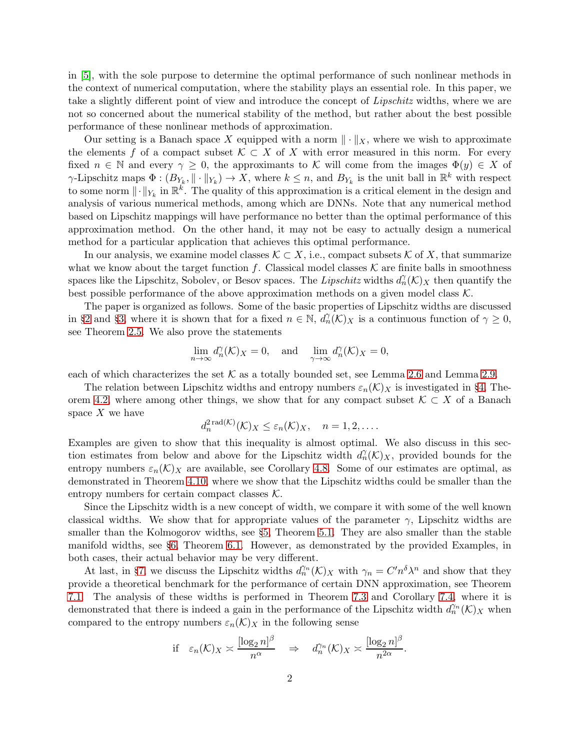in [5], with the sole purpose to determine the optimal performance of such nonlinear methods in the context of numerical computation, where the stability plays an essential role. In this paper, we take a slightly different point of view and introduce the concept of *Lipschitz* widths, where we are not so concerned about the numerical stability of the method, but rather about the best possible performance of these nonlinear methods of approximation.

Our setting is a Banach space $X$ equipped with a norm $\|\cdot\|_X$, where we wish to approximate the elements $f$ of a compact subset $\mathcal{K} \subset X$ of $X$ with error measured in this norm. For every fixed $n \in \mathbb{N}$ and every $\gamma \geq 0$, the approximants to $\mathcal{K}$ will come from the images $\Phi(y) \in X$ of $\gamma$-Lipschitz maps $\Phi : (B_{Y_k}, \|\cdot\|_{Y_k}) \to X$, where $k \leq n$, and $B_{Y_k}$ is the unit ball in $\mathbb{R}^k$ with respect to some norm $\|\cdot\|_{Y_k}$ in $\mathbb{R}^k$. The quality of this approximation is a critical element in the design and analysis of various numerical methods, among which are DNNs. Note that any numerical method based on Lipschitz mappings will have performance no better than the optimal performance of this approximation method. On the other hand, it may not be easy to actually design a numerical method for a particular application that achieves this optimal performance.

In our analysis, we examine model classes $\mathcal{K} \subset X$, i.e., compact subsets $\mathcal{K}$ of $X$, that summarize what we know about the target function $f$. Classical model classes $\mathcal{K}$ are finite balls in smoothness spaces like the Lipschitz, Sobolev, or Besov spaces. The *Lipschitz* widths $d_n^\gamma(\mathcal{K})_X$ then quantify the best possible performance of the above approximation methods on a given model class $\mathcal{K}$.

The paper is organized as follows. Some of the basic properties of Lipschitz widths are discussed in §2 and §3, where it is shown that for a fixed $n \in \mathbb{N}$, $d_n^\gamma(\mathcal{K})_X$ is a continuous function of $\gamma \geq 0$, see Theorem 2.5. We also prove the statements

$$\lim_{n\to\infty} d_n^\gamma(\mathcal{K})_X = 0, \quad \text{and} \quad \lim_{\gamma\to\infty} d_n^\gamma(\mathcal{K})_X = 0,$$

each of which characterizes the set $\mathcal{K}$ as a totally bounded set, see Lemma 2.6 and Lemma 2.9.

The relation between Lipschitz widths and entropy numbers $\varepsilon_n(\mathcal{K})_X$ is investigated in §4, Theorem 4.2, where among other things, we show that for any compact subset $\mathcal{K} \subset X$ of a Banach space $X$ we have

$$d_n^{2\,\mathrm{rad}(\mathcal{K})}(\mathcal{K})_X \leq \varepsilon_n(\mathcal{K})_X, \quad n = 1, 2, \ldots.$$

Examples are given to show that this inequality is almost optimal. We also discuss in this section estimates from below and above for the Lipschitz width $d_n^\gamma(\mathcal{K})_X$, provided bounds for the entropy numbers $\varepsilon_n(\mathcal{K})_X$ are available, see Corollary 4.8. Some of our estimates are optimal, as demonstrated in Theorem 4.10, where we show that the Lipschitz widths could be smaller than the entropy numbers for certain compact classes $\mathcal{K}$.

Since the Lipschitz width is a new concept of width, we compare it with some of the well known classical widths. We show that for appropriate values of the parameter $\gamma$, Lipschitz widths are smaller than the Kolmogorov widths, see §5, Theorem 5.1. They are also smaller than the stable manifold widths, see §6, Theorem 6.1. However, as demonstrated by the provided Examples, in both cases, their actual behavior may be very different.

At last, in §7, we discuss the Lipschitz widths $d_n^{\gamma_n}(\mathcal{K})_X$ with $\gamma_n = C'n^\delta\lambda^n$ and show that they provide a theoretical benchmark for the performance of certain DNN approximation, see Theorem 7.1. The analysis of these widths is performed in Theorem 7.3 and Corollary 7.4, where it is demonstrated that there is indeed a gain in the performance of the Lipschitz width $d_n^{\gamma_n}(\mathcal{K})_X$ when compared to the entropy numbers $\varepsilon_n(\mathcal{K})_X$ in the following sense

$$\text{if} \quad \varepsilon_n(\mathcal{K})_X \asymp \frac{[\log_2 n]^\beta}{n^\alpha} \quad \Rightarrow \quad d_n^{\gamma_n}(\mathcal{K})_X \asymp \frac{[\log_2 n]^\beta}{n^{2\alpha}}.$$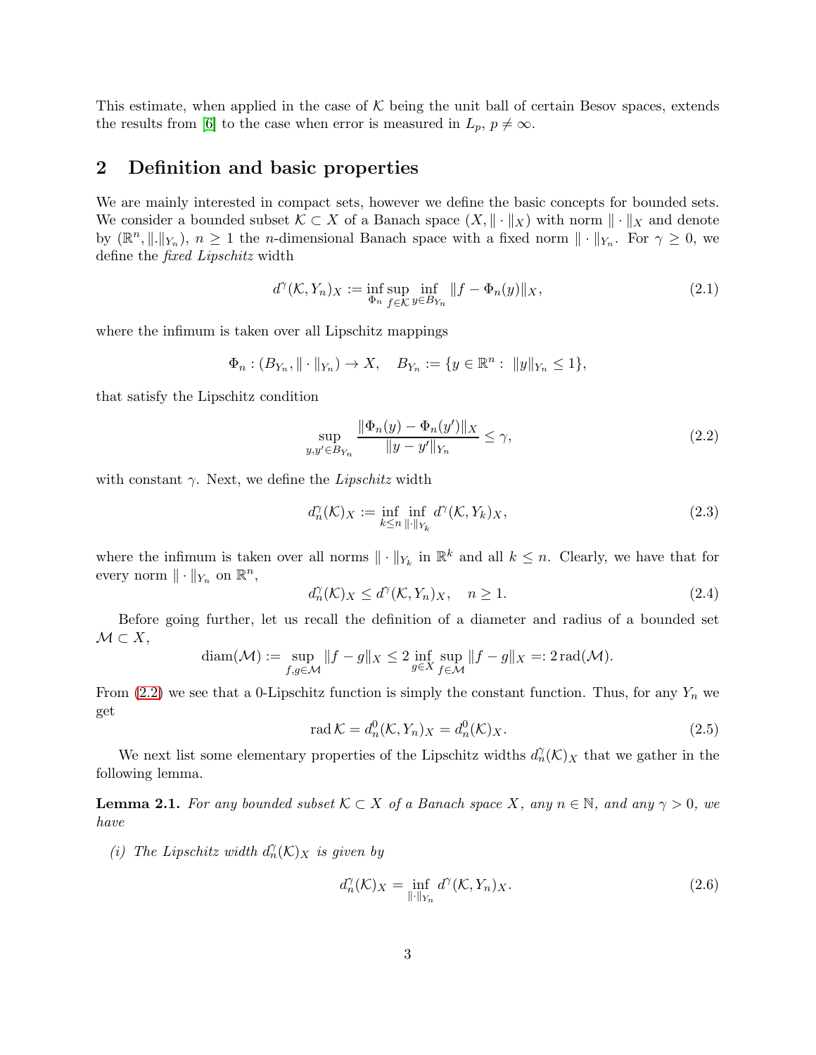This estimate, when applied in the case of $\mathcal{K}$ being the unit ball of certain Besov spaces, extends the results from [6] to the case when error is measured in $L_p$, $p \neq \infty$.

## 2 Definition and basic properties

We are mainly interested in compact sets, however we define the basic concepts for bounded sets. We consider a bounded subset $\mathcal{K} \subset X$ of a Banach space $(X, \|\cdot\|_X)$ with norm $\|\cdot\|_X$ and denote by $(\mathbb{R}^n, \|.\|_{Y_n})$, $n \geq 1$ the $n$-dimensional Banach space with a fixed norm $\|\cdot\|_{Y_n}$. For $\gamma \geq 0$, we define the *fixed Lipschitz* width

$$d^\gamma(\mathcal{K}, Y_n)_X := \inf_{\Phi_n} \sup_{f \in \mathcal{K}} \inf_{y \in B_{Y_n}} \|f - \Phi_n(y)\|_X, \tag{2.1}$$

where the infimum is taken over all Lipschitz mappings

$$\Phi_n : (B_{Y_n}, \|\cdot\|_{Y_n}) \to X, \quad B_{Y_n} := \{y \in \mathbb{R}^n : \ \|y\|_{Y_n} \leq 1\},$$

that satisfy the Lipschitz condition

$$\sup_{y, y' \in B_{Y_n}} \frac{\|\Phi_n(y) - \Phi_n(y')\|_X}{\|y - y'\|_{Y_n}} \leq \gamma, \tag{2.2}$$

with constant $\gamma$. Next, we define the *Lipschitz* width

$$d_n^\gamma(\mathcal{K})_X := \inf_{k \leq n} \inf_{\|\cdot\|_{Y_k}} d^\gamma(\mathcal{K}, Y_k)_X, \tag{2.3}$$

where the infimum is taken over all norms $\|\cdot\|_{Y_k}$ in $\mathbb{R}^k$ and all $k \leq n$. Clearly, we have that for every norm $\|\cdot\|_{Y_n}$ on $\mathbb{R}^n$,

$$d_n^\gamma(\mathcal{K})_X \leq d^\gamma(\mathcal{K}, Y_n)_X, \quad n \geq 1. \tag{2.4}$$

Before going further, let us recall the definition of a diameter and radius of a bounded set $\mathcal{M} \subset X$,

$$\operatorname{diam}(\mathcal{M}) := \sup_{f, g \in \mathcal{M}} \|f - g\|_X \leq 2 \inf_{g \in X} \sup_{f \in \mathcal{M}} \|f - g\|_X =: 2 \operatorname{rad}(\mathcal{M}).$$

From (2.2) we see that a 0-Lipschitz function is simply the constant function. Thus, for any $Y_n$ we get

$$\operatorname{rad} \mathcal{K} = d_n^0(\mathcal{K}, Y_n)_X = d_n^0(\mathcal{K})_X. \tag{2.5}$$

We next list some elementary properties of the Lipschitz widths $d_n^\gamma(\mathcal{K})_X$ that we gather in the following lemma.

**Lemma 2.1.** *For any bounded subset $\mathcal{K} \subset X$ of a Banach space $X$, any $n \in \mathbb{N}$, and any $\gamma > 0$, we have*

*(i) The Lipschitz width $d_n^\gamma(\mathcal{K})_X$ is given by*

$$d_n^\gamma(\mathcal{K})_X = \inf_{\|\cdot\|_{Y_n}} d^\gamma(\mathcal{K}, Y_n)_X. \tag{2.6}$$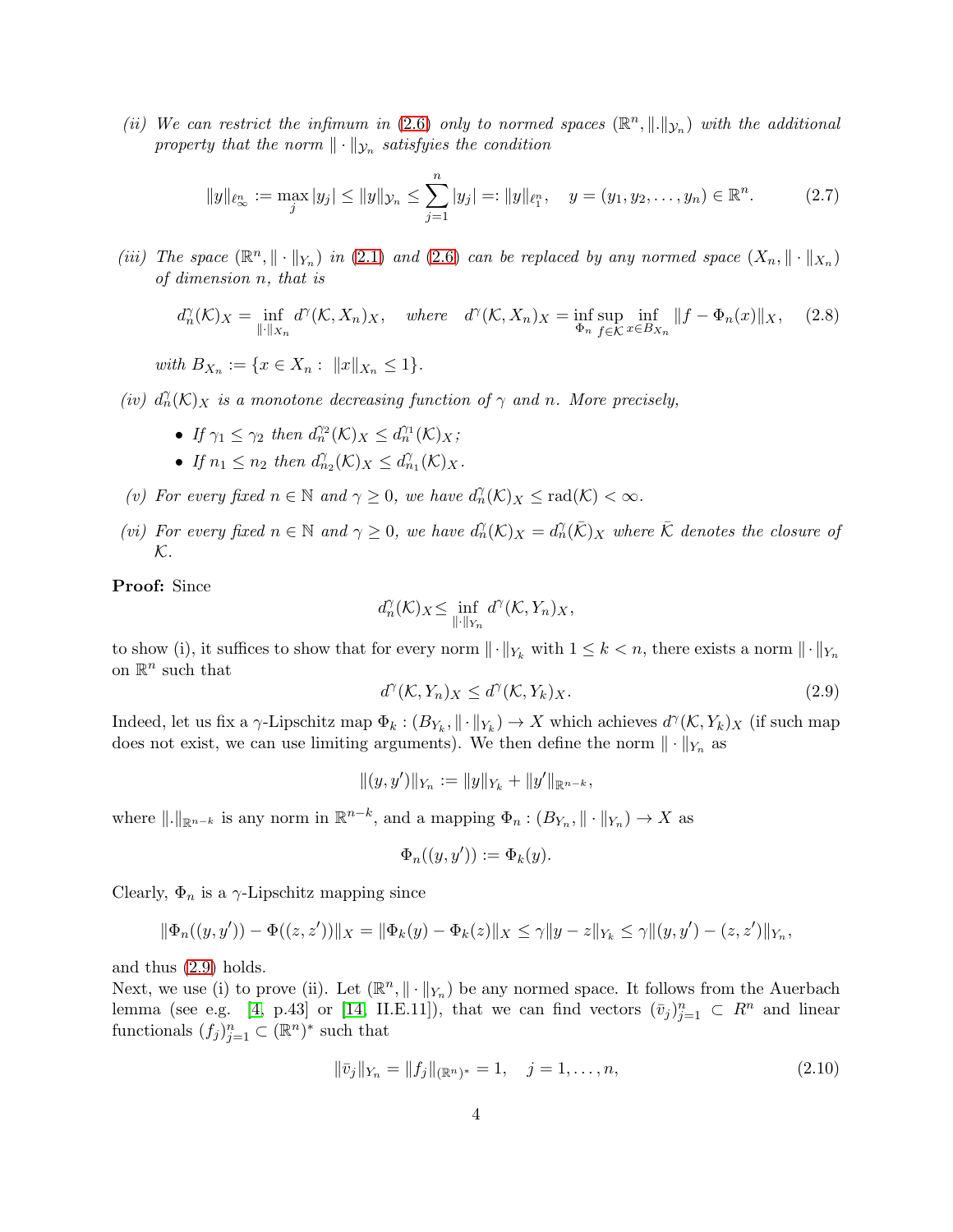*(ii) We can restrict the infimum in (2.6) only to normed spaces $(\mathbb{R}^n, \|.\|_{\mathcal{Y}_n})$ with the additional property that the norm $\|\cdot\|_{\mathcal{Y}_n}$ satisfyies the condition*

$$\|y\|_{\ell_\infty^n} := \max_j |y_j| \le \|y\|_{\mathcal{Y}_n} \le \sum_{j=1}^n |y_j| =: \|y\|_{\ell_1^n}, \quad y = (y_1, y_2, \dots, y_n) \in \mathbb{R}^n. \tag{2.7}$$

*(iii) The space $(\mathbb{R}^n, \|\cdot\|_{Y_n})$ in (2.1) and (2.6) can be replaced by any normed space $(X_n, \|\cdot\|_{X_n})$ of dimension $n$, that is*

$$d_n^\gamma(\mathcal{K})_X = \inf_{\|\cdot\|_{X_n}} d^\gamma(\mathcal{K}, X_n)_X, \quad \textit{where} \quad d^\gamma(\mathcal{K}, X_n)_X = \inf_{\Phi_n} \sup_{f \in \mathcal{K}} \inf_{x \in B_{X_n}} \|f - \Phi_n(x)\|_X, \tag{2.8}$$

*with $B_{X_n} := \{x \in X_n : \ \|x\|_{X_n} \le 1\}$.*

*(iv) $d_n^\gamma(\mathcal{K})_X$ is a monotone decreasing function of $\gamma$ and $n$. More precisely,*

- *If $\gamma_1 \le \gamma_2$ then $d_n^{\gamma_2}(\mathcal{K})_X \le d_n^{\gamma_1}(\mathcal{K})_X$;*
- *If $n_1 \le n_2$ then $d_{n_2}^\gamma(\mathcal{K})_X \le d_{n_1}^\gamma(\mathcal{K})_X$.*

*(v) For every fixed $n \in \mathbb{N}$ and $\gamma \ge 0$, we have $d_n^\gamma(\mathcal{K})_X \le \mathrm{rad}(\mathcal{K}) < \infty$.*

*(vi) For every fixed $n \in \mathbb{N}$ and $\gamma \ge 0$, we have $d_n^\gamma(\mathcal{K})_X = d_n^\gamma(\bar{\mathcal{K}})_X$ where $\bar{\mathcal{K}}$ denotes the closure of $\mathcal{K}$.*

**Proof:** Since

$$d_n^\gamma(\mathcal{K})_X \le \inf_{\|\cdot\|_{Y_n}} d^\gamma(\mathcal{K}, Y_n)_X,$$

to show (i), it suffices to show that for every norm $\|\cdot\|_{Y_k}$ with $1 \le k < n$, there exists a norm $\|\cdot\|_{Y_n}$ on $\mathbb{R}^n$ such that

$$d^\gamma(\mathcal{K}, Y_n)_X \le d^\gamma(\mathcal{K}, Y_k)_X. \tag{2.9}$$

Indeed, let us fix a $\gamma$-Lipschitz map $\Phi_k : (B_{Y_k}, \|\cdot\|_{Y_k}) \to X$ which achieves $d^\gamma(\mathcal{K}, Y_k)_X$ (if such map does not exist, we can use limiting arguments). We then define the norm $\|\cdot\|_{Y_n}$ as

$$\|(y, y')\|_{Y_n} := \|y\|_{Y_k} + \|y'\|_{\mathbb{R}^{n-k}},$$

where $\|.\|_{\mathbb{R}^{n-k}}$ is any norm in $\mathbb{R}^{n-k}$, and a mapping $\Phi_n : (B_{Y_n}, \|\cdot\|_{Y_n}) \to X$ as

$$\Phi_n((y, y')) := \Phi_k(y).$$

Clearly, $\Phi_n$ is a $\gamma$-Lipschitz mapping since

$$\|\Phi_n((y, y')) - \Phi((z, z'))\|_X = \|\Phi_k(y) - \Phi_k(z)\|_X \le \gamma \|y - z\|_{Y_k} \le \gamma \|(y, y') - (z, z')\|_{Y_n},$$

and thus (2.9) holds.
Next, we use (i) to prove (ii). Let $(\mathbb{R}^n, \|\cdot\|_{Y_n})$ be any normed space. It follows from the Auerbach lemma (see e.g. [4, p.43] or [14, II.E.11]), that we can find vectors $(\bar{v}_j)_{j=1}^n \subset R^n$ and linear functionals $(f_j)_{j=1}^n \subset (\mathbb{R}^n)^*$ such that

$$\|\bar{v}_j\|_{Y_n} = \|f_j\|_{(\mathbb{R}^n)^*} = 1, \quad j = 1, \dots, n, \tag{2.10}$$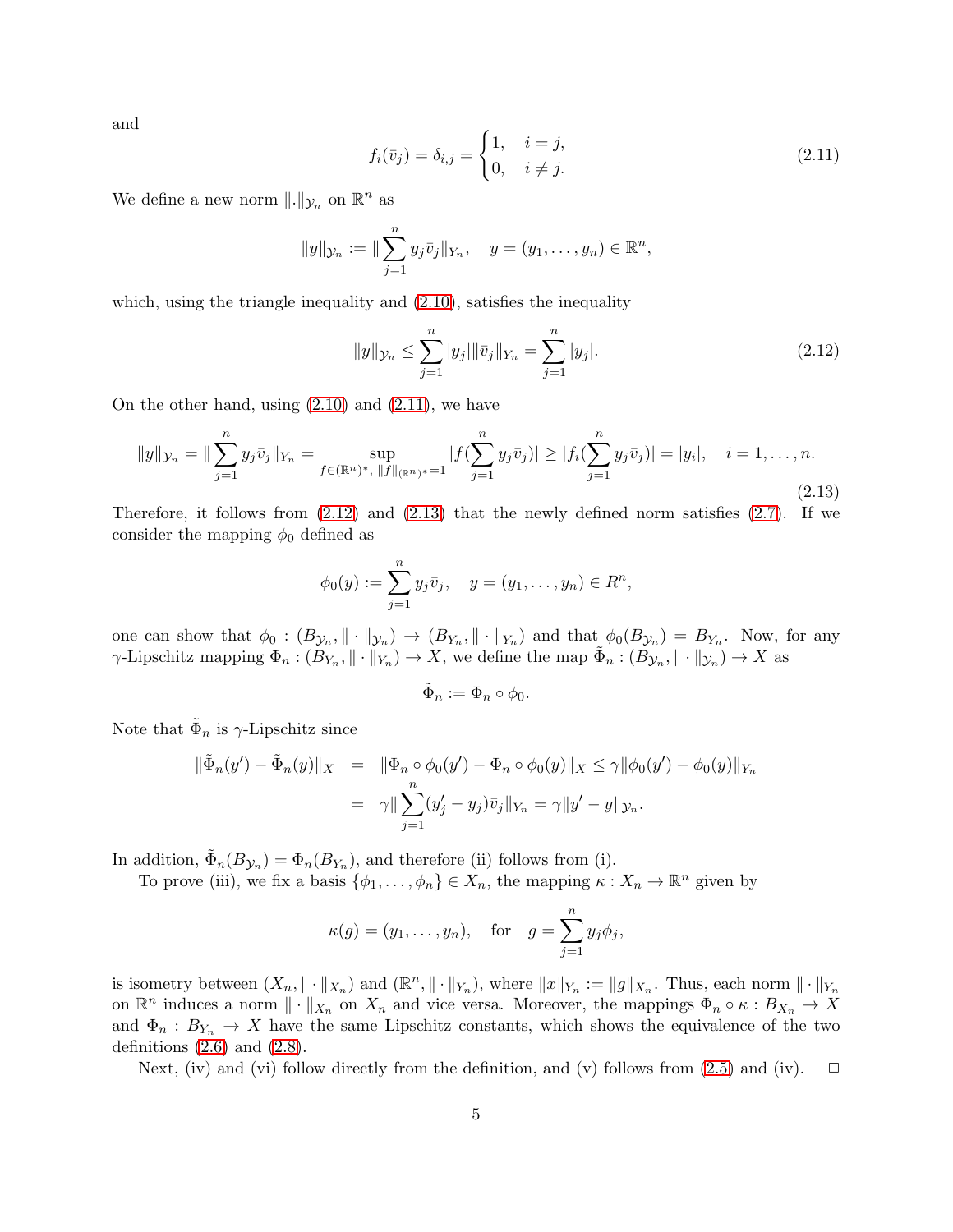and

$$f_i(\bar{v}_j) = \delta_{i,j} = \begin{cases} 1, & i = j, \\ 0, & i \neq j. \end{cases} \tag{2.11}$$

We define a new norm $\|.\|_{\mathcal{Y}_n}$ on $\mathbb{R}^n$ as

$$\|y\|_{\mathcal{Y}_n} := \|\sum_{j=1}^{n} y_j \bar{v}_j\|_{Y_n}, \quad y = (y_1, \dots, y_n) \in \mathbb{R}^n,$$

which, using the triangle inequality and (2.10), satisfies the inequality

$$\|y\|_{\mathcal{Y}_n} \leq \sum_{j=1}^{n} |y_j| \|\bar{v}_j\|_{Y_n} = \sum_{j=1}^{n} |y_j|. \tag{2.12}$$

On the other hand, using (2.10) and (2.11), we have

$$\|y\|_{\mathcal{Y}_n} = \|\sum_{j=1}^{n} y_j \bar{v}_j\|_{Y_n} = \sup_{f \in (\mathbb{R}^n)^*, \, \|f\|_{(\mathbb{R}^n)^*}=1} |f(\sum_{j=1}^{n} y_j \bar{v}_j)| \geq |f_i(\sum_{j=1}^{n} y_j \bar{v}_j)| = |y_i|, \quad i = 1, \dots, n. \tag{2.13}$$

Therefore, it follows from (2.12) and (2.13) that the newly defined norm satisfies (2.7). If we consider the mapping $\phi_0$ defined as

$$\phi_0(y) := \sum_{j=1}^{n} y_j \bar{v}_j, \quad y = (y_1, \dots, y_n) \in R^n,$$

one can show that $\phi_0 : (B_{\mathcal{Y}_n}, \|\cdot\|_{\mathcal{Y}_n}) \to (B_{Y_n}, \|\cdot\|_{Y_n})$ and that $\phi_0(B_{\mathcal{Y}_n}) = B_{Y_n}$. Now, for any $\gamma$-Lipschitz mapping $\Phi_n : (B_{Y_n}, \|\cdot\|_{Y_n}) \to X$, we define the map $\tilde{\Phi}_n : (B_{\mathcal{Y}_n}, \|\cdot\|_{\mathcal{Y}_n}) \to X$ as

$$\tilde{\Phi}_n := \Phi_n \circ \phi_0.$$

Note that $\tilde{\Phi}_n$ is $\gamma$-Lipschitz since

$$\begin{aligned} \|\tilde{\Phi}_n(y') - \tilde{\Phi}_n(y)\|_X &= \|\Phi_n \circ \phi_0(y') - \Phi_n \circ \phi_0(y)\|_X \leq \gamma \|\phi_0(y') - \phi_0(y)\|_{Y_n} \\ &= \gamma \|\sum_{j=1}^{n} (y'_j - y_j) \bar{v}_j\|_{Y_n} = \gamma \|y' - y\|_{\mathcal{Y}_n}. \end{aligned}$$

In addition, $\tilde{\Phi}_n(B_{\mathcal{Y}_n}) = \Phi_n(B_{Y_n})$, and therefore (ii) follows from (i).

To prove (iii), we fix a basis $\{\phi_1, \dots, \phi_n\} \in X_n$, the mapping $\kappa : X_n \to \mathbb{R}^n$ given by

$$\kappa(g) = (y_1, \dots, y_n), \quad \text{for} \quad g = \sum_{j=1}^{n} y_j \phi_j,$$

is isometry between $(X_n, \|\cdot\|_{X_n})$ and $(\mathbb{R}^n, \|\cdot\|_{Y_n})$, where $\|x\|_{Y_n} := \|g\|_{X_n}$. Thus, each norm $\|\cdot\|_{Y_n}$ on $\mathbb{R}^n$ induces a norm $\|\cdot\|_{X_n}$ on $X_n$ and vice versa. Moreover, the mappings $\Phi_n \circ \kappa : B_{X_n} \to X$ and $\Phi_n : B_{Y_n} \to X$ have the same Lipschitz constants, which shows the equivalence of the two definitions (2.6) and (2.8).

Next, (iv) and (vi) follow directly from the definition, and (v) follows from (2.5) and (iv). $\square$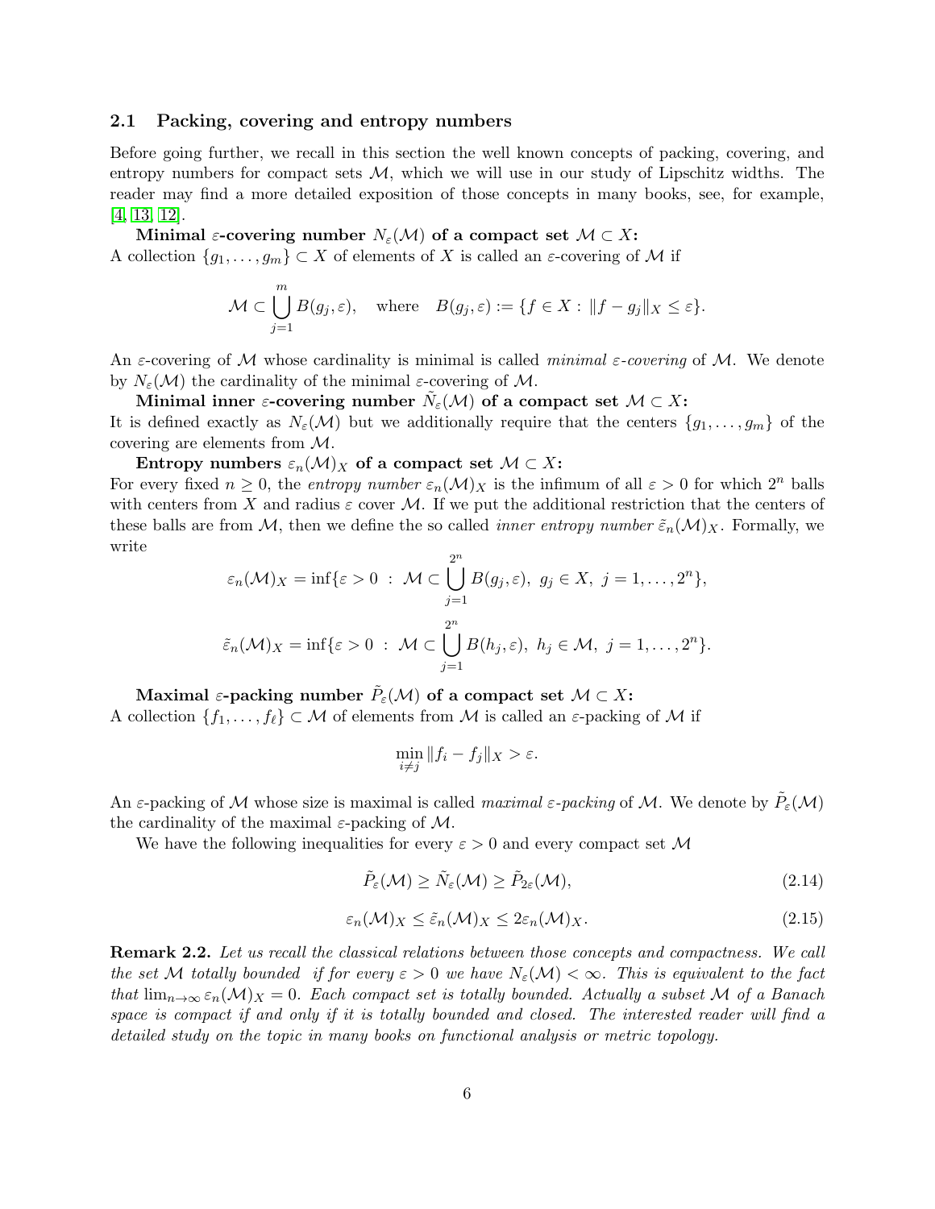### 2.1 Packing, covering and entropy numbers

Before going further, we recall in this section the well known concepts of packing, covering, and entropy numbers for compact sets $\mathcal{M}$, which we will use in our study of Lipschitz widths. The reader may find a more detailed exposition of those concepts in many books, see, for example, [4, 13, 12].

**Minimal $\varepsilon$-covering number $N_\varepsilon(\mathcal{M})$ of a compact set $\mathcal{M} \subset X$:**
A collection $\{g_1, \dots, g_m\} \subset X$ of elements of $X$ is called an $\varepsilon$-covering of $\mathcal{M}$ if

$$\mathcal{M} \subset \bigcup_{j=1}^{m} B(g_j, \varepsilon), \quad \text{where} \quad B(g_j, \varepsilon) := \{f \in X : \|f - g_j\|_X \leq \varepsilon\}.$$

An $\varepsilon$-covering of $\mathcal{M}$ whose cardinality is minimal is called *minimal $\varepsilon$-covering* of $\mathcal{M}$. We denote by $N_\varepsilon(\mathcal{M})$ the cardinality of the minimal $\varepsilon$-covering of $\mathcal{M}$.

**Minimal inner $\varepsilon$-covering number $\tilde{N}_\varepsilon(\mathcal{M})$ of a compact set $\mathcal{M} \subset X$:**
It is defined exactly as $N_\varepsilon(\mathcal{M})$ but we additionally require that the centers $\{g_1, \dots, g_m\}$ of the covering are elements from $\mathcal{M}$.

**Entropy numbers $\varepsilon_n(\mathcal{M})_X$ of a compact set $\mathcal{M} \subset X$:**
For every fixed $n \geq 0$, the *entropy number* $\varepsilon_n(\mathcal{M})_X$ is the infimum of all $\varepsilon > 0$ for which $2^n$ balls with centers from $X$ and radius $\varepsilon$ cover $\mathcal{M}$. If we put the additional restriction that the centers of these balls are from $\mathcal{M}$, then we define the so called *inner entropy number* $\tilde{\varepsilon}_n(\mathcal{M})_X$. Formally, we write

$$\varepsilon_n(\mathcal{M})_X = \inf\{\varepsilon > 0 \ : \ \mathcal{M} \subset \bigcup_{j=1}^{2^n} B(g_j, \varepsilon), \ g_j \in X, \ j = 1, \dots, 2^n\},$$

$$\tilde{\varepsilon}_n(\mathcal{M})_X = \inf\{\varepsilon > 0 \ : \ \mathcal{M} \subset \bigcup_{j=1}^{2^n} B(h_j, \varepsilon), \ h_j \in \mathcal{M}, \ j = 1, \dots, 2^n\}.$$

**Maximal $\varepsilon$-packing number $\tilde{P}_\varepsilon(\mathcal{M})$ of a compact set $\mathcal{M} \subset X$:**
A collection $\{f_1, \dots, f_\ell\} \subset \mathcal{M}$ of elements from $\mathcal{M}$ is called an $\varepsilon$-packing of $\mathcal{M}$ if

$$\min_{i \neq j} \|f_i - f_j\|_X > \varepsilon.$$

An $\varepsilon$-packing of $\mathcal{M}$ whose size is maximal is called *maximal $\varepsilon$-packing* of $\mathcal{M}$. We denote by $\tilde{P}_\varepsilon(\mathcal{M})$ the cardinality of the maximal $\varepsilon$-packing of $\mathcal{M}$.

We have the following inequalities for every $\varepsilon > 0$ and every compact set $\mathcal{M}$

$$\tilde{P}_\varepsilon(\mathcal{M}) \geq \tilde{N}_\varepsilon(\mathcal{M}) \geq \tilde{P}_{2\varepsilon}(\mathcal{M}), \tag{2.14}$$

$$\varepsilon_n(\mathcal{M})_X \leq \tilde{\varepsilon}_n(\mathcal{M})_X \leq 2\varepsilon_n(\mathcal{M})_X. \tag{2.15}$$

**Remark 2.2.** *Let us recall the classical relations between those concepts and compactness. We call the set $\mathcal{M}$ totally bounded if for every $\varepsilon > 0$ we have $N_\varepsilon(\mathcal{M}) < \infty$. This is equivalent to the fact that $\lim_{n \to \infty} \varepsilon_n(\mathcal{M})_X = 0$. Each compact set is totally bounded. Actually a subset $\mathcal{M}$ of a Banach space is compact if and only if it is totally bounded and closed. The interested reader will find a detailed study on the topic in many books on functional analysis or metric topology.*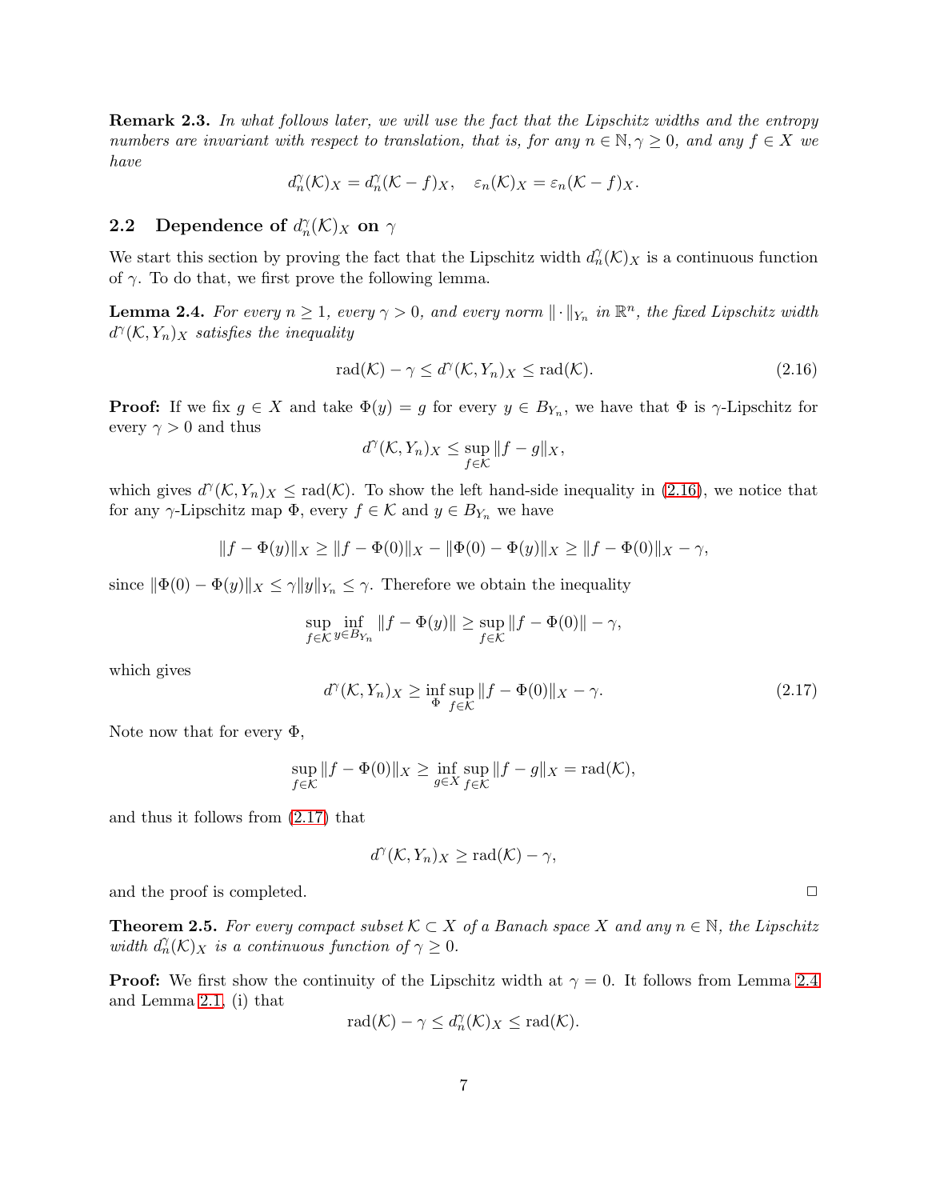**Remark 2.3.** *In what follows later, we will use the fact that the Lipschitz widths and the entropy numbers are invariant with respect to translation, that is, for any $n \in \mathbb{N}, \gamma \geq 0$, and any $f \in X$ we have*

$$d_n^\gamma(\mathcal{K})_X = d_n^\gamma(\mathcal{K} - f)_X, \quad \varepsilon_n(\mathcal{K})_X = \varepsilon_n(\mathcal{K} - f)_X.$$

## 2.2 Dependence of $d_n^\gamma(\mathcal{K})_X$ on $\gamma$

We start this section by proving the fact that the Lipschitz width $d_n^\gamma(\mathcal{K})_X$ is a continuous function of $\gamma$. To do that, we first prove the following lemma.

**Lemma 2.4.** *For every $n \geq 1$, every $\gamma > 0$, and every norm $\|\cdot\|_{Y_n}$ in $\mathbb{R}^n$, the fixed Lipschitz width $d^\gamma(\mathcal{K}, Y_n)_X$ satisfies the inequality*

$$\mathrm{rad}(\mathcal{K}) - \gamma \leq d^\gamma(\mathcal{K}, Y_n)_X \leq \mathrm{rad}(\mathcal{K}). \tag{2.16}$$

**Proof:** If we fix $g \in X$ and take $\Phi(y) = g$ for every $y \in B_{Y_n}$, we have that $\Phi$ is $\gamma$-Lipschitz for every $\gamma > 0$ and thus

$$d^\gamma(\mathcal{K}, Y_n)_X \leq \sup_{f \in \mathcal{K}} \|f - g\|_X,$$

which gives $d^\gamma(\mathcal{K}, Y_n)_X \leq \mathrm{rad}(\mathcal{K})$. To show the left hand-side inequality in (2.16), we notice that for any $\gamma$-Lipschitz map $\Phi$, every $f \in \mathcal{K}$ and $y \in B_{Y_n}$ we have

$$\|f - \Phi(y)\|_X \geq \|f - \Phi(0)\|_X - \|\Phi(0) - \Phi(y)\|_X \geq \|f - \Phi(0)\|_X - \gamma,$$

since $\|\Phi(0) - \Phi(y)\|_X \leq \gamma \|y\|_{Y_n} \leq \gamma$. Therefore we obtain the inequality

$$\sup_{f \in \mathcal{K}} \inf_{y \in B_{Y_n}} \|f - \Phi(y)\| \geq \sup_{f \in \mathcal{K}} \|f - \Phi(0)\| - \gamma,$$

which gives

$$d^\gamma(\mathcal{K}, Y_n)_X \geq \inf_{\Phi} \sup_{f \in \mathcal{K}} \|f - \Phi(0)\|_X - \gamma. \tag{2.17}$$

Note now that for every $\Phi$,

$$\sup_{f \in \mathcal{K}} \|f - \Phi(0)\|_X \geq \inf_{g \in X} \sup_{f \in \mathcal{K}} \|f - g\|_X = \mathrm{rad}(\mathcal{K}),$$

and thus it follows from (2.17) that

$$d^\gamma(\mathcal{K}, Y_n)_X \geq \mathrm{rad}(\mathcal{K}) - \gamma,$$

and the proof is completed. $\square$

**Theorem 2.5.** *For every compact subset $\mathcal{K} \subset X$ of a Banach space $X$ and any $n \in \mathbb{N}$, the Lipschitz width $d_n^\gamma(\mathcal{K})_X$ is a continuous function of $\gamma \geq 0$.*

**Proof:** We first show the continuity of the Lipschitz width at $\gamma = 0$. It follows from Lemma 2.4 and Lemma 2.1, (i) that

$$\mathrm{rad}(\mathcal{K}) - \gamma \leq d_n^\gamma(\mathcal{K})_X \leq \mathrm{rad}(\mathcal{K}).$$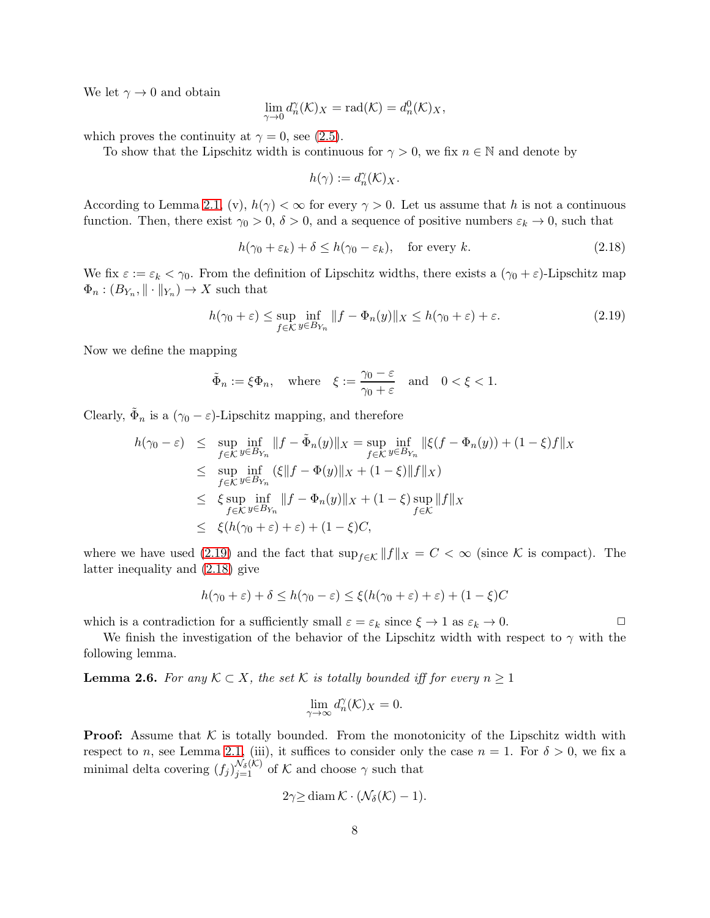We let $\gamma \to 0$ and obtain

$$\lim_{\gamma \to 0} d_n^\gamma(\mathcal{K})_X = \mathrm{rad}(\mathcal{K}) = d_n^0(\mathcal{K})_X,$$

which proves the continuity at $\gamma = 0$, see (2.5).

To show that the Lipschitz width is continuous for $\gamma > 0$, we fix $n \in \mathbb{N}$ and denote by

$$h(\gamma) := d_n^\gamma(\mathcal{K})_X.$$

According to Lemma 2.1, (v), $h(\gamma) < \infty$ for every $\gamma > 0$. Let us assume that $h$ is not a continuous function. Then, there exist $\gamma_0 > 0$, $\delta > 0$, and a sequence of positive numbers $\varepsilon_k \to 0$, such that

$$h(\gamma_0 + \varepsilon_k) + \delta \leq h(\gamma_0 - \varepsilon_k), \quad \text{for every } k. \tag{2.18}$$

We fix $\varepsilon := \varepsilon_k < \gamma_0$. From the definition of Lipschitz widths, there exists a $(\gamma_0 + \varepsilon)$-Lipschitz map $\Phi_n : (B_{Y_n}, \| \cdot \|_{Y_n}) \to X$ such that

$$h(\gamma_0 + \varepsilon) \leq \sup_{f \in \mathcal{K}} \inf_{y \in B_{Y_n}} \|f - \Phi_n(y)\|_X \leq h(\gamma_0 + \varepsilon) + \varepsilon. \tag{2.19}$$

Now we define the mapping

$$\tilde{\Phi}_n := \xi \Phi_n, \quad \text{where} \quad \xi := \frac{\gamma_0 - \varepsilon}{\gamma_0 + \varepsilon} \quad \text{and} \quad 0 < \xi < 1.$$

Clearly, $\tilde{\Phi}_n$ is a $(\gamma_0 - \varepsilon)$-Lipschitz mapping, and therefore

$$\begin{aligned}
h(\gamma_0 - \varepsilon) &\leq \sup_{f \in \mathcal{K}} \inf_{y \in B_{Y_n}} \|f - \tilde{\Phi}_n(y)\|_X = \sup_{f \in \mathcal{K}} \inf_{y \in B_{Y_n}} \|\xi(f - \Phi_n(y)) + (1 - \xi) f\|_X \\
&\leq \sup_{f \in \mathcal{K}} \inf_{y \in B_{Y_n}} \left(\xi \|f - \Phi(y)\|_X + (1 - \xi)\|f\|_X\right) \\
&\leq \xi \sup_{f \in \mathcal{K}} \inf_{y \in B_{Y_n}} \|f - \Phi_n(y)\|_X + (1 - \xi) \sup_{f \in \mathcal{K}} \|f\|_X \\
&\leq \xi(h(\gamma_0 + \varepsilon) + \varepsilon) + (1 - \xi)C,
\end{aligned}$$

where we have used (2.19) and the fact that $\sup_{f \in \mathcal{K}} \|f\|_X = C < \infty$ (since $\mathcal{K}$ is compact). The latter inequality and (2.18) give

$$h(\gamma_0 + \varepsilon) + \delta \leq h(\gamma_0 - \varepsilon) \leq \xi(h(\gamma_0 + \varepsilon) + \varepsilon) + (1 - \xi)C$$

which is a contradiction for a sufficiently small $\varepsilon = \varepsilon_k$ since $\xi \to 1$ as $\varepsilon_k \to 0$. □

We finish the investigation of the behavior of the Lipschitz width with respect to $\gamma$ with the following lemma.

**Lemma 2.6.** *For any $\mathcal{K} \subset X$, the set $\mathcal{K}$ is totally bounded iff for every $n \geq 1$*

$$\lim_{\gamma \to \infty} d_n^\gamma(\mathcal{K})_X = 0.$$

**Proof:** Assume that $\mathcal{K}$ is totally bounded. From the monotonicity of the Lipschitz width with respect to $n$, see Lemma 2.1, (iii), it suffices to consider only the case $n = 1$. For $\delta > 0$, we fix a minimal delta covering $(f_j)_{j=1}^{\mathcal{N}_\delta(\mathcal{K})}$ of $\mathcal{K}$ and choose $\gamma$ such that

$$2\gamma \geq \mathrm{diam}\, \mathcal{K} \cdot (\mathcal{N}_\delta(\mathcal{K}) - 1).$$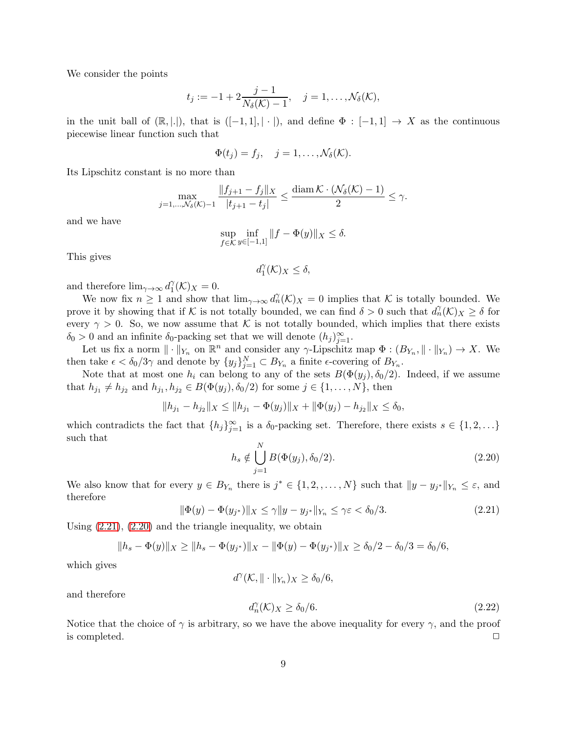We consider the points

$$t_j := -1 + 2\frac{j-1}{N_\delta(\mathcal{K})-1}, \quad j = 1, \dots, \mathcal{N}_\delta(\mathcal{K}),$$

in the unit ball of $(\mathbb{R}, |.|)$, that is $([-1,1], |\cdot|)$, and define $\Phi : [-1,1] \to X$ as the continuous piecewise linear function such that

$$\Phi(t_j) = f_j, \quad j = 1, \dots, \mathcal{N}_\delta(\mathcal{K}).$$

Its Lipschitz constant is no more than

$$\max_{j=1,\dots,\mathcal{N}_\delta(\mathcal{K})-1} \frac{\|f_{j+1} - f_j\|_X}{|t_{j+1} - t_j|} \leq \frac{\operatorname{diam} \mathcal{K} \cdot (\mathcal{N}_\delta(\mathcal{K}) - 1)}{2} \leq \gamma.$$

and we have

$$\sup_{f \in \mathcal{K}} \inf_{y \in [-1,1]} \|f - \Phi(y)\|_X \leq \delta.$$

This gives

$$d_1^\gamma(\mathcal{K})_X \leq \delta,$$

and therefore $\lim_{\gamma \to \infty} d_1^\gamma(\mathcal{K})_X = 0$.

We now fix $n \geq 1$ and show that $\lim_{\gamma \to \infty} d_n^\gamma(\mathcal{K})_X = 0$ implies that $\mathcal{K}$ is totally bounded. We prove it by showing that if $\mathcal{K}$ is not totally bounded, we can find $\delta > 0$ such that $d_n^\gamma(\mathcal{K})_X \geq \delta$ for every $\gamma > 0$. So, we now assume that $\mathcal{K}$ is not totally bounded, which implies that there exists $\delta_0 > 0$ and an infinite $\delta_0$-packing set that we will denote $(h_j)_{j=1}^\infty$.

Let us fix a norm $\|\cdot\|_{Y_n}$ on $\mathbb{R}^n$ and consider any $\gamma$-Lipschitz map $\Phi : (B_{Y_n}, \|\cdot\|_{Y_n}) \to X$. We then take $\epsilon < \delta_0/3\gamma$ and denote by $\{y_j\}_{j=1}^N \subset B_{Y_n}$ a finite $\epsilon$-covering of $B_{Y_n}$.

Note that at most one $h_i$ can belong to any of the sets $B(\Phi(y_j), \delta_0/2)$. Indeed, if we assume that $h_{j_1} \neq h_{j_2}$ and $h_{j_1}, h_{j_2} \in B(\Phi(y_j), \delta_0/2)$ for some $j \in \{1, \dots, N\}$, then

$$\|h_{j_1} - h_{j_2}\|_X \leq \|h_{j_1} - \Phi(y_j)\|_X + \|\Phi(y_j) - h_{j_2}\|_X \leq \delta_0,$$

which contradicts the fact that $\{h_j\}_{j=1}^\infty$ is a $\delta_0$-packing set. Therefore, there exists $s \in \{1, 2, \dots\}$ such that

$$h_s \notin \bigcup_{j=1}^N B(\Phi(y_j), \delta_0/2). \tag{2.20}$$

We also know that for every $y \in B_{Y_n}$ there is $j^* \in \{1, 2, , \dots, N\}$ such that $\|y - y_{j^*}\|_{Y_n} \leq \varepsilon$, and therefore

$$\|\Phi(y) - \Phi(y_{j^*})\|_X \leq \gamma \|y - y_{j^*}\|_{Y_n} \leq \gamma\varepsilon < \delta_0/3. \tag{2.21}$$

Using (2.21), (2.20) and the triangle inequality, we obtain

$$\|h_s - \Phi(y)\|_X \geq \|h_s - \Phi(y_{j^*})\|_X - \|\Phi(y) - \Phi(y_{j^*})\|_X \geq \delta_0/2 - \delta_0/3 = \delta_0/6,$$

which gives

$$d^\gamma(\mathcal{K}, \|\cdot\|_{Y_n})_X \geq \delta_0/6,$$

and therefore

$$d_n^\gamma(\mathcal{K})_X \geq \delta_0/6. \tag{2.22}$$

Notice that the choice of $\gamma$ is arbitrary, so we have the above inequality for every $\gamma$, and the proof is completed. $\square$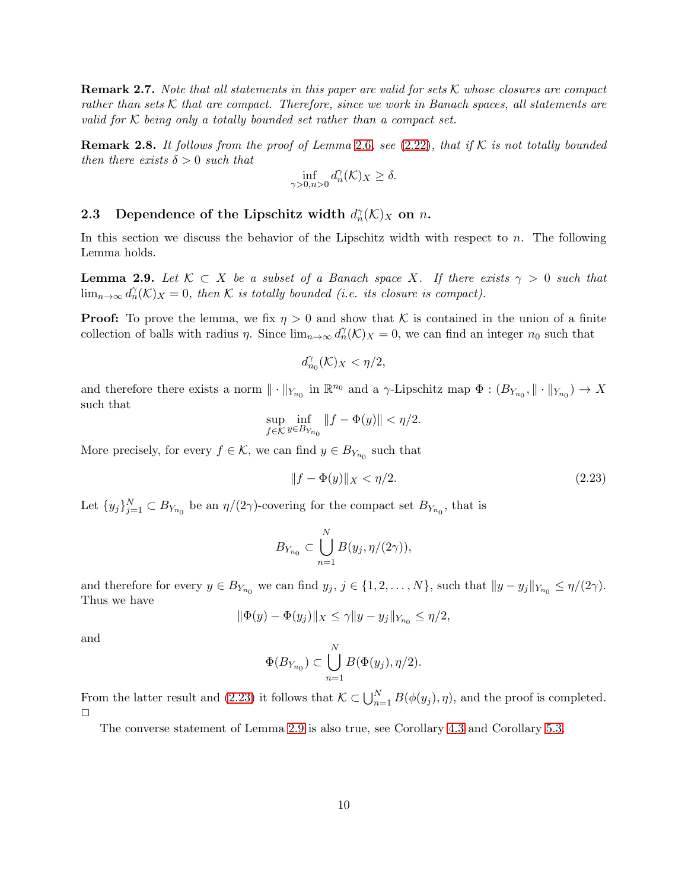**Remark 2.7.** *Note that all statements in this paper are valid for sets $\mathcal{K}$ whose closures are compact rather than sets $\mathcal{K}$ that are compact. Therefore, since we work in Banach spaces, all statements are valid for $\mathcal{K}$ being only a totally bounded set rather than a compact set.*

**Remark 2.8.** *It follows from the proof of Lemma 2.6, see (2.22), that if $\mathcal{K}$ is not totally bounded then there exists $\delta > 0$ such that*

$$\inf_{\gamma>0,n>0} d_n^\gamma(\mathcal{K})_X \geq \delta.$$

### 2.3 Dependence of the Lipschitz width $d_n^\gamma(\mathcal{K})_X$ on $n$.

In this section we discuss the behavior of the Lipschitz width with respect to $n$. The following Lemma holds.

**Lemma 2.9.** *Let $\mathcal{K} \subset X$ be a subset of a Banach space $X$. If there exists $\gamma > 0$ such that $\lim_{n\to\infty} d_n^\gamma(\mathcal{K})_X = 0$, then $\mathcal{K}$ is totally bounded (i.e. its closure is compact).*

**Proof:** To prove the lemma, we fix $\eta > 0$ and show that $\mathcal{K}$ is contained in the union of a finite collection of balls with radius $\eta$. Since $\lim_{n\to\infty} d_n^\gamma(\mathcal{K})_X = 0$, we can find an integer $n_0$ such that

$$d_{n_0}^\gamma(\mathcal{K})_X < \eta/2,$$

and therefore there exists a norm $\|\cdot\|_{Y_{n_0}}$ in $\mathbb{R}^{n_0}$ and a $\gamma$-Lipschitz map $\Phi : (B_{Y_{n_0}}, \|\cdot\|_{Y_{n_0}}) \to X$ such that

$$\sup_{f\in\mathcal{K}} \inf_{y\in B_{Y_{n_0}}} \|f - \Phi(y)\| < \eta/2.$$

More precisely, for every $f \in \mathcal{K}$, we can find $y \in B_{Y_{n_0}}$ such that

$$\|f - \Phi(y)\|_X < \eta/2. \tag{2.23}$$

Let $\{y_j\}_{j=1}^N \subset B_{Y_{n_0}}$ be an $\eta/(2\gamma)$-covering for the compact set $B_{Y_{n_0}}$, that is

$$B_{Y_{n_0}} \subset \bigcup_{n=1}^N B(y_j, \eta/(2\gamma)),$$

and therefore for every $y \in B_{Y_{n_0}}$ we can find $y_j$, $j \in \{1, 2, \ldots, N\}$, such that $\|y - y_j\|_{Y_{n_0}} \leq \eta/(2\gamma)$. Thus we have

$$\|\Phi(y) - \Phi(y_j)\|_X \leq \gamma\|y - y_j\|_{Y_{n_0}} \leq \eta/2,$$

and

$$\Phi(B_{Y_{n_0}}) \subset \bigcup_{n=1}^N B(\Phi(y_j), \eta/2).$$

From the latter result and (2.23) it follows that $\mathcal{K} \subset \bigcup_{n=1}^N B(\phi(y_j), \eta)$, and the proof is completed. $\square$

The converse statement of Lemma 2.9 is also true, see Corollary 4.3 and Corollary 5.3.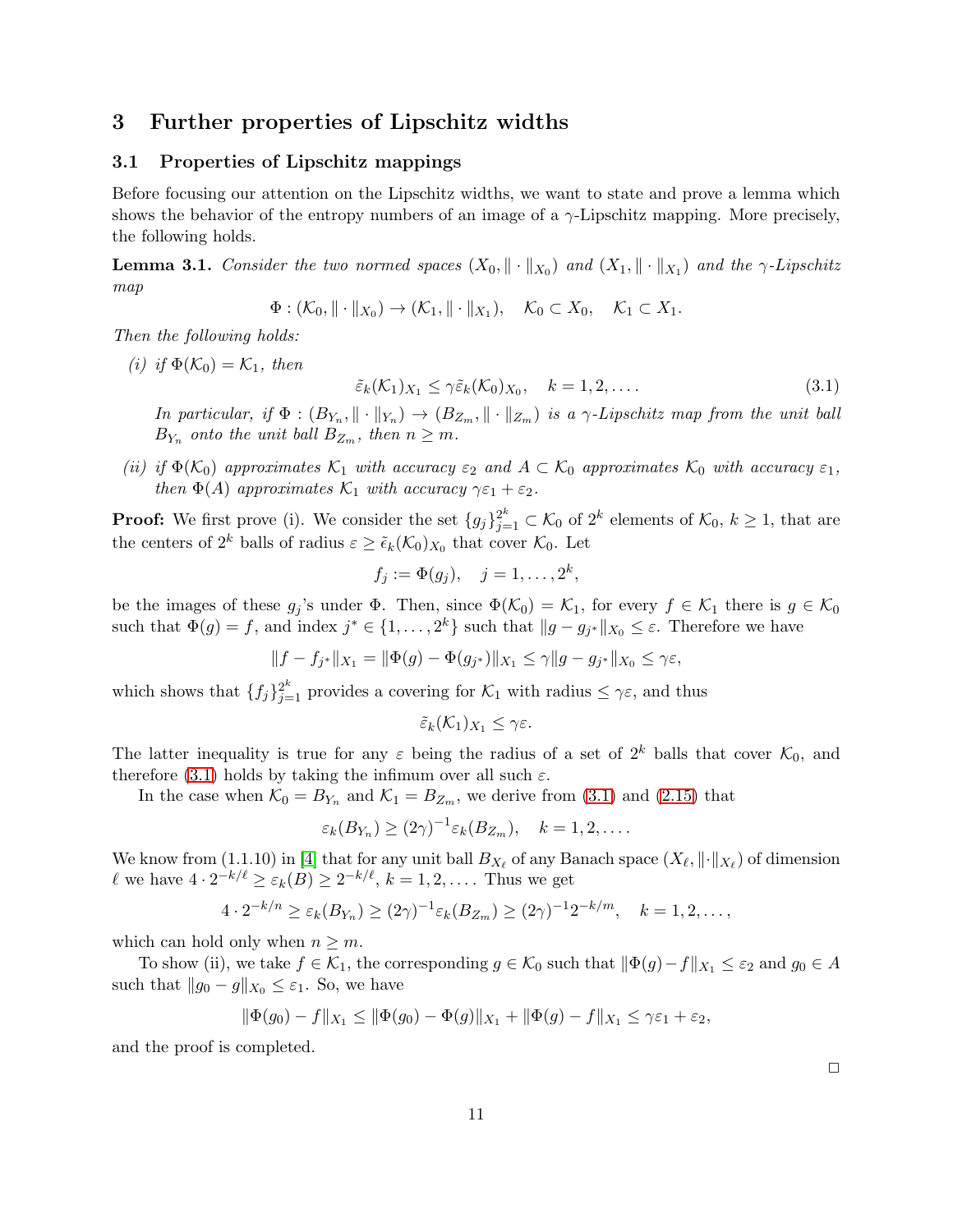# 3 Further properties of Lipschitz widths

## 3.1 Properties of Lipschitz mappings

Before focusing our attention on the Lipschitz widths, we want to state and prove a lemma which shows the behavior of the entropy numbers of an image of a $\gamma$-Lipschitz mapping. More precisely, the following holds.

**Lemma 3.1.** *Consider the two normed spaces $(X_0, \|\cdot\|_{X_0})$ and $(X_1, \|\cdot\|_{X_1})$ and the $\gamma$-Lipschitz map*

$$\Phi : (\mathcal{K}_0, \|\cdot\|_{X_0}) \to (\mathcal{K}_1, \|\cdot\|_{X_1}), \quad \mathcal{K}_0 \subset X_0, \quad \mathcal{K}_1 \subset X_1.$$

*Then the following holds:*

*(i) if $\Phi(\mathcal{K}_0) = \mathcal{K}_1$, then*

$$\tilde{\varepsilon}_k(\mathcal{K}_1)_{X_1} \le \gamma \tilde{\varepsilon}_k(\mathcal{K}_0)_{X_0}, \quad k = 1, 2, \dots. \tag{3.1}$$

*In particular, if $\Phi : (B_{Y_n}, \|\cdot\|_{Y_n}) \to (B_{Z_m}, \|\cdot\|_{Z_m})$ is a $\gamma$-Lipschitz map from the unit ball $B_{Y_n}$ onto the unit ball $B_{Z_m}$, then $n \ge m$.*

*(ii) if $\Phi(\mathcal{K}_0)$ approximates $\mathcal{K}_1$ with accuracy $\varepsilon_2$ and $A \subset \mathcal{K}_0$ approximates $\mathcal{K}_0$ with accuracy $\varepsilon_1$, then $\Phi(A)$ approximates $\mathcal{K}_1$ with accuracy $\gamma\varepsilon_1 + \varepsilon_2$.*

**Proof:** We first prove (i). We consider the set $\{g_j\}_{j=1}^{2^k} \subset \mathcal{K}_0$ of $2^k$ elements of $\mathcal{K}_0$, $k \ge 1$, that are the centers of $2^k$ balls of radius $\varepsilon \ge \tilde{\epsilon}_k(\mathcal{K}_0)_{X_0}$ that cover $\mathcal{K}_0$. Let

$$f_j := \Phi(g_j), \quad j = 1, \dots, 2^k,$$

be the images of these $g_j$'s under $\Phi$. Then, since $\Phi(\mathcal{K}_0) = \mathcal{K}_1$, for every $f \in \mathcal{K}_1$ there is $g \in \mathcal{K}_0$ such that $\Phi(g) = f$, and index $j^* \in \{1, \dots, 2^k\}$ such that $\|g - g_{j^*}\|_{X_0} \le \varepsilon$. Therefore we have

$$\|f - f_{j^*}\|_{X_1} = \|\Phi(g) - \Phi(g_{j^*})\|_{X_1} \le \gamma \|g - g_{j^*}\|_{X_0} \le \gamma\varepsilon,$$

which shows that $\{f_j\}_{j=1}^{2^k}$ provides a covering for $\mathcal{K}_1$ with radius $\le \gamma\varepsilon$, and thus

$$\tilde{\varepsilon}_k(\mathcal{K}_1)_{X_1} \le \gamma\varepsilon.$$

The latter inequality is true for any $\varepsilon$ being the radius of a set of $2^k$ balls that cover $\mathcal{K}_0$, and therefore (3.1) holds by taking the infimum over all such $\varepsilon$.

In the case when $\mathcal{K}_0 = B_{Y_n}$ and $\mathcal{K}_1 = B_{Z_m}$, we derive from (3.1) and (2.15) that

$$\varepsilon_k(B_{Y_n}) \ge (2\gamma)^{-1} \varepsilon_k(B_{Z_m}), \quad k = 1, 2, \dots.$$

We know from (1.1.10) in [4] that for any unit ball $B_{X_\ell}$ of any Banach space $(X_\ell, \|\cdot\|_{X_\ell})$ of dimension $\ell$ we have $4 \cdot 2^{-k/\ell} \ge \varepsilon_k(B) \ge 2^{-k/\ell}$, $k = 1, 2, \dots$. Thus we get

$$4 \cdot 2^{-k/n} \ge \varepsilon_k(B_{Y_n}) \ge (2\gamma)^{-1} \varepsilon_k(B_{Z_m}) \ge (2\gamma)^{-1} 2^{-k/m}, \quad k = 1, 2, \dots,$$

which can hold only when $n \ge m$.

To show (ii), we take $f \in \mathcal{K}_1$, the corresponding $g \in \mathcal{K}_0$ such that $\|\Phi(g) - f\|_{X_1} \le \varepsilon_2$ and $g_0 \in A$ such that $\|g_0 - g\|_{X_0} \le \varepsilon_1$. So, we have

$$\|\Phi(g_0) - f\|_{X_1} \le \|\Phi(g_0) - \Phi(g)\|_{X_1} + \|\Phi(g) - f\|_{X_1} \le \gamma\varepsilon_1 + \varepsilon_2,$$

and the proof is completed.

□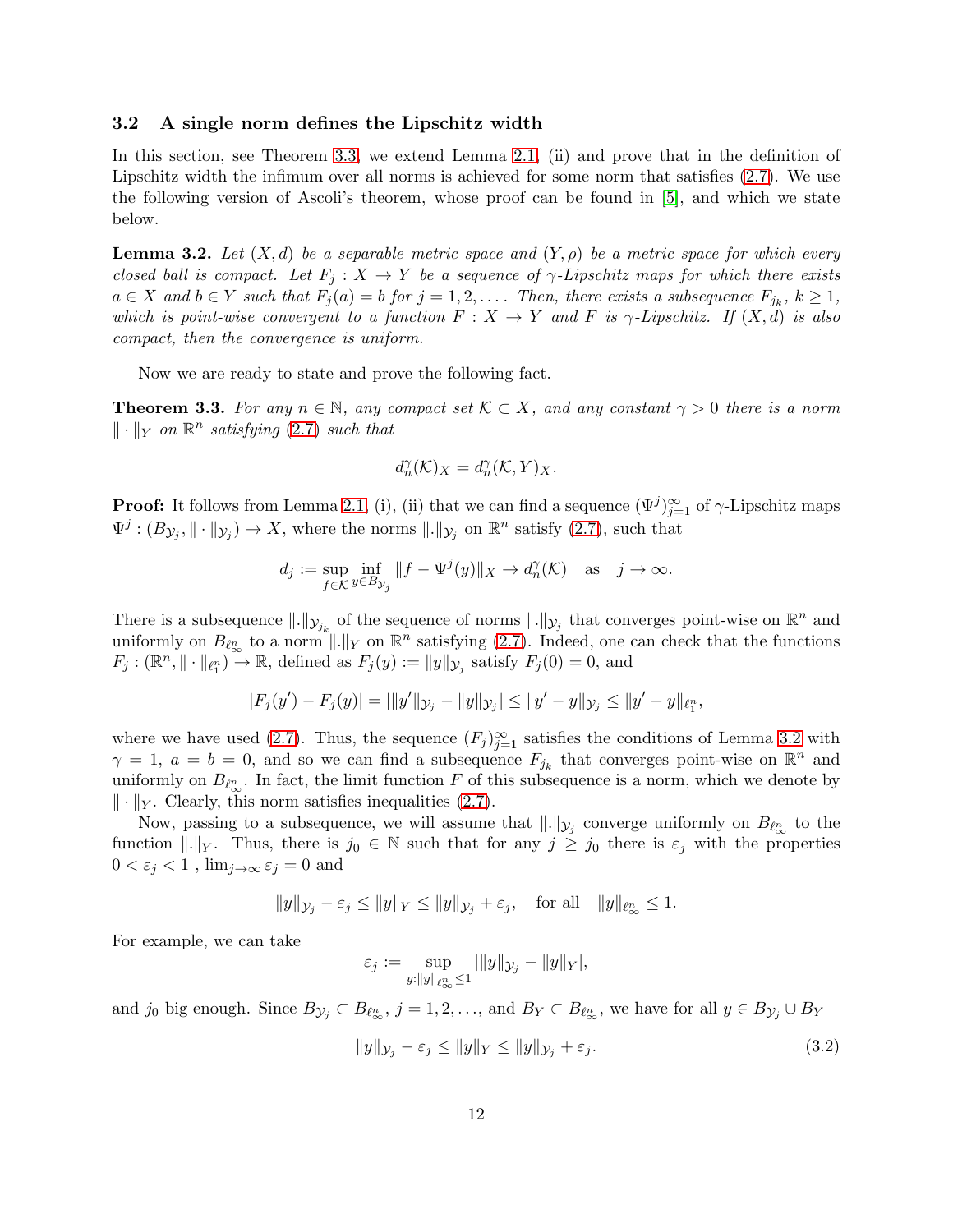### 3.2 A single norm defines the Lipschitz width

In this section, see Theorem 3.3, we extend Lemma 2.1, (ii) and prove that in the definition of Lipschitz width the infimum over all norms is achieved for some norm that satisfies (2.7). We use the following version of Ascoli's theorem, whose proof can be found in [5], and which we state below.

**Lemma 3.2.** *Let $(X, d)$ be a separable metric space and $(Y, \rho)$ be a metric space for which every closed ball is compact. Let $F_j : X \to Y$ be a sequence of $\gamma$-Lipschitz maps for which there exists $a \in X$ and $b \in Y$ such that $F_j(a) = b$ for $j = 1, 2, \dots$. Then, there exists a subsequence $F_{j_k}$, $k \geq 1$, which is point-wise convergent to a function $F : X \to Y$ and $F$ is $\gamma$-Lipschitz. If $(X, d)$ is also compact, then the convergence is uniform.*

Now we are ready to state and prove the following fact.

**Theorem 3.3.** *For any $n \in \mathbb{N}$, any compact set $\mathcal{K} \subset X$, and any constant $\gamma > 0$ there is a norm $\|\cdot\|_Y$ on $\mathbb{R}^n$ satisfying (2.7) such that*

$$d_n^\gamma(\mathcal{K})_X = d_n^\gamma(\mathcal{K}, Y)_X.$$

**Proof:** It follows from Lemma 2.1, (i), (ii) that we can find a sequence $(\Psi^j)_{j=1}^\infty$ of $\gamma$-Lipschitz maps $\Psi^j : (B_{\mathcal{Y}_j}, \|\cdot\|_{\mathcal{Y}_j}) \to X$, where the norms $\|.\|_{\mathcal{Y}_j}$ on $\mathbb{R}^n$ satisfy (2.7), such that

$$d_j := \sup_{f \in \mathcal{K}} \inf_{y \in B_{\mathcal{Y}_j}} \|f - \Psi^j(y)\|_X \to d_n^\gamma(\mathcal{K}) \quad \text{as} \quad j \to \infty.$$

There is a subsequence $\|.\|_{\mathcal{Y}_{j_k}}$ of the sequence of norms $\|.\|_{\mathcal{Y}_j}$ that converges point-wise on $\mathbb{R}^n$ and uniformly on $B_{\ell_\infty^n}$ to a norm $\|.\|_Y$ on $\mathbb{R}^n$ satisfying (2.7). Indeed, one can check that the functions $F_j : (\mathbb{R}^n, \|\cdot\|_{\ell_1^n}) \to \mathbb{R}$, defined as $F_j(y) := \|y\|_{\mathcal{Y}_j}$ satisfy $F_j(0) = 0$, and

$$|F_j(y') - F_j(y)| = |\|y'\|_{\mathcal{Y}_j} - \|y\|_{\mathcal{Y}_j}| \leq \|y' - y\|_{\mathcal{Y}_j} \leq \|y' - y\|_{\ell_1^n},$$

where we have used (2.7). Thus, the sequence $(F_j)_{j=1}^\infty$ satisfies the conditions of Lemma 3.2 with $\gamma = 1$, $a = b = 0$, and so we can find a subsequence $F_{j_k}$ that converges point-wise on $\mathbb{R}^n$ and uniformly on $B_{\ell_\infty^n}$. In fact, the limit function $F$ of this subsequence is a norm, which we denote by $\|\cdot\|_Y$. Clearly, this norm satisfies inequalities (2.7).

Now, passing to a subsequence, we will assume that $\|.\|_{\mathcal{Y}_j}$ converge uniformly on $B_{\ell_\infty^n}$ to the function $\|.\|_Y$. Thus, there is $j_0 \in \mathbb{N}$ such that for any $j \geq j_0$ there is $\varepsilon_j$ with the properties $0 < \varepsilon_j < 1$, $\lim_{j \to \infty} \varepsilon_j = 0$ and

$$\|y\|_{\mathcal{Y}_j} - \varepsilon_j \leq \|y\|_Y \leq \|y\|_{\mathcal{Y}_j} + \varepsilon_j, \quad \text{for all} \quad \|y\|_{\ell_\infty^n} \leq 1.$$

For example, we can take

$$\varepsilon_j := \sup_{y : \|y\|_{\ell_\infty^n} \leq 1} |\|y\|_{\mathcal{Y}_j} - \|y\|_Y|,$$

and $j_0$ big enough. Since $B_{\mathcal{Y}_j} \subset B_{\ell_\infty^n}$, $j = 1, 2, \dots$, and $B_Y \subset B_{\ell_\infty^n}$, we have for all $y \in B_{\mathcal{Y}_j} \cup B_Y$

$$\|y\|_{\mathcal{Y}_j} - \varepsilon_j \leq \|y\|_Y \leq \|y\|_{\mathcal{Y}_j} + \varepsilon_j. \tag{3.2}$$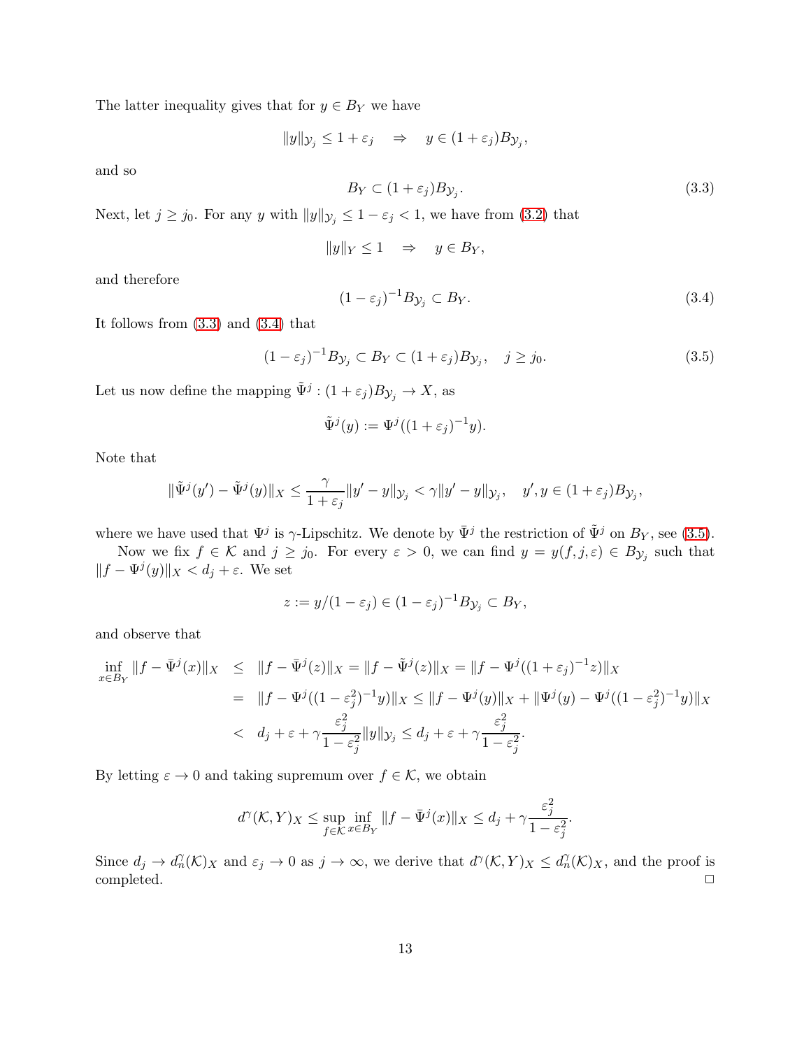The latter inequality gives that for $y \in B_Y$ we have

$$\|y\|_{\mathcal{Y}_j} \le 1 + \varepsilon_j \quad \Rightarrow \quad y \in (1+\varepsilon_j) B_{\mathcal{Y}_j},$$

and so

$$B_Y \subset (1+\varepsilon_j) B_{\mathcal{Y}_j}. \tag{3.3}$$

Next, let $j \ge j_0$. For any $y$ with $\|y\|_{\mathcal{Y}_j} \le 1 - \varepsilon_j < 1$, we have from (3.2) that

$$\|y\|_Y \le 1 \quad \Rightarrow \quad y \in B_Y,$$

and therefore

$$(1-\varepsilon_j)^{-1} B_{\mathcal{Y}_j} \subset B_Y. \tag{3.4}$$

It follows from (3.3) and (3.4) that

$$(1-\varepsilon_j)^{-1} B_{\mathcal{Y}_j} \subset B_Y \subset (1+\varepsilon_j) B_{\mathcal{Y}_j}, \quad j \ge j_0. \tag{3.5}$$

Let us now define the mapping $\tilde{\Psi}^j : (1+\varepsilon_j) B_{\mathcal{Y}_j} \to X$, as

$$\tilde{\Psi}^j(y) := \Psi^j((1+\varepsilon_j)^{-1} y).$$

Note that

$$\|\tilde{\Psi}^j(y') - \tilde{\Psi}^j(y)\|_X \le \frac{\gamma}{1+\varepsilon_j} \|y' - y\|_{\mathcal{Y}_j} < \gamma \|y' - y\|_{\mathcal{Y}_j}, \quad y', y \in (1+\varepsilon_j) B_{\mathcal{Y}_j},$$

where we have used that $\Psi^j$ is $\gamma$-Lipschitz. We denote by $\bar{\Psi}^j$ the restriction of $\tilde{\Psi}^j$ on $B_Y$, see (3.5).

Now we fix $f \in \mathcal{K}$ and $j \ge j_0$. For every $\varepsilon > 0$, we can find $y = y(f, j, \varepsilon) \in B_{\mathcal{Y}_j}$ such that $\|f - \Psi^j(y)\|_X < d_j + \varepsilon$. We set

$$z := y/(1-\varepsilon_j) \in (1-\varepsilon_j)^{-1} B_{\mathcal{Y}_j} \subset B_Y,$$

and observe that

$$\begin{aligned}
\inf_{x \in B_Y} \|f - \bar{\Psi}^j(x)\|_X &\le \|f - \bar{\Psi}^j(z)\|_X = \|f - \tilde{\Psi}^j(z)\|_X = \|f - \Psi^j((1+\varepsilon_j)^{-1} z)\|_X \\
&= \|f - \Psi^j((1-\varepsilon_j^2)^{-1} y)\|_X \le \|f - \Psi^j(y)\|_X + \|\Psi^j(y) - \Psi^j((1-\varepsilon_j^2)^{-1} y)\|_X \\
&< d_j + \varepsilon + \gamma \frac{\varepsilon_j^2}{1-\varepsilon_j^2} \|y\|_{\mathcal{Y}_j} \le d_j + \varepsilon + \gamma \frac{\varepsilon_j^2}{1-\varepsilon_j^2}.
\end{aligned}$$

By letting $\varepsilon \to 0$ and taking supremum over $f \in \mathcal{K}$, we obtain

$$d^\gamma(\mathcal{K}, Y)_X \le \sup_{f \in \mathcal{K}} \inf_{x \in B_Y} \|f - \bar{\Psi}^j(x)\|_X \le d_j + \gamma \frac{\varepsilon_j^2}{1-\varepsilon_j^2}.$$

Since $d_j \to d_n^\gamma(\mathcal{K})_X$ and $\varepsilon_j \to 0$ as $j \to \infty$, we derive that $d^\gamma(\mathcal{K}, Y)_X \le d_n^\gamma(\mathcal{K})_X$, and the proof is completed. $\square$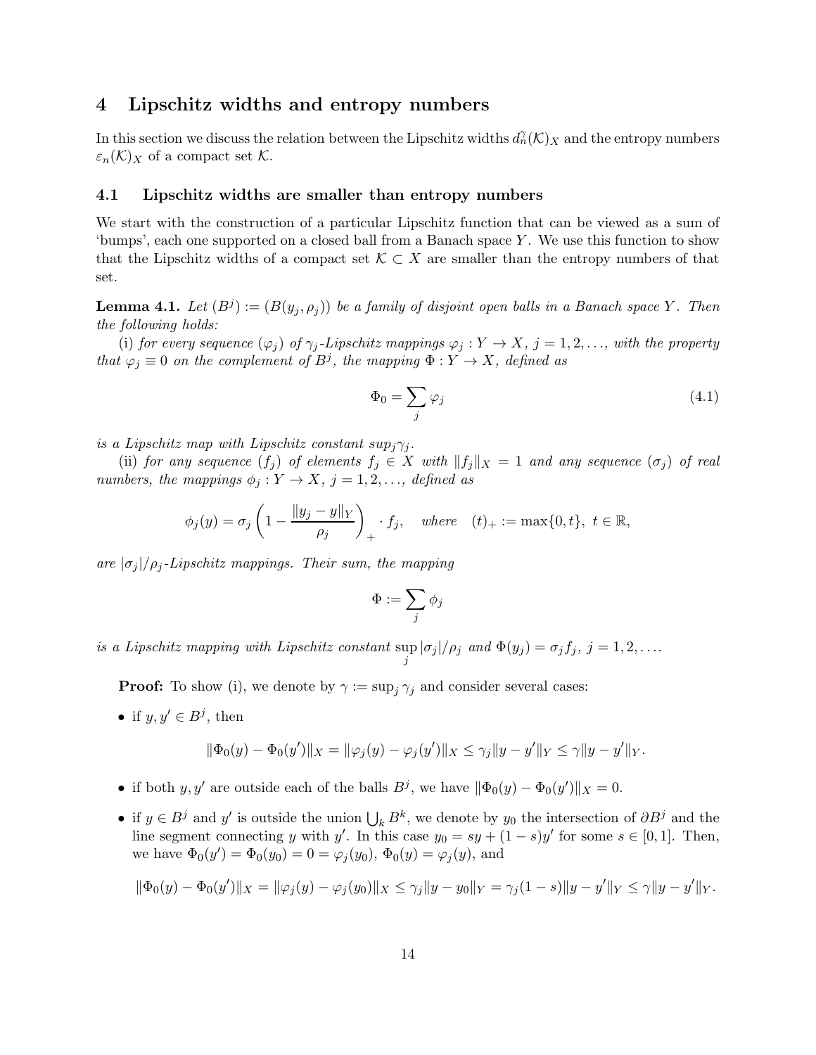# 4 Lipschitz widths and entropy numbers

In this section we discuss the relation between the Lipschitz widths $d_n^\gamma(\mathcal{K})_X$ and the entropy numbers $\varepsilon_n(\mathcal{K})_X$ of a compact set $\mathcal{K}$.

## 4.1 Lipschitz widths are smaller than entropy numbers

We start with the construction of a particular Lipschitz function that can be viewed as a sum of 'bumps', each one supported on a closed ball from a Banach space $Y$. We use this function to show that the Lipschitz widths of a compact set $\mathcal{K} \subset X$ are smaller than the entropy numbers of that set.

**Lemma 4.1.** *Let $(B^j) := (B(y_j, \rho_j))$ be a family of disjoint open balls in a Banach space $Y$. Then the following holds:*

(i) *for every sequence $(\varphi_j)$ of $\gamma_j$-Lipschitz mappings $\varphi_j : Y \to X$, $j = 1, 2, \ldots$, with the property that $\varphi_j \equiv 0$ on the complement of $B^j$, the mapping $\Phi : Y \to X$, defined as*

$$\Phi_0 = \sum_j \varphi_j \tag{4.1}$$

*is a Lipschitz map with Lipschitz constant $sup_j \gamma_j$.*

(ii) *for any sequence $(f_j)$ of elements $f_j \in X$ with $\|f_j\|_X = 1$ and any sequence $(\sigma_j)$ of real numbers, the mappings $\phi_j : Y \to X$, $j = 1, 2, \ldots$, defined as*

$$\phi_j(y) = \sigma_j \left(1 - \frac{\|y_j - y\|_Y}{\rho_j}\right)_+ \cdot f_j, \quad \text{where} \quad (t)_+ := \max\{0, t\},\ t \in \mathbb{R},$$

*are $|\sigma_j|/\rho_j$-Lipschitz mappings. Their sum, the mapping*

$$\Phi := \sum_j \phi_j$$

*is a Lipschitz mapping with Lipschitz constant $\sup_j |\sigma_j|/\rho_j$ and $\Phi(y_j) = \sigma_j f_j$, $j = 1, 2, \ldots$.*

**Proof:** To show (i), we denote by $\gamma := \sup_j \gamma_j$ and consider several cases:

- if $y, y' \in B^j$, then

$$\|\Phi_0(y) - \Phi_0(y')\|_X = \|\varphi_j(y) - \varphi_j(y')\|_X \le \gamma_j \|y - y'\|_Y \le \gamma \|y - y'\|_Y.$$

- if both $y, y'$ are outside each of the balls $B^j$, we have $\|\Phi_0(y) - \Phi_0(y')\|_X = 0$.

- if $y \in B^j$ and $y'$ is outside the union $\bigcup_k B^k$, we denote by $y_0$ the intersection of $\partial B^j$ and the line segment connecting $y$ with $y'$. In this case $y_0 = sy + (1-s)y'$ for some $s \in [0, 1]$. Then, we have $\Phi_0(y') = \Phi_0(y_0) = 0 = \varphi_j(y_0)$, $\Phi_0(y) = \varphi_j(y)$, and

$$\|\Phi_0(y) - \Phi_0(y')\|_X = \|\varphi_j(y) - \varphi_j(y_0)\|_X \le \gamma_j \|y - y_0\|_Y = \gamma_j (1-s) \|y - y'\|_Y \le \gamma \|y - y'\|_Y.$$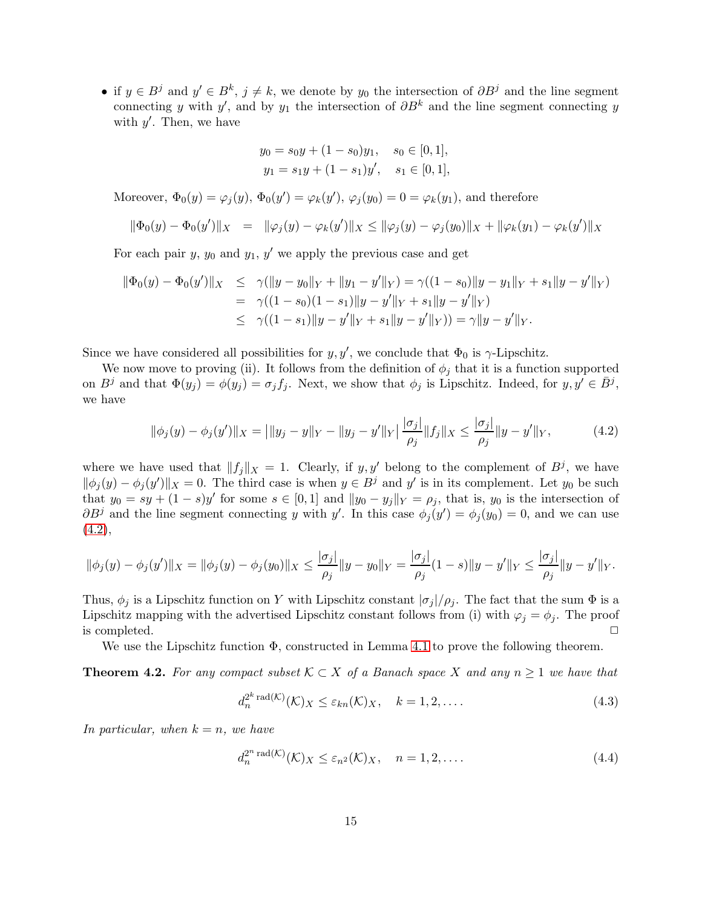- if $y \in B^j$ and $y' \in B^k$, $j \neq k$, we denote by $y_0$ the intersection of $\partial B^j$ and the line segment connecting $y$ with $y'$, and by $y_1$ the intersection of $\partial B^k$ and the line segment connecting $y$ with $y'$. Then, we have

$$\begin{aligned} y_0 &= s_0 y + (1-s_0)y_1, \quad s_0 \in [0,1], \\ y_1 &= s_1 y + (1-s_1)y', \quad s_1 \in [0,1], \end{aligned}$$

Moreover, $\Phi_0(y) = \varphi_j(y)$, $\Phi_0(y') = \varphi_k(y')$, $\varphi_j(y_0) = 0 = \varphi_k(y_1)$, and therefore

$$\|\Phi_0(y) - \Phi_0(y')\|_X \;=\; \|\varphi_j(y) - \varphi_k(y')\|_X \leq \|\varphi_j(y) - \varphi_j(y_0)\|_X + \|\varphi_k(y_1) - \varphi_k(y')\|_X$$

For each pair $y$, $y_0$ and $y_1$, $y'$ we apply the previous case and get

$$\begin{aligned} \|\Phi_0(y) - \Phi_0(y')\|_X &\leq \gamma(\|y - y_0\|_Y + \|y_1 - y'\|_Y) = \gamma((1-s_0)\|y - y_1\|_Y + s_1\|y - y'\|_Y) \\ &= \gamma((1-s_0)(1-s_1)\|y - y'\|_Y + s_1\|y - y'\|_Y) \\ &\leq \gamma((1-s_1)\|y - y'\|_Y + s_1\|y - y'\|_Y)) = \gamma\|y - y'\|_Y. \end{aligned}$$

Since we have considered all possibilities for $y, y'$, we conclude that $\Phi_0$ is $\gamma$-Lipschitz.

We now move to proving (ii). It follows from the definition of $\phi_j$ that it is a function supported on $B^j$ and that $\Phi(y_j) = \phi(y_j) = \sigma_j f_j$. Next, we show that $\phi_j$ is Lipschitz. Indeed, for $y, y' \in \bar{B}^j$, we have

$$\|\phi_j(y) - \phi_j(y')\|_X = \big|\|y_j - y\|_Y - \|y_j - y'\|_Y\big| \frac{|\sigma_j|}{\rho_j}\|f_j\|_X \leq \frac{|\sigma_j|}{\rho_j}\|y - y'\|_Y, \tag{4.2}$$

where we have used that $\|f_j\|_X = 1$. Clearly, if $y, y'$ belong to the complement of $B^j$, we have $\|\phi_j(y) - \phi_j(y')\|_X = 0$. The third case is when $y \in B^j$ and $y'$ is in its complement. Let $y_0$ be such that $y_0 = sy + (1-s)y'$ for some $s \in [0,1]$ and $\|y_0 - y_j\|_Y = \rho_j$, that is, $y_0$ is the intersection of $\partial B^j$ and the line segment connecting $y$ with $y'$. In this case $\phi_j(y') = \phi_j(y_0) = 0$, and we can use (4.2),

$$\|\phi_j(y) - \phi_j(y')\|_X = \|\phi_j(y) - \phi_j(y_0)\|_X \leq \frac{|\sigma_j|}{\rho_j}\|y - y_0\|_Y = \frac{|\sigma_j|}{\rho_j}(1-s)\|y - y'\|_Y \leq \frac{|\sigma_j|}{\rho_j}\|y - y'\|_Y.$$

Thus, $\phi_j$ is a Lipschitz function on $Y$ with Lipschitz constant $|\sigma_j|/\rho_j$. The fact that the sum $\Phi$ is a Lipschitz mapping with the advertised Lipschitz constant follows from (i) with $\varphi_j = \phi_j$. The proof is completed. $\square$

We use the Lipschitz function $\Phi$, constructed in Lemma 4.1 to prove the following theorem.

**Theorem 4.2.** *For any compact subset $\mathcal{K} \subset X$ of a Banach space $X$ and any $n \geq 1$ we have that*

$$d_n^{2^k \operatorname{rad}(\mathcal{K})}(\mathcal{K})_X \leq \varepsilon_{kn}(\mathcal{K})_X, \quad k = 1, 2, \ldots. \tag{4.3}$$

*In particular, when $k = n$, we have*

$$d_n^{2^n \operatorname{rad}(\mathcal{K})}(\mathcal{K})_X \leq \varepsilon_{n^2}(\mathcal{K})_X, \quad n = 1, 2, \ldots. \tag{4.4}$$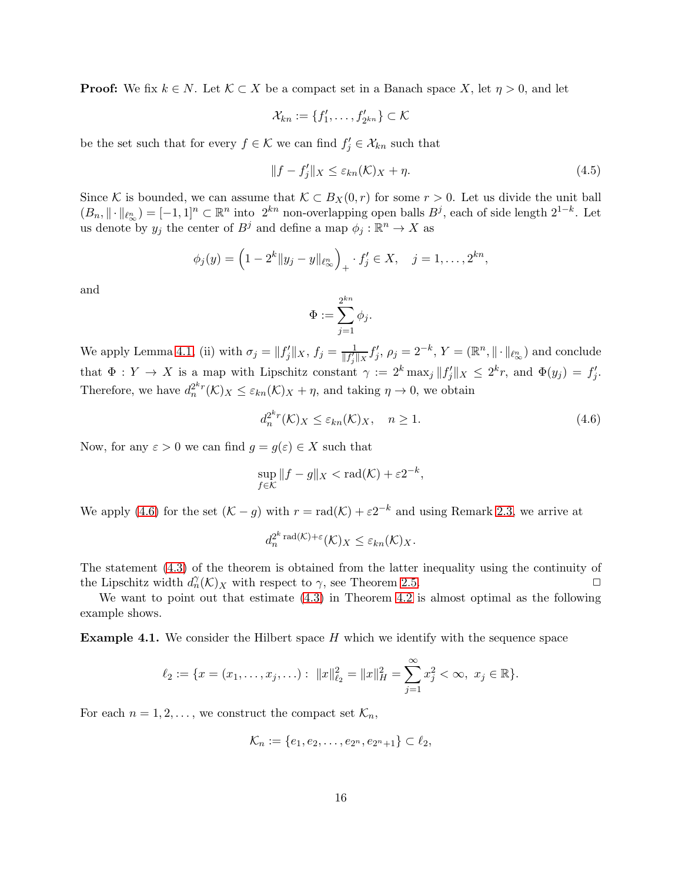**Proof:** We fix $k \in N$. Let $\mathcal{K} \subset X$ be a compact set in a Banach space $X$, let $\eta > 0$, and let

$$\mathcal{X}_{kn} := \{f'_1, \dots, f'_{2^{kn}}\} \subset \mathcal{K}$$

be the set such that for every $f \in \mathcal{K}$ we can find $f'_j \in \mathcal{X}_{kn}$ such that

$$\|f - f'_j\|_X \leq \varepsilon_{kn}(\mathcal{K})_X + \eta. \tag{4.5}$$

Since $\mathcal{K}$ is bounded, we can assume that $\mathcal{K} \subset B_X(0, r)$ for some $r > 0$. Let us divide the unit ball $(B_n, \|\cdot\|_{\ell_\infty^n}) = [-1, 1]^n \subset \mathbb{R}^n$ into $2^{kn}$ non-overlapping open balls $B^j$, each of side length $2^{1-k}$. Let us denote by $y_j$ the center of $B^j$ and define a map $\phi_j : \mathbb{R}^n \to X$ as

$$\phi_j(y) = \left(1 - 2^k \|y_j - y\|_{\ell_\infty^n}\right)_+ \cdot f'_j \in X, \quad j = 1, \dots, 2^{kn},$$

and

$$\Phi := \sum_{j=1}^{2^{kn}} \phi_j.$$

We apply Lemma 4.1, (ii) with $\sigma_j = \|f'_j\|_X$, $f_j = \frac{1}{\|f'_j\|_X} f'_j$, $\rho_j = 2^{-k}$, $Y = (\mathbb{R}^n, \|\cdot\|_{\ell_\infty^n})$ and conclude that $\Phi : Y \to X$ is a map with Lipschitz constant $\gamma := 2^k \max_j \|f'_j\|_X \leq 2^k r$, and $\Phi(y_j) = f'_j$. Therefore, we have $d_n^{2^k r}(\mathcal{K})_X \leq \varepsilon_{kn}(\mathcal{K})_X + \eta$, and taking $\eta \to 0$, we obtain

$$d_n^{2^k r}(\mathcal{K})_X \leq \varepsilon_{kn}(\mathcal{K})_X, \quad n \geq 1. \tag{4.6}$$

Now, for any $\varepsilon > 0$ we can find $g = g(\varepsilon) \in X$ such that

$$\sup_{f \in \mathcal{K}} \|f - g\|_X < \text{rad}(\mathcal{K}) + \varepsilon 2^{-k},$$

We apply (4.6) for the set $(\mathcal{K} - g)$ with $r = \text{rad}(\mathcal{K}) + \varepsilon 2^{-k}$ and using Remark 2.3, we arrive at

$$d_n^{2^k \text{rad}(\mathcal{K}) + \varepsilon}(\mathcal{K})_X \leq \varepsilon_{kn}(\mathcal{K})_X.$$

The statement (4.3) of the theorem is obtained from the latter inequality using the continuity of the Lipschitz width $d_n^\gamma(\mathcal{K})_X$ with respect to $\gamma$, see Theorem 2.5. $\square$

We want to point out that estimate (4.3) in Theorem 4.2 is almost optimal as the following example shows.

**Example 4.1.** We consider the Hilbert space $H$ which we identify with the sequence space

$$\ell_2 := \{x = (x_1, \dots, x_j, \dots) : \|x\|_{\ell_2}^2 = \|x\|_H^2 = \sum_{j=1}^{\infty} x_j^2 < \infty, \ x_j \in \mathbb{R}\}.$$

For each $n = 1, 2, \dots$, we construct the compact set $\mathcal{K}_n$,

$$\mathcal{K}_n := \{e_1, e_2, \dots, e_{2^n}, e_{2^n+1}\} \subset \ell_2,$$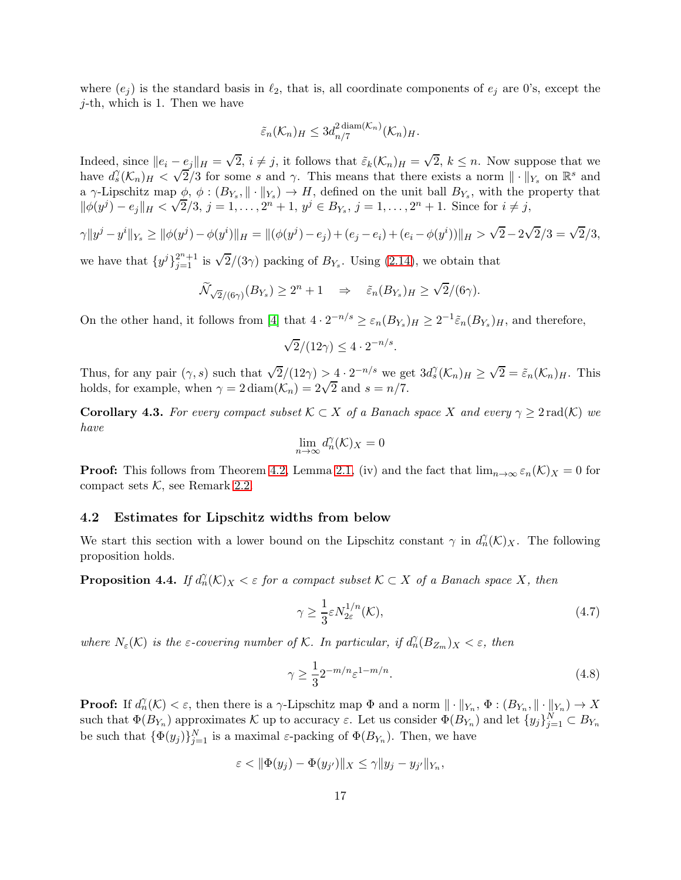where $(e_j)$ is the standard basis in $\ell_2$, that is, all coordinate components of $e_j$ are 0's, except the $j$-th, which is 1. Then we have

$$\tilde{\varepsilon}_n(\mathcal{K}_n)_H \leq 3d_{n/7}^{2\,\mathrm{diam}(\mathcal{K}_n)}(\mathcal{K}_n)_H.$$

Indeed, since $\|e_i - e_j\|_H = \sqrt{2}$, $i \neq j$, it follows that $\tilde{\varepsilon}_k(\mathcal{K}_n)_H = \sqrt{2}$, $k \leq n$. Now suppose that we have $d_s^\gamma(\mathcal{K}_n)_H < \sqrt{2}/3$ for some $s$ and $\gamma$. This means that there exists a norm $\|\cdot\|_{Y_s}$ on $\mathbb{R}^s$ and a $\gamma$-Lipschitz map $\phi$, $\phi : (B_{Y_s}, \|\cdot\|_{Y_s}) \to H$, defined on the unit ball $B_{Y_s}$, with the property that $\|\phi(y^j) - e_j\|_H < \sqrt{2}/3$, $j = 1, \dots, 2^n + 1$, $y^j \in B_{Y_s}$, $j = 1, \dots, 2^n + 1$. Since for $i \neq j$,

$$\gamma\|y^j - y^i\|_{Y_s} \geq \|\phi(y^j) - \phi(y^i)\|_H = \|(\phi(y^j) - e_j) + (e_j - e_i) + (e_i - \phi(y^i))\|_H > \sqrt{2} - 2\sqrt{2}/3 = \sqrt{2}/3,$$

we have that $\{y^j\}_{j=1}^{2^n+1}$ is $\sqrt{2}/(3\gamma)$ packing of $B_{Y_s}$. Using (2.14), we obtain that

$$\widetilde{\mathcal{N}}_{\sqrt{2}/(6\gamma)}(B_{Y_s}) \geq 2^n + 1 \quad \Rightarrow \quad \tilde{\varepsilon}_n(B_{Y_s})_H \geq \sqrt{2}/(6\gamma).$$

On the other hand, it follows from [4] that $4 \cdot 2^{-n/s} \geq \varepsilon_n(B_{Y_s})_H \geq 2^{-1}\tilde{\varepsilon}_n(B_{Y_s})_H$, and therefore,

$$\sqrt{2}/(12\gamma) \leq 4 \cdot 2^{-n/s}.$$

Thus, for any pair $(\gamma, s)$ such that $\sqrt{2}/(12\gamma) > 4 \cdot 2^{-n/s}$ we get $3d_s^\gamma(\mathcal{K}_n)_H \geq \sqrt{2} = \tilde{\varepsilon}_n(\mathcal{K}_n)_H$. This holds, for example, when $\gamma = 2\,\mathrm{diam}(\mathcal{K}_n) = 2\sqrt{2}$ and $s = n/7$.

**Corollary 4.3.** *For every compact subset $\mathcal{K} \subset X$ of a Banach space $X$ and every $\gamma \geq 2\,\mathrm{rad}(\mathcal{K})$ we have*

$$\lim_{n\to\infty} d_n^\gamma(\mathcal{K})_X = 0$$

**Proof:** This follows from Theorem 4.2, Lemma 2.1, (iv) and the fact that $\lim_{n\to\infty} \varepsilon_n(\mathcal{K})_X = 0$ for compact sets $\mathcal{K}$, see Remark 2.2.

### 4.2 Estimates for Lipschitz widths from below

We start this section with a lower bound on the Lipschitz constant $\gamma$ in $d_n^\gamma(\mathcal{K})_X$. The following proposition holds.

**Proposition 4.4.** *If $d_n^\gamma(\mathcal{K})_X < \varepsilon$ for a compact subset $\mathcal{K} \subset X$ of a Banach space $X$, then*

$$\gamma \geq \frac{1}{3}\varepsilon N_{2\varepsilon}^{1/n}(\mathcal{K}), \tag{4.7}$$

*where $N_\varepsilon(\mathcal{K})$ is the $\varepsilon$-covering number of $\mathcal{K}$. In particular, if $d_n^\gamma(B_{Z_m})_X < \varepsilon$, then*

$$\gamma \geq \frac{1}{3}2^{-m/n}\varepsilon^{1-m/n}. \tag{4.8}$$

**Proof:** If $d_n^\gamma(\mathcal{K}) < \varepsilon$, then there is a $\gamma$-Lipschitz map $\Phi$ and a norm $\|\cdot\|_{Y_n}$, $\Phi : (B_{Y_n}, \|\cdot\|_{Y_n}) \to X$ such that $\Phi(B_{Y_n})$ approximates $\mathcal{K}$ up to accuracy $\varepsilon$. Let us consider $\Phi(B_{Y_n})$ and let $\{y_j\}_{j=1}^N \subset B_{Y_n}$ be such that $\{\Phi(y_j)\}_{j=1}^N$ is a maximal $\varepsilon$-packing of $\Phi(B_{Y_n})$. Then, we have

$$\varepsilon < \|\Phi(y_j) - \Phi(y_{j'})\|_X \leq \gamma\|y_j - y_{j'}\|_{Y_n},$$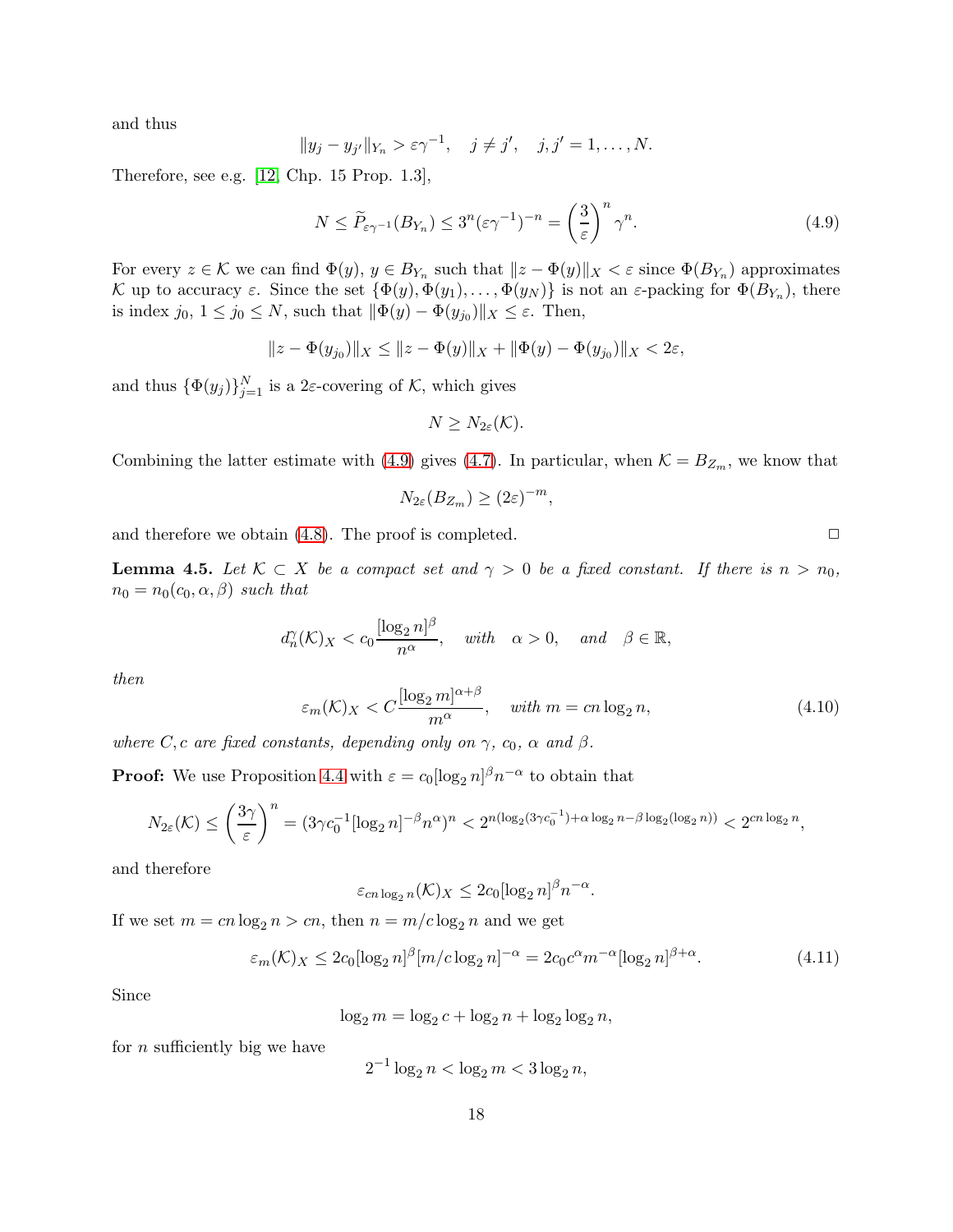and thus

$$\|y_j - y_{j'}\|_{Y_n} > \varepsilon\gamma^{-1}, \quad j \neq j', \quad j, j' = 1, \ldots, N.$$

Therefore, see e.g. [12, Chp. 15 Prop. 1.3],

$$N \leq \widetilde{P}_{\varepsilon\gamma^{-1}}(B_{Y_n}) \leq 3^n(\varepsilon\gamma^{-1})^{-n} = \left(\frac{3}{\varepsilon}\right)^n \gamma^n. \tag{4.9}$$

For every $z \in \mathcal{K}$ we can find $\Phi(y)$, $y \in B_{Y_n}$ such that $\|z - \Phi(y)\|_X < \varepsilon$ since $\Phi(B_{Y_n})$ approximates $\mathcal{K}$ up to accuracy $\varepsilon$. Since the set $\{\Phi(y), \Phi(y_1), \ldots, \Phi(y_N)\}$ is not an $\varepsilon$-packing for $\Phi(B_{Y_n})$, there is index $j_0$, $1 \leq j_0 \leq N$, such that $\|\Phi(y) - \Phi(y_{j_0})\|_X \leq \varepsilon$. Then,

$$\|z - \Phi(y_{j_0})\|_X \leq \|z - \Phi(y)\|_X + \|\Phi(y) - \Phi(y_{j_0})\|_X < 2\varepsilon,$$

and thus $\{\Phi(y_j)\}_{j=1}^N$ is a $2\varepsilon$-covering of $\mathcal{K}$, which gives

$$N \geq N_{2\varepsilon}(\mathcal{K}).$$

Combining the latter estimate with (4.9) gives (4.7). In particular, when $\mathcal{K} = B_{Z_m}$, we know that

$$N_{2\varepsilon}(B_{Z_m}) \geq (2\varepsilon)^{-m},$$

and therefore we obtain (4.8). The proof is completed. $\square$

**Lemma 4.5.** *Let $\mathcal{K} \subset X$ be a compact set and $\gamma > 0$ be a fixed constant. If there is $n > n_0$, $n_0 = n_0(c_0, \alpha, \beta)$ such that*

$$d_n^\gamma(\mathcal{K})_X < c_0 \frac{[\log_2 n]^\beta}{n^\alpha}, \quad \textit{with} \quad \alpha > 0, \quad \textit{and} \quad \beta \in \mathbb{R},$$

*then*

$$\varepsilon_m(\mathcal{K})_X < C \frac{[\log_2 m]^{\alpha+\beta}}{m^\alpha}, \quad \textit{with } m = cn\log_2 n, \tag{4.10}$$

*where $C, c$ are fixed constants, depending only on $\gamma$, $c_0$, $\alpha$ and $\beta$.*

**Proof:** We use Proposition 4.4 with $\varepsilon = c_0[\log_2 n]^\beta n^{-\alpha}$ to obtain that

$$N_{2\varepsilon}(\mathcal{K}) \leq \left(\frac{3\gamma}{\varepsilon}\right)^n = (3\gamma c_0^{-1}[\log_2 n]^{-\beta} n^\alpha)^n < 2^{n(\log_2(3\gamma c_0^{-1}) + \alpha\log_2 n - \beta\log_2(\log_2 n))} < 2^{cn\log_2 n},$$

and therefore

$$\varepsilon_{cn\log_2 n}(\mathcal{K})_X \leq 2c_0[\log_2 n]^\beta n^{-\alpha}.$$

If we set $m = cn\log_2 n > cn$, then $n = m/c\log_2 n$ and we get

$$\varepsilon_m(\mathcal{K})_X \leq 2c_0[\log_2 n]^\beta[m/c\log_2 n]^{-\alpha} = 2c_0 c^\alpha m^{-\alpha}[\log_2 n]^{\beta+\alpha}. \tag{4.11}$$

Since

$$\log_2 m = \log_2 c + \log_2 n + \log_2\log_2 n,$$

for $n$ sufficiently big we have

$$2^{-1}\log_2 n < \log_2 m < 3\log_2 n,$$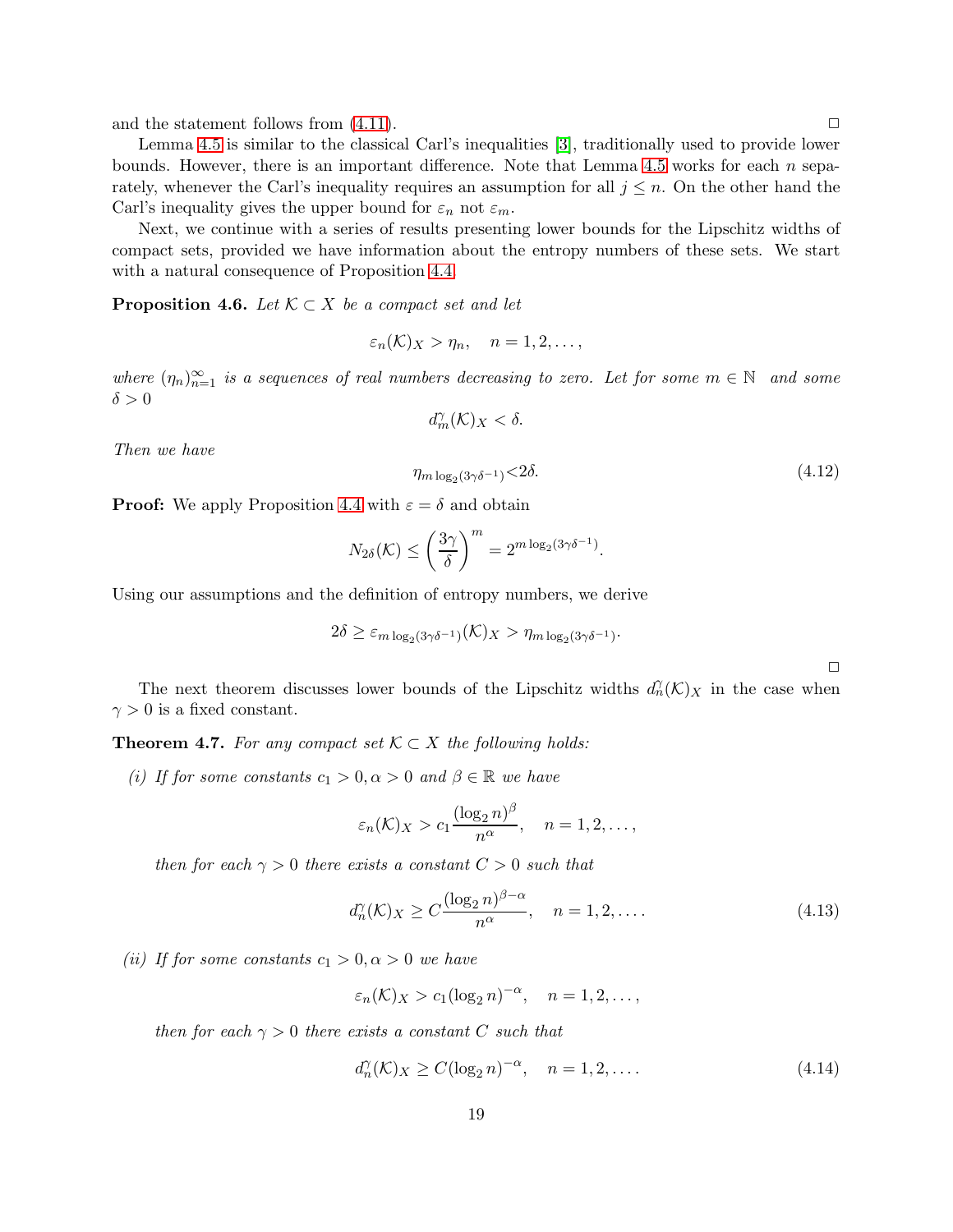and the statement follows from (4.11). $\square$

Lemma 4.5 is similar to the classical Carl's inequalities [3], traditionally used to provide lower bounds. However, there is an important difference. Note that Lemma 4.5 works for each $n$ separately, whenever the Carl's inequality requires an assumption for all $j \leq n$. On the other hand the Carl's inequality gives the upper bound for $\varepsilon_n$ not $\varepsilon_m$.

Next, we continue with a series of results presenting lower bounds for the Lipschitz widths of compact sets, provided we have information about the entropy numbers of these sets. We start with a natural consequence of Proposition 4.4

**Proposition 4.6.** *Let $\mathcal{K} \subset X$ be a compact set and let*

$$\varepsilon_n(\mathcal{K})_X > \eta_n, \quad n = 1, 2, \ldots,$$

*where $(\eta_n)_{n=1}^{\infty}$ is a sequences of real numbers decreasing to zero. Let for some $m \in \mathbb{N}$ and some $\delta > 0$*

$$d_m^{\gamma}(\mathcal{K})_X < \delta.$$

*Then we have*

$$\eta_{m \log_2(3\gamma\delta^{-1})} < 2\delta. \tag{4.12}$$

**Proof:** We apply Proposition 4.4 with $\varepsilon = \delta$ and obtain

$$N_{2\delta}(\mathcal{K}) \leq \left(\frac{3\gamma}{\delta}\right)^m = 2^{m \log_2(3\gamma\delta^{-1})}.$$

Using our assumptions and the definition of entropy numbers, we derive

$$2\delta \geq \varepsilon_{m \log_2(3\gamma\delta^{-1})}(\mathcal{K})_X > \eta_{m \log_2(3\gamma\delta^{-1})}.$$

$\square$

The next theorem discusses lower bounds of the Lipschitz widths $d_n^{\gamma}(\mathcal{K})_X$ in the case when $\gamma > 0$ is a fixed constant.

**Theorem 4.7.** *For any compact set $\mathcal{K} \subset X$ the following holds:*

*(i) If for some constants $c_1 > 0, \alpha > 0$ and $\beta \in \mathbb{R}$ we have*

$$\varepsilon_n(\mathcal{K})_X > c_1 \frac{(\log_2 n)^{\beta}}{n^{\alpha}}, \quad n = 1, 2, \ldots,$$

*then for each $\gamma > 0$ there exists a constant $C > 0$ such that*

$$d_n^{\gamma}(\mathcal{K})_X \geq C \frac{(\log_2 n)^{\beta - \alpha}}{n^{\alpha}}, \quad n = 1, 2, \ldots. \tag{4.13}$$

*(ii) If for some constants $c_1 > 0, \alpha > 0$ we have*

$$\varepsilon_n(\mathcal{K})_X > c_1 (\log_2 n)^{-\alpha}, \quad n = 1, 2, \ldots,$$

*then for each $\gamma > 0$ there exists a constant $C$ such that*

$$d_n^{\gamma}(\mathcal{K})_X \geq C (\log_2 n)^{-\alpha}, \quad n = 1, 2, \ldots. \tag{4.14}$$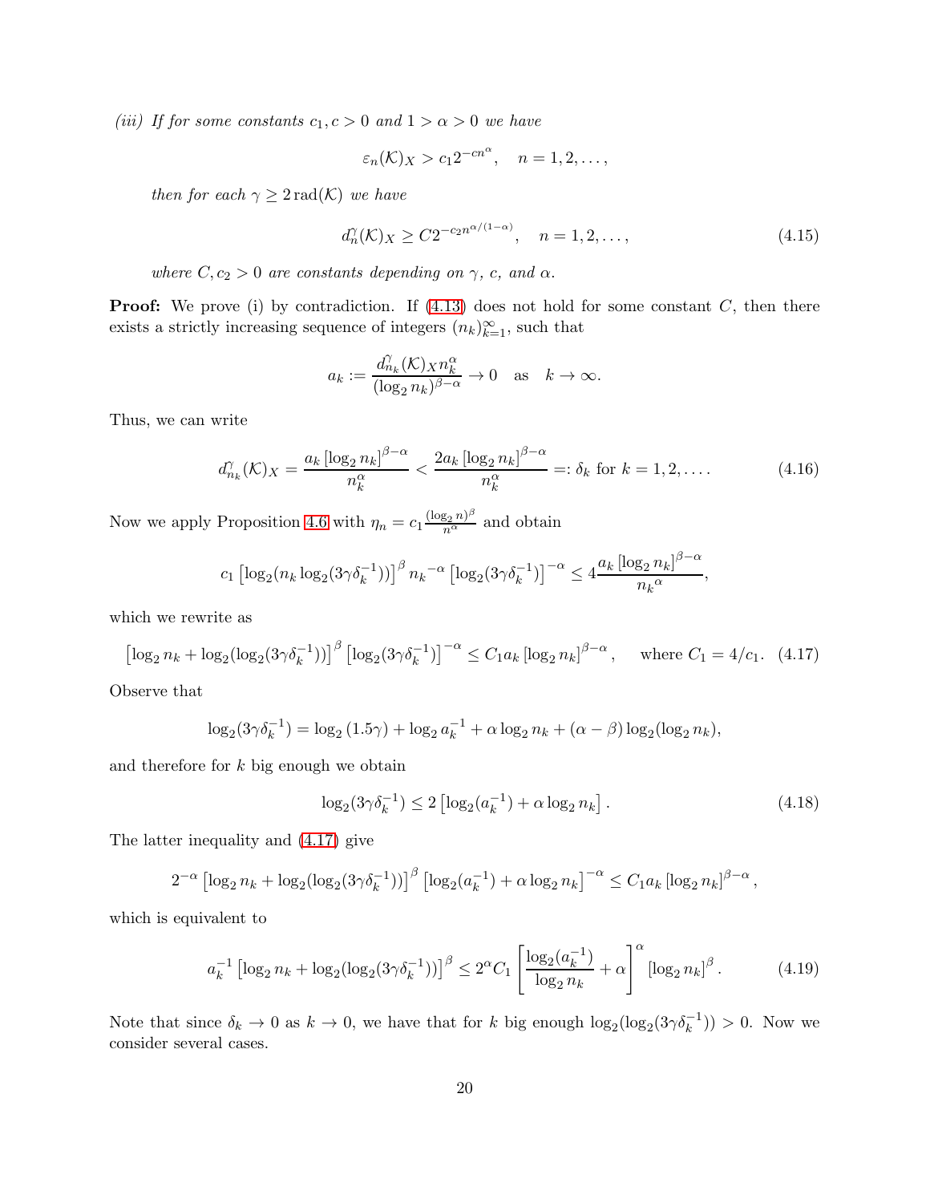*(iii) If for some constants $c_1, c > 0$ and $1 > \alpha > 0$ we have*

$$\varepsilon_n(\mathcal{K})_X > c_1 2^{-cn^\alpha}, \quad n = 1, 2, \dots,$$

*then for each $\gamma \geq 2\,\mathrm{rad}(\mathcal{K})$ we have*

$$d_n^\gamma(\mathcal{K})_X \geq C 2^{-c_2 n^{\alpha/(1-\alpha)}}, \quad n = 1, 2, \dots, \tag{4.15}$$

*where $C, c_2 > 0$ are constants depending on $\gamma$, $c$, and $\alpha$.*

**Proof:** We prove (i) by contradiction. If (4.13) does not hold for some constant $C$, then there exists a strictly increasing sequence of integers $(n_k)_{k=1}^\infty$, such that

$$a_k := \frac{d_{n_k}^\gamma(\mathcal{K})_X n_k^\alpha}{(\log_2 n_k)^{\beta-\alpha}} \to 0 \quad \text{as} \quad k \to \infty.$$

Thus, we can write

$$d_{n_k}^\gamma(\mathcal{K})_X = \frac{a_k \left[\log_2 n_k\right]^{\beta-\alpha}}{n_k^\alpha} < \frac{2a_k \left[\log_2 n_k\right]^{\beta-\alpha}}{n_k^\alpha} =: \delta_k \text{ for } k = 1, 2, \dots. \tag{4.16}$$

Now we apply Proposition 4.6 with $\eta_n = c_1 \frac{(\log_2 n)^\beta}{n^\alpha}$ and obtain

$$c_1 \left[\log_2(n_k \log_2(3\gamma\delta_k^{-1}))\right]^\beta {n_k}^{-\alpha} \left[\log_2(3\gamma\delta_k^{-1})\right]^{-\alpha} \leq 4 \frac{a_k \left[\log_2 n_k\right]^{\beta-\alpha}}{{n_k}^\alpha},$$

which we rewrite as

$$\left[\log_2 n_k + \log_2(\log_2(3\gamma\delta_k^{-1}))\right]^\beta \left[\log_2(3\gamma\delta_k^{-1})\right]^{-\alpha} \leq C_1 a_k \left[\log_2 n_k\right]^{\beta-\alpha}, \quad \text{where } C_1 = 4/c_1. \tag{4.17}$$

Observe that

$$\log_2(3\gamma\delta_k^{-1}) = \log_2(1.5\gamma) + \log_2 a_k^{-1} + \alpha \log_2 n_k + (\alpha - \beta)\log_2(\log_2 n_k),$$

and therefore for $k$ big enough we obtain

$$\log_2(3\gamma\delta_k^{-1}) \leq 2\left[\log_2(a_k^{-1}) + \alpha \log_2 n_k\right]. \tag{4.18}$$

The latter inequality and (4.17) give

$$2^{-\alpha} \left[\log_2 n_k + \log_2(\log_2(3\gamma\delta_k^{-1}))\right]^\beta \left[\log_2(a_k^{-1}) + \alpha \log_2 n_k\right]^{-\alpha} \leq C_1 a_k \left[\log_2 n_k\right]^{\beta-\alpha},$$

which is equivalent to

$$a_k^{-1} \left[\log_2 n_k + \log_2(\log_2(3\gamma\delta_k^{-1}))\right]^\beta \leq 2^\alpha C_1 \left[\frac{\log_2(a_k^{-1})}{\log_2 n_k} + \alpha\right]^\alpha \left[\log_2 n_k\right]^\beta. \tag{4.19}$$

Note that since $\delta_k \to 0$ as $k \to 0$, we have that for $k$ big enough $\log_2(\log_2(3\gamma\delta_k^{-1})) > 0$. Now we consider several cases.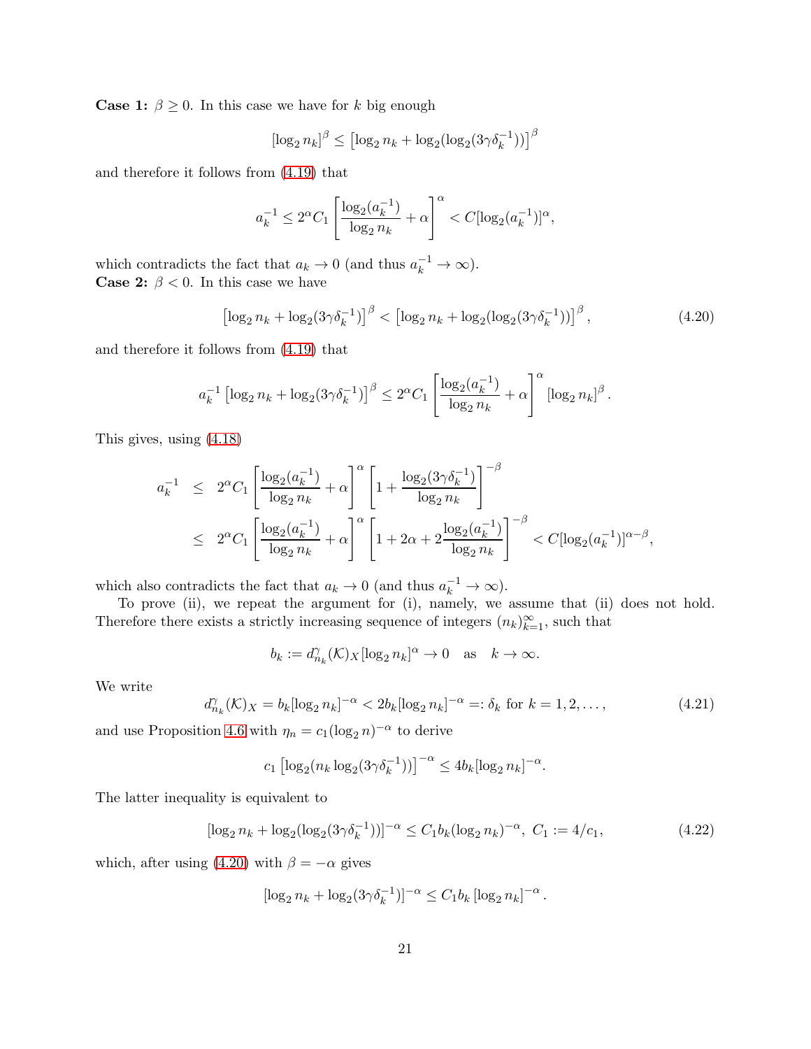**Case 1:** $\beta \geq 0$. In this case we have for $k$ big enough

$$[\log_2 n_k]^\beta \leq \left[\log_2 n_k + \log_2(\log_2(3\gamma\delta_k^{-1}))\right]^\beta$$

and therefore it follows from (4.19) that

$$a_k^{-1} \leq 2^\alpha C_1 \left[\frac{\log_2(a_k^{-1})}{\log_2 n_k} + \alpha\right]^\alpha < C[\log_2(a_k^{-1})]^\alpha,$$

which contradicts the fact that $a_k \to 0$ (and thus $a_k^{-1} \to \infty$).

**Case 2:** $\beta < 0$. In this case we have

$$\left[\log_2 n_k + \log_2(3\gamma\delta_k^{-1})\right]^\beta < \left[\log_2 n_k + \log_2(\log_2(3\gamma\delta_k^{-1}))\right]^\beta, \tag{4.20}$$

and therefore it follows from (4.19) that

$$a_k^{-1}\left[\log_2 n_k + \log_2(3\gamma\delta_k^{-1})\right]^\beta \leq 2^\alpha C_1 \left[\frac{\log_2(a_k^{-1})}{\log_2 n_k} + \alpha\right]^\alpha [\log_2 n_k]^\beta.$$

This gives, using (4.18)

$$\begin{aligned}
a_k^{-1} &\leq 2^\alpha C_1 \left[\frac{\log_2(a_k^{-1})}{\log_2 n_k} + \alpha\right]^\alpha \left[1 + \frac{\log_2(3\gamma\delta_k^{-1})}{\log_2 n_k}\right]^{-\beta} \\
&\leq 2^\alpha C_1 \left[\frac{\log_2(a_k^{-1})}{\log_2 n_k} + \alpha\right]^\alpha \left[1 + 2\alpha + 2\frac{\log_2(a_k^{-1})}{\log_2 n_k}\right]^{-\beta} < C[\log_2(a_k^{-1})]^{\alpha-\beta},
\end{aligned}$$

which also contradicts the fact that $a_k \to 0$ (and thus $a_k^{-1} \to \infty$).

To prove (ii), we repeat the argument for (i), namely, we assume that (ii) does not hold. Therefore there exists a strictly increasing sequence of integers $(n_k)_{k=1}^\infty$, such that

$$b_k := d_{n_k}^\gamma(\mathcal{K})_X[\log_2 n_k]^\alpha \to 0 \quad \text{as} \quad k \to \infty.$$

We write

$$d_{n_k}^\gamma(\mathcal{K})_X = b_k[\log_2 n_k]^{-\alpha} < 2b_k[\log_2 n_k]^{-\alpha} =: \delta_k \text{ for } k = 1, 2, \dots, \tag{4.21}$$

and use Proposition 4.6 with $\eta_n = c_1(\log_2 n)^{-\alpha}$ to derive

$$c_1\left[\log_2(n_k\log_2(3\gamma\delta_k^{-1}))\right]^{-\alpha} \leq 4b_k[\log_2 n_k]^{-\alpha}.$$

The latter inequality is equivalent to

$$[\log_2 n_k + \log_2(\log_2(3\gamma\delta_k^{-1}))]^{-\alpha} \leq C_1 b_k(\log_2 n_k)^{-\alpha},\ C_1 := 4/c_1, \tag{4.22}$$

which, after using (4.20) with $\beta = -\alpha$ gives

$$[\log_2 n_k + \log_2(3\gamma\delta_k^{-1})]^{-\alpha} \leq C_1 b_k\left[\log_2 n_k\right]^{-\alpha}.$$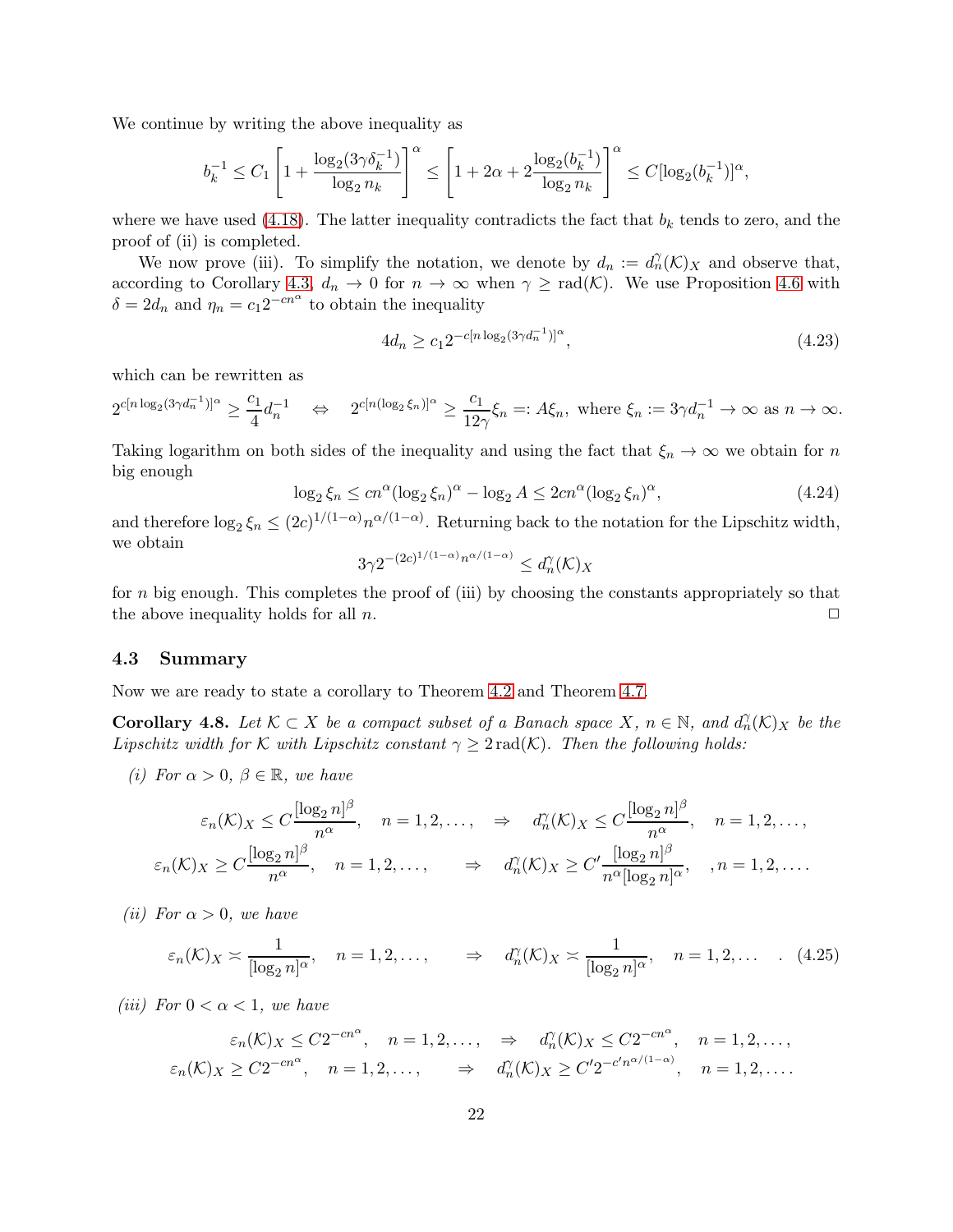We continue by writing the above inequality as

$$b_k^{-1} \leq C_1 \left[ 1 + \frac{\log_2(3\gamma\delta_k^{-1})}{\log_2 n_k} \right]^\alpha \leq \left[ 1 + 2\alpha + 2\frac{\log_2(b_k^{-1})}{\log_2 n_k} \right]^\alpha \leq C[\log_2(b_k^{-1})]^\alpha,$$

where we have used (4.18). The latter inequality contradicts the fact that $b_k$ tends to zero, and the proof of (ii) is completed.

We now prove (iii). To simplify the notation, we denote by $d_n := d_n^\gamma(\mathcal{K})_X$ and observe that, according to Corollary 4.3, $d_n \to 0$ for $n \to \infty$ when $\gamma \geq \mathrm{rad}(\mathcal{K})$. We use Proposition 4.6 with $\delta = 2d_n$ and $\eta_n = c_1 2^{-cn^\alpha}$ to obtain the inequality

$$4d_n \geq c_1 2^{-c[n \log_2(3\gamma d_n^{-1})]^\alpha}, \tag{4.23}$$

which can be rewritten as

$$2^{c[n \log_2(3\gamma d_n^{-1})]^\alpha} \geq \frac{c_1}{4} d_n^{-1} \quad \Leftrightarrow \quad 2^{c[n(\log_2 \xi_n)]^\alpha} \geq \frac{c_1}{12\gamma}\xi_n =: A\xi_n, \text{ where } \xi_n := 3\gamma d_n^{-1} \to \infty \text{ as } n \to \infty.$$

Taking logarithm on both sides of the inequality and using the fact that $\xi_n \to \infty$ we obtain for $n$ big enough

$$\log_2 \xi_n \leq cn^\alpha(\log_2 \xi_n)^\alpha - \log_2 A \leq 2cn^\alpha(\log_2 \xi_n)^\alpha, \tag{4.24}$$

and therefore $\log_2 \xi_n \leq (2c)^{1/(1-\alpha)} n^{\alpha/(1-\alpha)}$. Returning back to the notation for the Lipschitz width, we obtain

$$3\gamma 2^{-(2c)^{1/(1-\alpha)} n^{\alpha/(1-\alpha)}} \leq d_n^\gamma(\mathcal{K})_X$$

for $n$ big enough. This completes the proof of (iii) by choosing the constants appropriately so that the above inequality holds for all $n$. □

### 4.3 Summary

Now we are ready to state a corollary to Theorem 4.2 and Theorem 4.7.

**Corollary 4.8.** *Let $\mathcal{K} \subset X$ be a compact subset of a Banach space $X$, $n \in \mathbb{N}$, and $d_n^\gamma(\mathcal{K})_X$ be the Lipschitz width for $\mathcal{K}$ with Lipschitz constant $\gamma \geq 2\,\mathrm{rad}(\mathcal{K})$. Then the following holds:*

*(i) For $\alpha > 0$, $\beta \in \mathbb{R}$, we have*

$$\varepsilon_n(\mathcal{K})_X \leq C\frac{[\log_2 n]^\beta}{n^\alpha}, \quad n = 1, 2, \ldots, \quad \Rightarrow \quad d_n^\gamma(\mathcal{K})_X \leq C\frac{[\log_2 n]^\beta}{n^\alpha}, \quad n = 1, 2, \ldots,$$

$$\varepsilon_n(\mathcal{K})_X \geq C\frac{[\log_2 n]^\beta}{n^\alpha}, \quad n = 1, 2, \ldots, \quad \Rightarrow \quad d_n^\gamma(\mathcal{K})_X \geq C'\frac{[\log_2 n]^\beta}{n^\alpha[\log_2 n]^\alpha}, \quad , n = 1, 2, \ldots.$$

*(ii) For $\alpha > 0$, we have*

$$\varepsilon_n(\mathcal{K})_X \asymp \frac{1}{[\log_2 n]^\alpha}, \quad n = 1, 2, \ldots, \quad \Rightarrow \quad d_n^\gamma(\mathcal{K})_X \asymp \frac{1}{[\log_2 n]^\alpha}, \quad n = 1, 2, \ldots \quad . \tag{4.25}$$

*(iii) For $0 < \alpha < 1$, we have*

$$\varepsilon_n(\mathcal{K})_X \leq C2^{-cn^\alpha}, \quad n = 1, 2, \ldots, \quad \Rightarrow \quad d_n^\gamma(\mathcal{K})_X \leq C2^{-cn^\alpha}, \quad n = 1, 2, \ldots,$$

$$\varepsilon_n(\mathcal{K})_X \geq C2^{-cn^\alpha}, \quad n = 1, 2, \ldots, \quad \Rightarrow \quad d_n^\gamma(\mathcal{K})_X \geq C'2^{-c'n^{\alpha/(1-\alpha)}}, \quad n = 1, 2, \ldots.$$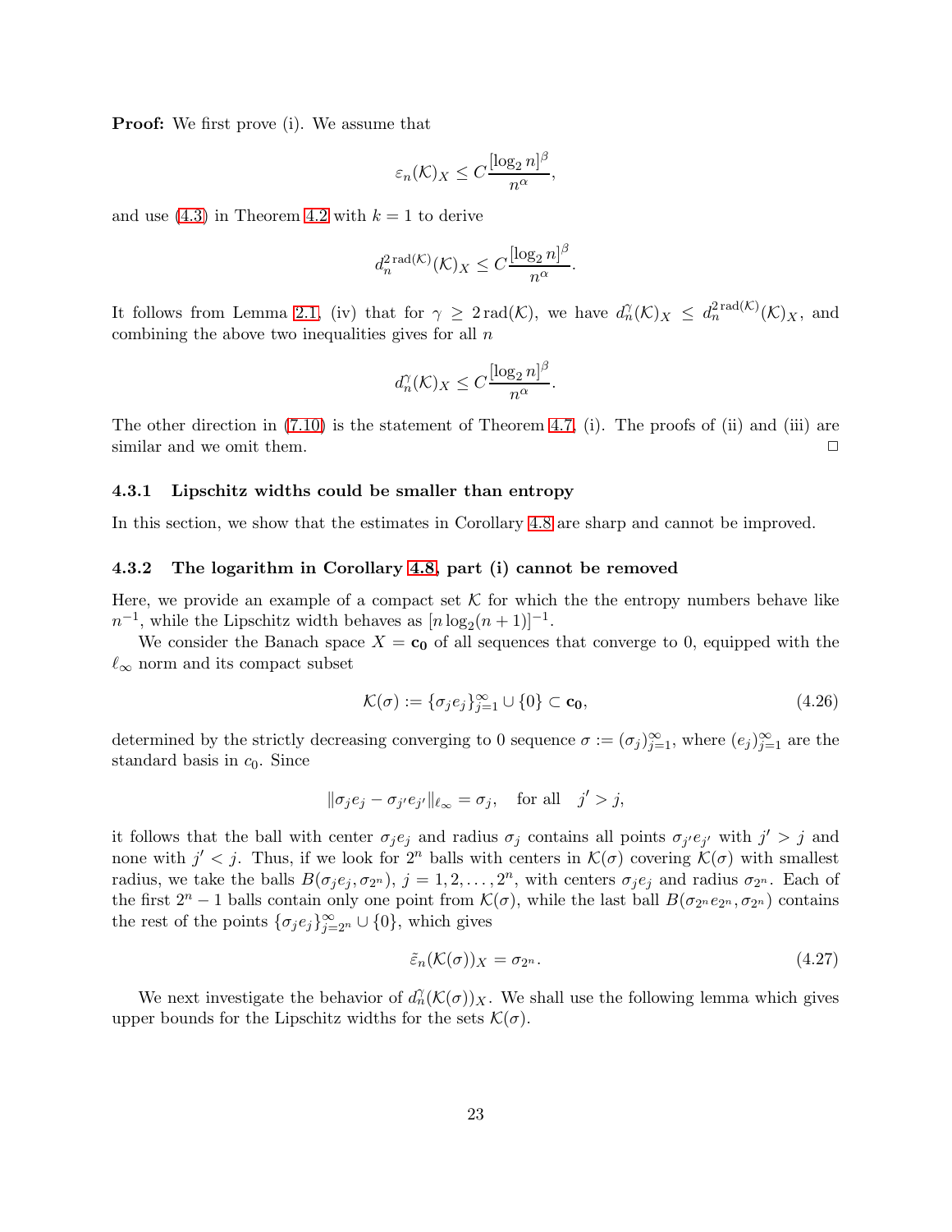**Proof:** We first prove (i). We assume that

$$\varepsilon_n(\mathcal{K})_X \leq C\frac{[\log_2 n]^\beta}{n^\alpha},$$

and use (4.3) in Theorem 4.2 with $k=1$ to derive

$$d_n^{2\,\mathrm{rad}(\mathcal{K})}(\mathcal{K})_X \leq C\frac{[\log_2 n]^\beta}{n^\alpha}.$$

It follows from Lemma 2.1, (iv) that for $\gamma \geq 2\,\mathrm{rad}(\mathcal{K})$, we have $d_n^\gamma(\mathcal{K})_X \leq d_n^{2\,\mathrm{rad}(\mathcal{K})}(\mathcal{K})_X$, and combining the above two inequalities gives for all $n$

$$d_n^\gamma(\mathcal{K})_X \leq C\frac{[\log_2 n]^\beta}{n^\alpha}.$$

The other direction in (7.10) is the statement of Theorem 4.7, (i). The proofs of (ii) and (iii) are similar and we omit them. $\square$

#### 4.3.1 Lipschitz widths could be smaller than entropy

In this section, we show that the estimates in Corollary 4.8 are sharp and cannot be improved.

#### 4.3.2 The logarithm in Corollary 4.8, part (i) cannot be removed

Here, we provide an example of a compact set $\mathcal{K}$ for which the the entropy numbers behave like $n^{-1}$, while the Lipschitz width behaves as $[n\log_2(n+1)]^{-1}$.

We consider the Banach space $X = \mathbf{c_0}$ of all sequences that converge to 0, equipped with the $\ell_\infty$ norm and its compact subset

$$\mathcal{K}(\sigma) := \{\sigma_j e_j\}_{j=1}^\infty \cup \{0\} \subset \mathbf{c_0}, \tag{4.26}$$

determined by the strictly decreasing converging to 0 sequence $\sigma := (\sigma_j)_{j=1}^\infty$, where $(e_j)_{j=1}^\infty$ are the standard basis in $c_0$. Since

$$\|\sigma_j e_j - \sigma_{j'} e_{j'}\|_{\ell_\infty} = \sigma_j, \quad \text{for all} \quad j' > j,$$

it follows that the ball with center $\sigma_j e_j$ and radius $\sigma_j$ contains all points $\sigma_{j'} e_{j'}$ with $j' > j$ and none with $j' < j$. Thus, if we look for $2^n$ balls with centers in $\mathcal{K}(\sigma)$ covering $\mathcal{K}(\sigma)$ with smallest radius, we take the balls $B(\sigma_j e_j, \sigma_{2^n})$, $j = 1, 2, \dots, 2^n$, with centers $\sigma_j e_j$ and radius $\sigma_{2^n}$. Each of the first $2^n - 1$ balls contain only one point from $\mathcal{K}(\sigma)$, while the last ball $B(\sigma_{2^n} e_{2^n}, \sigma_{2^n})$ contains the rest of the points $\{\sigma_j e_j\}_{j=2^n}^\infty \cup \{0\}$, which gives

$$\tilde{\varepsilon}_n(\mathcal{K}(\sigma))_X = \sigma_{2^n}. \tag{4.27}$$

We next investigate the behavior of $d_n^\gamma(\mathcal{K}(\sigma))_X$. We shall use the following lemma which gives upper bounds for the Lipschitz widths for the sets $\mathcal{K}(\sigma)$.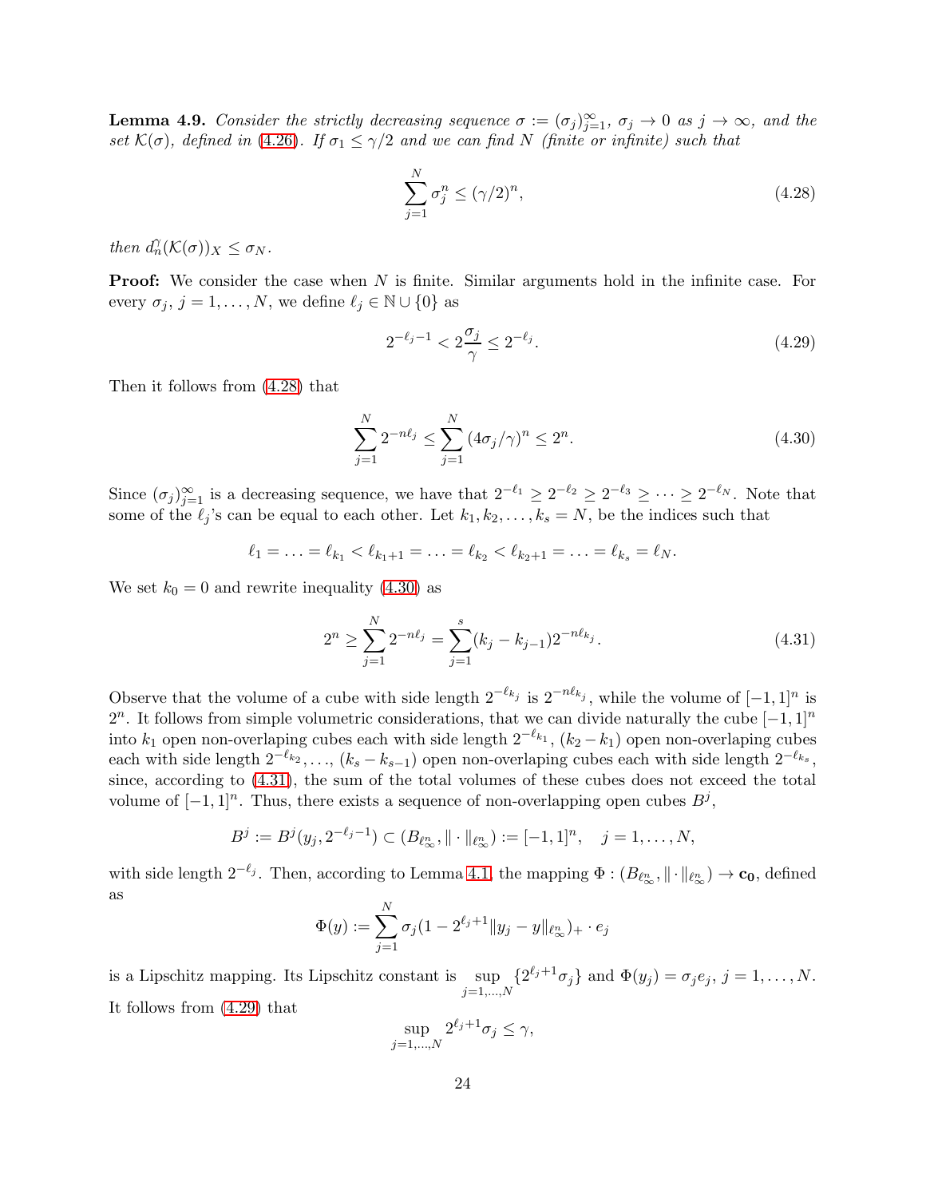**Lemma 4.9.** *Consider the strictly decreasing sequence $\sigma := (\sigma_j)_{j=1}^\infty$, $\sigma_j \to 0$ as $j \to \infty$, and the set $\mathcal{K}(\sigma)$, defined in (4.26). If $\sigma_1 \leq \gamma/2$ and we can find $N$ (finite or infinite) such that*

$$\sum_{j=1}^N \sigma_j^n \leq (\gamma/2)^n, \tag{4.28}$$

*then $d_n^\gamma(\mathcal{K}(\sigma))_X \leq \sigma_N$.*

**Proof:** We consider the case when $N$ is finite. Similar arguments hold in the infinite case. For every $\sigma_j$, $j = 1, \dots, N$, we define $\ell_j \in \mathbb{N} \cup \{0\}$ as

$$2^{-\ell_j - 1} < 2\frac{\sigma_j}{\gamma} \leq 2^{-\ell_j}. \tag{4.29}$$

Then it follows from (4.28) that

$$\sum_{j=1}^N 2^{-n\ell_j} \leq \sum_{j=1}^N (4\sigma_j/\gamma)^n \leq 2^n. \tag{4.30}$$

Since $(\sigma_j)_{j=1}^\infty$ is a decreasing sequence, we have that $2^{-\ell_1} \geq 2^{-\ell_2} \geq 2^{-\ell_3} \geq \dots \geq 2^{-\ell_N}$. Note that some of the $\ell_j$'s can be equal to each other. Let $k_1, k_2, \dots, k_s = N$, be the indices such that

$$\ell_1 = \ldots = \ell_{k_1} < \ell_{k_1+1} = \ldots = \ell_{k_2} < \ell_{k_2+1} = \ldots = \ell_{k_s} = \ell_N.$$

We set $k_0 = 0$ and rewrite inequality (4.30) as

$$2^n \geq \sum_{j=1}^N 2^{-n\ell_j} = \sum_{j=1}^s (k_j - k_{j-1}) 2^{-n\ell_{k_j}}. \tag{4.31}$$

Observe that the volume of a cube with side length $2^{-\ell_{k_j}}$ is $2^{-n\ell_{k_j}}$, while the volume of $[-1,1]^n$ is $2^n$. It follows from simple volumetric considerations, that we can divide naturally the cube $[-1,1]^n$ into $k_1$ open non-overlaping cubes each with side length $2^{-\ell_{k_1}}$, $(k_2 - k_1)$ open non-overlaping cubes each with side length $2^{-\ell_{k_2}}, \dots, (k_s - k_{s-1})$ open non-overlaping cubes each with side length $2^{-\ell_{k_s}}$, since, according to (4.31), the sum of the total volumes of these cubes does not exceed the total volume of $[-1,1]^n$. Thus, there exists a sequence of non-overlapping open cubes $B^j$,

$$B^j := B^j(y_j, 2^{-\ell_j - 1}) \subset (B_{\ell_\infty^n}, \|\cdot\|_{\ell_\infty^n}) := [-1,1]^n, \quad j = 1, \dots, N,$$

with side length $2^{-\ell_j}$. Then, according to Lemma 4.1, the mapping $\Phi : (B_{\ell_\infty^n}, \|\cdot\|_{\ell_\infty^n}) \to \mathbf{c_0}$, defined as

$$\Phi(y) := \sum_{j=1}^N \sigma_j (1 - 2^{\ell_j+1}\|y_j - y\|_{\ell_\infty^n})_+ \cdot e_j$$

is a Lipschitz mapping. Its Lipschitz constant is $\sup\limits_{j=1,\dots,N} \{2^{\ell_j+1}\sigma_j\}$ and $\Phi(y_j) = \sigma_j e_j$, $j = 1, \dots, N$. It follows from (4.29) that

$$\sup_{j=1,\dots,N} 2^{\ell_j+1}\sigma_j \leq \gamma,$$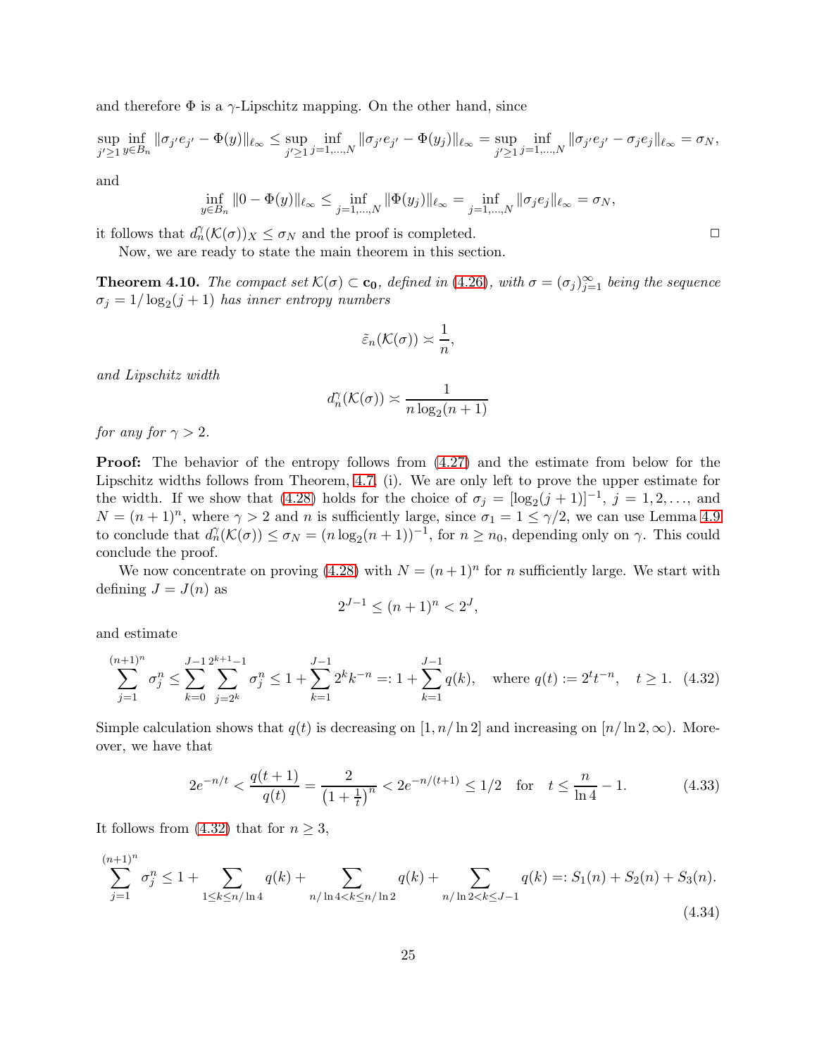and therefore $\Phi$ is a $\gamma$-Lipschitz mapping. On the other hand, since

$$\sup_{j'\geq 1}\inf_{y\in B_n}\|\sigma_{j'}e_{j'}-\Phi(y)\|_{\ell_\infty}\leq \sup_{j'\geq 1}\inf_{j=1,\dots,N}\|\sigma_{j'}e_{j'}-\Phi(y_j)\|_{\ell_\infty}=\sup_{j'\geq 1}\inf_{j=1,\dots,N}\|\sigma_{j'}e_{j'}-\sigma_j e_j\|_{\ell_\infty}=\sigma_N,$$

and

$$\inf_{y\in B_n}\|0-\Phi(y)\|_{\ell_\infty}\leq \inf_{j=1,\dots,N}\|\Phi(y_j)\|_{\ell_\infty}=\inf_{j=1,\dots,N}\|\sigma_j e_j\|_{\ell_\infty}=\sigma_N,$$

it follows that $d_n^\gamma(\mathcal{K}(\sigma))_X\leq \sigma_N$ and the proof is completed. $\square$

Now, we are ready to state the main theorem in this section.

**Theorem 4.10.** *The compact set $\mathcal{K}(\sigma)\subset \mathbf{c_0}$, defined in (4.26), with $\sigma=(\sigma_j)_{j=1}^\infty$ being the sequence $\sigma_j=1/\log_2(j+1)$ has inner entropy numbers*

$$\tilde{\varepsilon}_n(\mathcal{K}(\sigma))\asymp\frac{1}{n},$$

*and Lipschitz width*

$$d_n^\gamma(\mathcal{K}(\sigma))\asymp\frac{1}{n\log_2(n+1)}$$

*for any for $\gamma>2$.*

**Proof:** The behavior of the entropy follows from (4.27) and the estimate from below for the Lipschitz widths follows from Theorem, 4.7, (i). We are only left to prove the upper estimate for the width. If we show that (4.28) holds for the choice of $\sigma_j=[\log_2(j+1)]^{-1}$, $j=1,2,\dots,$ and $N=(n+1)^n$, where $\gamma>2$ and $n$ is sufficiently large, since $\sigma_1=1\leq\gamma/2$, we can use Lemma 4.9 to conclude that $d_n^\gamma(\mathcal{K}(\sigma))\leq\sigma_N=(n\log_2(n+1))^{-1}$, for $n\geq n_0$, depending only on $\gamma$. This could conclude the proof.

We now concentrate on proving (4.28) with $N=(n+1)^n$ for $n$ sufficiently large. We start with defining $J=J(n)$ as

$$2^{J-1}\leq(n+1)^n<2^J,$$

and estimate

$$\sum_{j=1}^{(n+1)^n}\sigma_j^n\leq\sum_{k=0}^{J-1}\sum_{j=2^k}^{2^{k+1}-1}\sigma_j^n\leq 1+\sum_{k=1}^{J-1}2^k k^{-n}=:1+\sum_{k=1}^{J-1}q(k),\quad\text{where } q(t):=2^t t^{-n},\quad t\geq 1. \tag{4.32}$$

Simple calculation shows that $q(t)$ is decreasing on $[1,n/\ln 2]$ and increasing on $[n/\ln 2,\infty)$. Moreover, we have that

$$2e^{-n/t}<\frac{q(t+1)}{q(t)}=\frac{2}{\left(1+\frac{1}{t}\right)^n}<2e^{-n/(t+1)}\leq 1/2\quad\text{for}\quad t\leq\frac{n}{\ln 4}-1. \tag{4.33}$$

It follows from (4.32) that for $n\geq 3$,

$$\sum_{j=1}^{(n+1)^n}\sigma_j^n\leq 1+\sum_{1\leq k\leq n/\ln 4}q(k)+\sum_{n/\ln 4<k\leq n/\ln 2}q(k)+\sum_{n/\ln 2<k\leq J-1}q(k)=:S_1(n)+S_2(n)+S_3(n). \tag{4.34}$$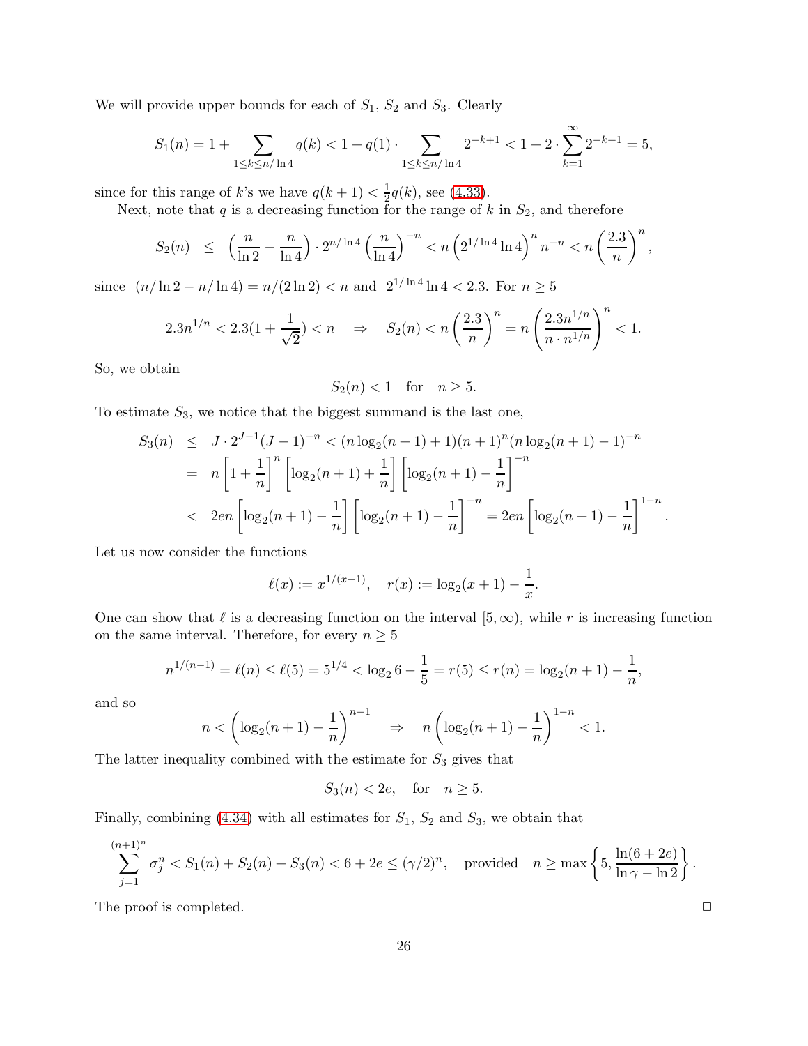We will provide upper bounds for each of $S_1$, $S_2$ and $S_3$. Clearly

$$S_1(n) = 1 + \sum_{1 \le k \le n/\ln 4} q(k) < 1 + q(1) \cdot \sum_{1 \le k \le n/\ln 4} 2^{-k+1} < 1 + 2 \cdot \sum_{k=1}^{\infty} 2^{-k+1} = 5,$$

since for this range of $k$'s we have $q(k+1) < \frac{1}{2} q(k)$, see (4.33).

Next, note that $q$ is a decreasing function for the range of $k$ in $S_2$, and therefore

$$S_2(n) \le \left( \frac{n}{\ln 2} - \frac{n}{\ln 4} \right) \cdot 2^{n/\ln 4} \left( \frac{n}{\ln 4} \right)^{-n} < n \left( 2^{1/\ln 4} \ln 4 \right)^n n^{-n} < n \left( \frac{2.3}{n} \right)^n,$$

since $(n/\ln 2 - n/\ln 4) = n/(2\ln 2) < n$ and $2^{1/\ln 4} \ln 4 < 2.3$. For $n \ge 5$

$$2.3 n^{1/n} < 2.3 (1 + \frac{1}{\sqrt{2}}) < n \quad \Rightarrow \quad S_2(n) < n \left( \frac{2.3}{n} \right)^n = n \left( \frac{2.3 n^{1/n}}{n \cdot n^{1/n}} \right)^n < 1.$$

So, we obtain

$$S_2(n) < 1 \quad \text{for} \quad n \ge 5.$$

To estimate $S_3$, we notice that the biggest summand is the last one,

$$\begin{aligned}
S_3(n) &\le J \cdot 2^{J-1} (J-1)^{-n} < (n \log_2(n+1) + 1)(n+1)^n (n \log_2(n+1) - 1)^{-n} \\
&= n \left[ 1 + \frac{1}{n} \right]^n \left[ \log_2(n+1) + \frac{1}{n} \right] \left[ \log_2(n+1) - \frac{1}{n} \right]^{-n} \\
&< 2en \left[ \log_2(n+1) - \frac{1}{n} \right] \left[ \log_2(n+1) - \frac{1}{n} \right]^{-n} = 2en \left[ \log_2(n+1) - \frac{1}{n} \right]^{1-n}.
\end{aligned}$$

Let us now consider the functions

$$\ell(x) := x^{1/(x-1)}, \quad r(x) := \log_2(x+1) - \frac{1}{x}.$$

One can show that $\ell$ is a decreasing function on the interval $[5, \infty)$, while $r$ is increasing function on the same interval. Therefore, for every $n \ge 5$

$$n^{1/(n-1)} = \ell(n) \le \ell(5) = 5^{1/4} < \log_2 6 - \frac{1}{5} = r(5) \le r(n) = \log_2(n+1) - \frac{1}{n},$$

and so

$$n < \left( \log_2(n+1) - \frac{1}{n} \right)^{n-1} \quad \Rightarrow \quad n \left( \log_2(n+1) - \frac{1}{n} \right)^{1-n} < 1.$$

The latter inequality combined with the estimate for $S_3$ gives that

$$S_3(n) < 2e, \quad \text{for} \quad n \ge 5.$$

Finally, combining (4.34) with all estimates for $S_1$, $S_2$ and $S_3$, we obtain that

$$\sum_{j=1}^{(n+1)^n} \sigma_j^n < S_1(n) + S_2(n) + S_3(n) < 6 + 2e \le (\gamma/2)^n, \quad \text{provided} \quad n \ge \max\left\{ 5, \frac{\ln(6+2e)}{\ln \gamma - \ln 2} \right\}.$$

The proof is completed. $\square$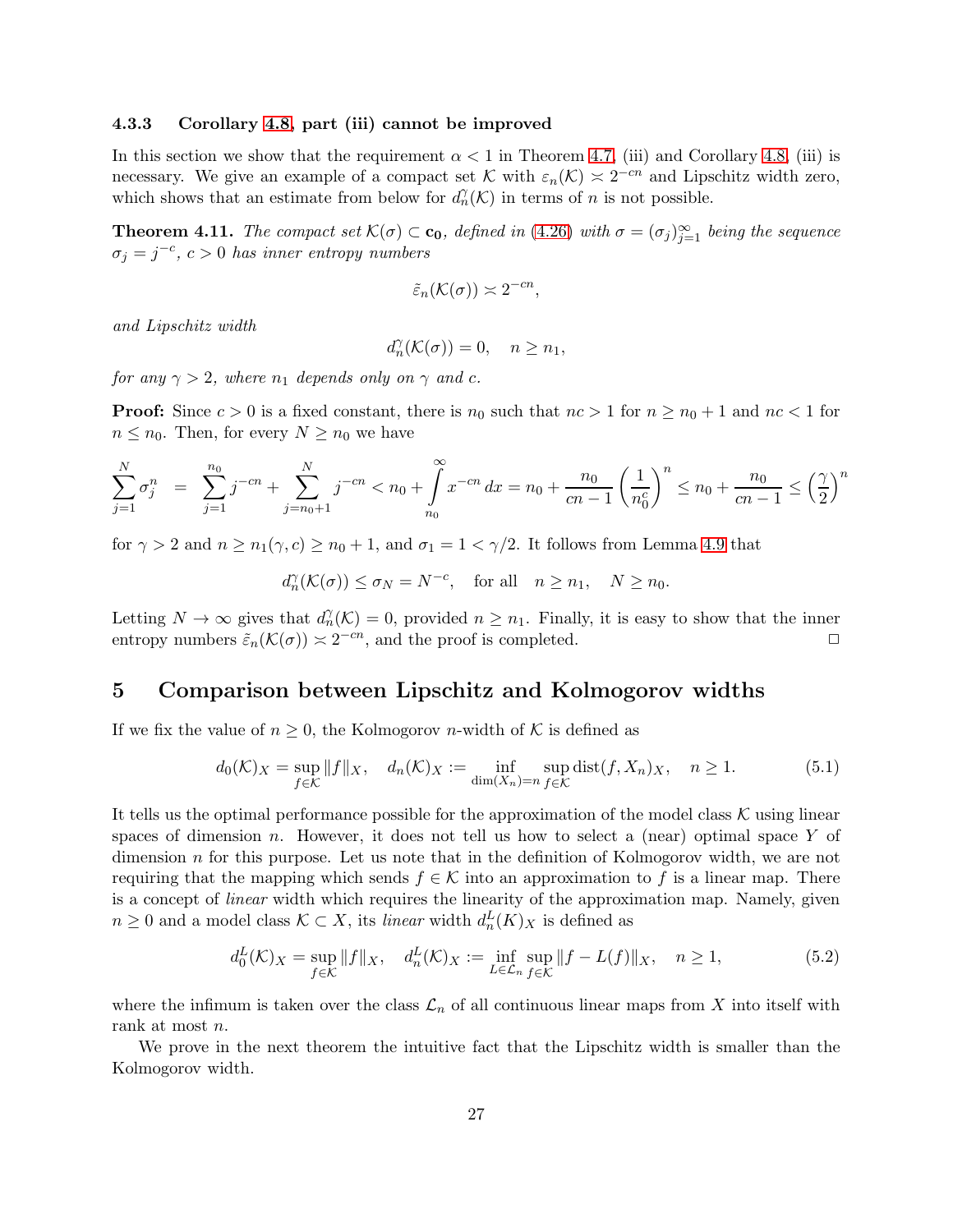### 4.3.3 Corollary 4.8, part (iii) cannot be improved

In this section we show that the requirement $\alpha < 1$ in Theorem 4.7, (iii) and Corollary 4.8, (iii) is necessary. We give an example of a compact set $\mathcal{K}$ with $\varepsilon_n(\mathcal{K}) \asymp 2^{-cn}$ and Lipschitz width zero, which shows that an estimate from below for $d_n^\gamma(\mathcal{K})$ in terms of $n$ is not possible.

**Theorem 4.11.** *The compact set $\mathcal{K}(\sigma) \subset \mathbf{c_0}$, defined in (4.26) with $\sigma = (\sigma_j)_{j=1}^\infty$ being the sequence $\sigma_j = j^{-c}$, $c > 0$ has inner entropy numbers*

$$\tilde{\varepsilon}_n(\mathcal{K}(\sigma)) \asymp 2^{-cn},$$

*and Lipschitz width*

$$d_n^\gamma(\mathcal{K}(\sigma)) = 0, \quad n \geq n_1,$$

*for any $\gamma > 2$, where $n_1$ depends only on $\gamma$ and $c$.*

**Proof:** Since $c > 0$ is a fixed constant, there is $n_0$ such that $nc > 1$ for $n \geq n_0 + 1$ and $nc < 1$ for $n \leq n_0$. Then, for every $N \geq n_0$ we have

$$\sum_{j=1}^{N} \sigma_j^n = \sum_{j=1}^{n_0} j^{-cn} + \sum_{j=n_0+1}^{N} j^{-cn} < n_0 + \int_{n_0}^{\infty} x^{-cn}\, dx = n_0 + \frac{n_0}{cn-1}\left(\frac{1}{n_0^c}\right)^n \leq n_0 + \frac{n_0}{cn-1} \leq \left(\frac{\gamma}{2}\right)^n$$

for $\gamma > 2$ and $n \geq n_1(\gamma, c) \geq n_0 + 1$, and $\sigma_1 = 1 < \gamma/2$. It follows from Lemma 4.9 that

$$d_n^\gamma(\mathcal{K}(\sigma)) \leq \sigma_N = N^{-c}, \quad \text{for all} \quad n \geq n_1, \quad N \geq n_0.$$

Letting $N \to \infty$ gives that $d_n^\gamma(\mathcal{K}) = 0$, provided $n \geq n_1$. Finally, it is easy to show that the inner entropy numbers $\tilde{\varepsilon}_n(\mathcal{K}(\sigma)) \asymp 2^{-cn}$, and the proof is completed. $\square$

## 5 Comparison between Lipschitz and Kolmogorov widths

If we fix the value of $n \geq 0$, the Kolmogorov $n$-width of $\mathcal{K}$ is defined as

$$d_0(\mathcal{K})_X = \sup_{f \in \mathcal{K}} \|f\|_X, \quad d_n(\mathcal{K})_X := \inf_{\dim(X_n)=n} \sup_{f \in \mathcal{K}} \operatorname{dist}(f, X_n)_X, \quad n \geq 1. \tag{5.1}$$

It tells us the optimal performance possible for the approximation of the model class $\mathcal{K}$ using linear spaces of dimension $n$. However, it does not tell us how to select a (near) optimal space $Y$ of dimension $n$ for this purpose. Let us note that in the definition of Kolmogorov width, we are not requiring that the mapping which sends $f \in \mathcal{K}$ into an approximation to $f$ is a linear map. There is a concept of *linear* width which requires the linearity of the approximation map. Namely, given $n \geq 0$ and a model class $\mathcal{K} \subset X$, its *linear* width $d_n^L(K)_X$ is defined as

$$d_0^L(\mathcal{K})_X = \sup_{f \in \mathcal{K}} \|f\|_X, \quad d_n^L(\mathcal{K})_X := \inf_{L \in \mathcal{L}_n} \sup_{f \in \mathcal{K}} \|f - L(f)\|_X, \quad n \geq 1, \tag{5.2}$$

where the infimum is taken over the class $\mathcal{L}_n$ of all continuous linear maps from $X$ into itself with rank at most $n$.

We prove in the next theorem the intuitive fact that the Lipschitz width is smaller than the Kolmogorov width.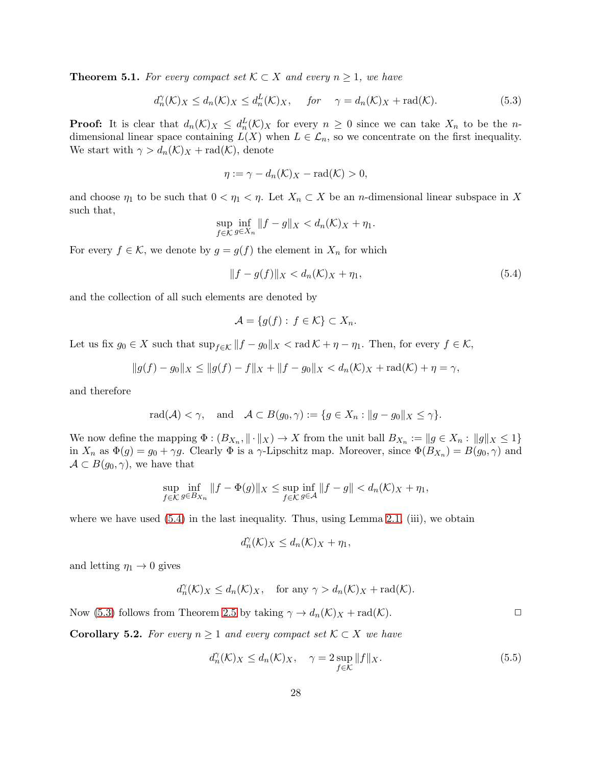**Theorem 5.1.** *For every compact set $\mathcal{K} \subset X$ and every $n \geq 1$, we have*

$$d_n^\gamma(\mathcal{K})_X \leq d_n(\mathcal{K})_X \leq d_n^L(\mathcal{K})_X, \quad \text{for} \quad \gamma = d_n(\mathcal{K})_X + \mathrm{rad}(\mathcal{K}). \tag{5.3}$$

**Proof:** It is clear that $d_n(\mathcal{K})_X \leq d_n^L(\mathcal{K})_X$ for every $n \geq 0$ since we can take $X_n$ to be the $n$-dimensional linear space containing $L(X)$ when $L \in \mathcal{L}_n$, so we concentrate on the first inequality. We start with $\gamma > d_n(\mathcal{K})_X + \mathrm{rad}(\mathcal{K})$, denote

$$\eta := \gamma - d_n(\mathcal{K})_X - \mathrm{rad}(\mathcal{K}) > 0,$$

and choose $\eta_1$ to be such that $0 < \eta_1 < \eta$. Let $X_n \subset X$ be an $n$-dimensional linear subspace in $X$ such that,

$$\sup_{f \in \mathcal{K}} \inf_{g \in X_n} \|f - g\|_X < d_n(\mathcal{K})_X + \eta_1.$$

For every $f \in \mathcal{K}$, we denote by $g = g(f)$ the element in $X_n$ for which

$$\|f - g(f)\|_X < d_n(\mathcal{K})_X + \eta_1, \tag{5.4}$$

and the collection of all such elements are denoted by

$$\mathcal{A} = \{g(f) : f \in \mathcal{K}\} \subset X_n.$$

Let us fix $g_0 \in X$ such that $\sup_{f \in \mathcal{K}} \|f - g_0\|_X < \mathrm{rad}\,\mathcal{K} + \eta - \eta_1$. Then, for every $f \in \mathcal{K}$,

$$\|g(f) - g_0\|_X \leq \|g(f) - f\|_X + \|f - g_0\|_X < d_n(\mathcal{K})_X + \mathrm{rad}(\mathcal{K}) + \eta = \gamma,$$

and therefore

$$\mathrm{rad}(\mathcal{A}) < \gamma, \quad \text{and} \quad \mathcal{A} \subset B(g_0, \gamma) := \{g \in X_n : \|g - g_0\|_X \leq \gamma\}.$$

We now define the mapping $\Phi : (B_{X_n}, \|\cdot\|_X) \to X$ from the unit ball $B_{X_n} := \|g \in X_n : \|g\|_X \leq 1\}$ in $X_n$ as $\Phi(g) = g_0 + \gamma g$. Clearly $\Phi$ is a $\gamma$-Lipschitz map. Moreover, since $\Phi(B_{X_n}) = B(g_0, \gamma)$ and $\mathcal{A} \subset B(g_0, \gamma)$, we have that

$$\sup_{f \in \mathcal{K}} \inf_{g \in B_{X_n}} \|f - \Phi(g)\|_X \leq \sup_{f \in \mathcal{K}} \inf_{g \in \mathcal{A}} \|f - g\| < d_n(\mathcal{K})_X + \eta_1,$$

where we have used (5.4) in the last inequality. Thus, using Lemma 2.1, (iii), we obtain

$$d_n^\gamma(\mathcal{K})_X \leq d_n(\mathcal{K})_X + \eta_1,$$

and letting $\eta_1 \to 0$ gives

$$d_n^\gamma(\mathcal{K})_X \leq d_n(\mathcal{K})_X, \quad \text{for any } \gamma > d_n(\mathcal{K})_X + \mathrm{rad}(\mathcal{K}).$$

Now (5.3) follows from Theorem 2.5 by taking $\gamma \to d_n(\mathcal{K})_X + \mathrm{rad}(\mathcal{K})$. □

**Corollary 5.2.** *For every $n \geq 1$ and every compact set $\mathcal{K} \subset X$ we have*

$$d_n^\gamma(\mathcal{K})_X \leq d_n(\mathcal{K})_X, \quad \gamma = 2 \sup_{f \in \mathcal{K}} \|f\|_X. \tag{5.5}$$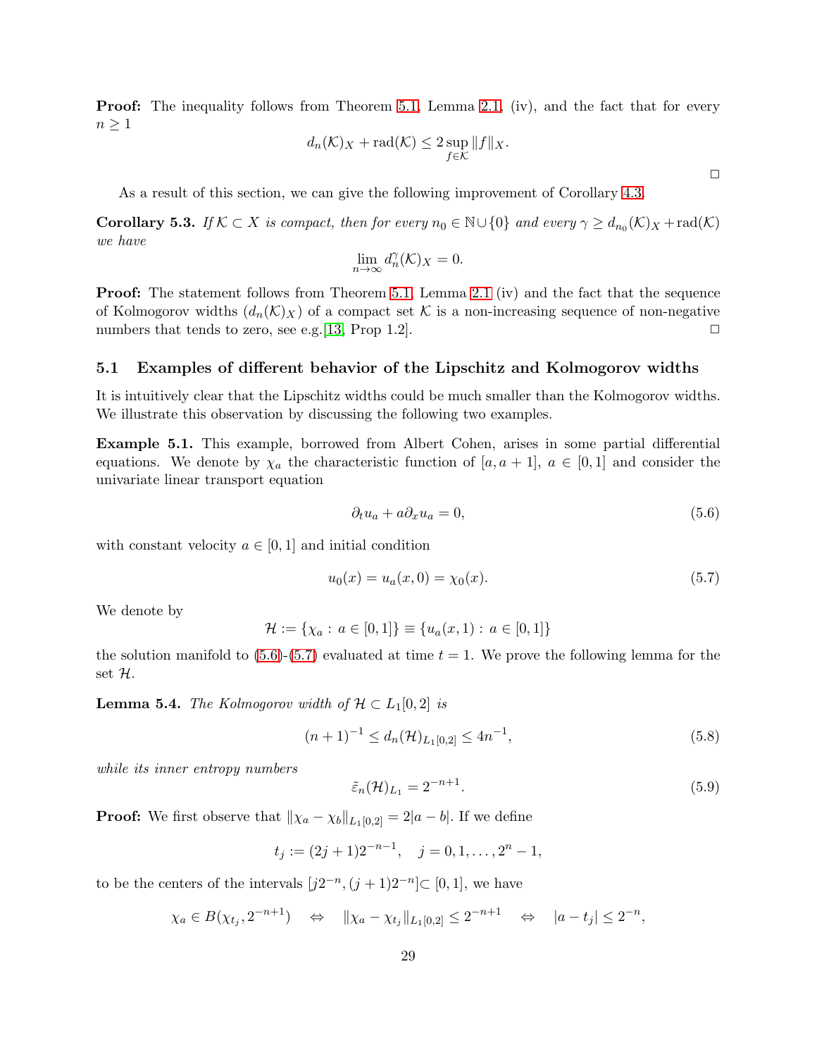**Proof:** The inequality follows from Theorem 5.1, Lemma 2.1, (iv), and the fact that for every $n \geq 1$

$$d_n(\mathcal{K})_X + \mathrm{rad}(\mathcal{K}) \leq 2 \sup_{f \in \mathcal{K}} \|f\|_X.$$

□

As a result of this section, we can give the following improvement of Corollary 4.3.

**Corollary 5.3.** *If $\mathcal{K} \subset X$ is compact, then for every $n_0 \in \mathbb{N} \cup \{0\}$ and every $\gamma \geq d_{n_0}(\mathcal{K})_X + \mathrm{rad}(\mathcal{K})$ we have*

$$\lim_{n \to \infty} d_n^{\gamma}(\mathcal{K})_X = 0.$$

**Proof:** The statement follows from Theorem 5.1, Lemma 2.1 (iv) and the fact that the sequence of Kolmogorov widths $(d_n(\mathcal{K})_X)$ of a compact set $\mathcal{K}$ is a non-increasing sequence of non-negative numbers that tends to zero, see e.g.[13, Prop 1.2]. □

## 5.1 Examples of different behavior of the Lipschitz and Kolmogorov widths

It is intuitively clear that the Lipschitz widths could be much smaller than the Kolmogorov widths. We illustrate this observation by discussing the following two examples.

**Example 5.1.** This example, borrowed from Albert Cohen, arises in some partial differential equations. We denote by $\chi_a$ the characteristic function of $[a, a+1]$, $a \in [0,1]$ and consider the univariate linear transport equation

$$\partial_t u_a + a \partial_x u_a = 0, \tag{5.6}$$

with constant velocity $a \in [0,1]$ and initial condition

$$u_0(x) = u_a(x, 0) = \chi_0(x). \tag{5.7}$$

We denote by

$$\mathcal{H} := \{\chi_a : a \in [0,1]\} \equiv \{u_a(x,1) : a \in [0,1]\}$$

the solution manifold to (5.6)-(5.7) evaluated at time $t = 1$. We prove the following lemma for the set $\mathcal{H}$.

**Lemma 5.4.** *The Kolmogorov width of $\mathcal{H} \subset L_1[0,2]$ is*

$$(n+1)^{-1} \leq d_n(\mathcal{H})_{L_1[0,2]} \leq 4n^{-1}, \tag{5.8}$$

*while its inner entropy numbers*

$$\tilde{\varepsilon}_n(\mathcal{H})_{L_1} = 2^{-n+1}. \tag{5.9}$$

**Proof:** We first observe that $\|\chi_a - \chi_b\|_{L_1[0,2]} = 2|a-b|$. If we define

$$t_j := (2j+1)2^{-n-1}, \quad j = 0, 1, \ldots, 2^n - 1,$$

to be the centers of the intervals $[j2^{-n}, (j+1)2^{-n}] \subset [0,1]$, we have

$$\chi_a \in B(\chi_{t_j}, 2^{-n+1}) \quad \Leftrightarrow \quad \|\chi_a - \chi_{t_j}\|_{L_1[0,2]} \leq 2^{-n+1} \quad \Leftrightarrow \quad |a - t_j| \leq 2^{-n},$$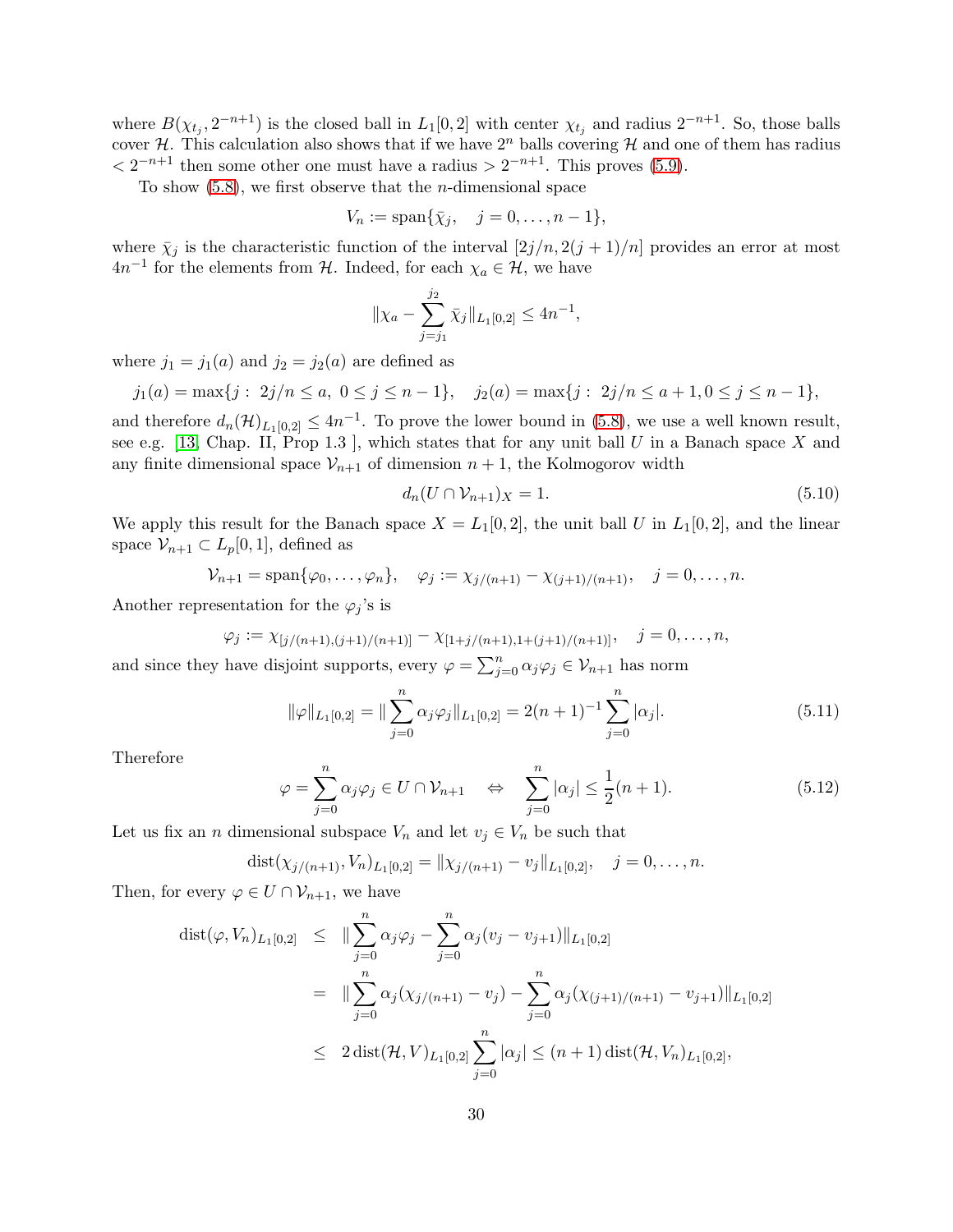where $B(\chi_{t_j}, 2^{-n+1})$ is the closed ball in $L_1[0,2]$ with center $\chi_{t_j}$ and radius $2^{-n+1}$. So, those balls cover $\mathcal{H}$. This calculation also shows that if we have $2^n$ balls covering $\mathcal{H}$ and one of them has radius $< 2^{-n+1}$ then some other one must have a radius $> 2^{-n+1}$. This proves (5.9).

To show (5.8), we first observe that the $n$-dimensional space

$$V_n := \operatorname{span}\{\bar{\chi}_j, \quad j = 0, \dots, n-1\},$$

where $\bar{\chi}_j$ is the characteristic function of the interval $[2j/n, 2(j+1)/n]$ provides an error at most $4n^{-1}$ for the elements from $\mathcal{H}$. Indeed, for each $\chi_a \in \mathcal{H}$, we have

$$\|\chi_a - \sum_{j=j_1}^{j_2} \bar{\chi}_j\|_{L_1[0,2]} \leq 4n^{-1},$$

where $j_1 = j_1(a)$ and $j_2 = j_2(a)$ are defined as

$$j_1(a) = \max\{j : \ 2j/n \leq a, \ 0 \leq j \leq n-1\}, \quad j_2(a) = \max\{j : \ 2j/n \leq a+1, 0 \leq j \leq n-1\},$$

and therefore $d_n(\mathcal{H})_{L_1[0,2]} \leq 4n^{-1}$. To prove the lower bound in (5.8), we use a well known result, see e.g. [13, Chap. II, Prop 1.3 ], which states that for any unit ball $U$ in a Banach space $X$ and any finite dimensional space $\mathcal{V}_{n+1}$ of dimension $n+1$, the Kolmogorov width

$$d_n(U \cap \mathcal{V}_{n+1})_X = 1. \tag{5.10}$$

We apply this result for the Banach space $X = L_1[0,2]$, the unit ball $U$ in $L_1[0,2]$, and the linear space $\mathcal{V}_{n+1} \subset L_p[0,1]$, defined as

$$\mathcal{V}_{n+1} = \operatorname{span}\{\varphi_0, \dots, \varphi_n\}, \quad \varphi_j := \chi_{j/(n+1)} - \chi_{(j+1)/(n+1)}, \quad j = 0, \dots, n.$$

Another representation for the $\varphi_j$'s is

$$\varphi_j := \chi_{[j/(n+1),(j+1)/(n+1)]} - \chi_{[1+j/(n+1),1+(j+1)/(n+1)]}, \quad j = 0, \dots, n,$$

and since they have disjoint supports, every $\varphi = \sum_{j=0}^{n} \alpha_j \varphi_j \in \mathcal{V}_{n+1}$ has norm

$$\|\varphi\|_{L_1[0,2]} = \|\sum_{j=0}^{n} \alpha_j \varphi_j\|_{L_1[0,2]} = 2(n+1)^{-1} \sum_{j=0}^{n} |\alpha_j|. \tag{5.11}$$

Therefore

$$\varphi = \sum_{j=0}^{n} \alpha_j \varphi_j \in U \cap \mathcal{V}_{n+1} \quad \Leftrightarrow \quad \sum_{j=0}^{n} |\alpha_j| \leq \frac{1}{2}(n+1). \tag{5.12}$$

Let us fix an $n$ dimensional subspace $V_n$ and let $v_j \in V_n$ be such that

$$\operatorname{dist}(\chi_{j/(n+1)}, V_n)_{L_1[0,2]} = \|\chi_{j/(n+1)} - v_j\|_{L_1[0,2]}, \quad j = 0, \dots, n.$$

Then, for every $\varphi \in U \cap \mathcal{V}_{n+1}$, we have

$$\begin{aligned}
\operatorname{dist}(\varphi, V_n)_{L_1[0,2]} &\leq \|\sum_{j=0}^{n} \alpha_j \varphi_j - \sum_{j=0}^{n} \alpha_j (v_j - v_{j+1})\|_{L_1[0,2]} \\
&= \|\sum_{j=0}^{n} \alpha_j (\chi_{j/(n+1)} - v_j) - \sum_{j=0}^{n} \alpha_j (\chi_{(j+1)/(n+1)} - v_{j+1})\|_{L_1[0,2]} \\
&\leq 2 \operatorname{dist}(\mathcal{H}, V)_{L_1[0,2]} \sum_{j=0}^{n} |\alpha_j| \leq (n+1) \operatorname{dist}(\mathcal{H}, V_n)_{L_1[0,2]},
\end{aligned}$$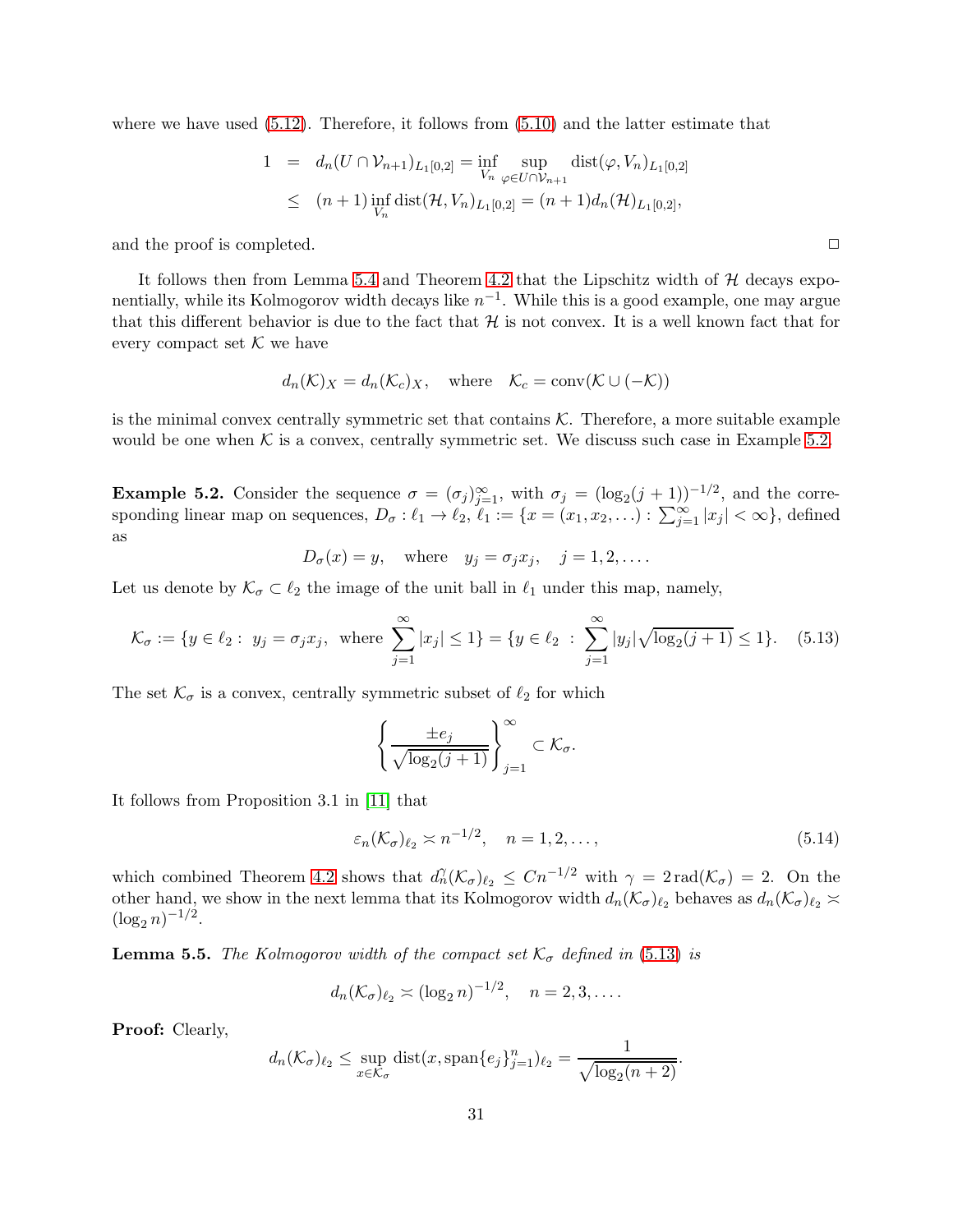where we have used (5.12). Therefore, it follows from (5.10) and the latter estimate that

$$
\begin{aligned}
1 &= d_n(U \cap \mathcal{V}_{n+1})_{L_1[0,2]} = \inf_{V_n} \sup_{\varphi \in U \cap \mathcal{V}_{n+1}} \operatorname{dist}(\varphi, V_n)_{L_1[0,2]} \\
&\leq (n+1) \inf_{V_n} \operatorname{dist}(\mathcal{H}, V_n)_{L_1[0,2]} = (n+1) d_n(\mathcal{H})_{L_1[0,2]},
\end{aligned}
$$

and the proof is completed. □

It follows then from Lemma 5.4 and Theorem 4.2 that the Lipschitz width of $\mathcal{H}$ decays exponentially, while its Kolmogorov width decays like $n^{-1}$. While this is a good example, one may argue that this different behavior is due to the fact that $\mathcal{H}$ is not convex. It is a well known fact that for every compact set $\mathcal{K}$ we have

$$
d_n(\mathcal{K})_X = d_n(\mathcal{K}_c)_X, \quad \text{where} \quad \mathcal{K}_c = \operatorname{conv}(\mathcal{K} \cup (-\mathcal{K}))
$$

is the minimal convex centrally symmetric set that contains $\mathcal{K}$. Therefore, a more suitable example would be one when $\mathcal{K}$ is a convex, centrally symmetric set. We discuss such case in Example 5.2.

**Example 5.2.** Consider the sequence $\sigma = (\sigma_j)_{j=1}^{\infty}$, with $\sigma_j = (\log_2(j+1))^{-1/2}$, and the corresponding linear map on sequences, $D_\sigma : \ell_1 \to \ell_2$, $\ell_1 := \{x = (x_1, x_2, \ldots) : \sum_{j=1}^{\infty} |x_j| < \infty\}$, defined as

$$
D_\sigma(x) = y, \quad \text{where} \quad y_j = \sigma_j x_j, \quad j = 1, 2, \ldots .
$$

Let us denote by $\mathcal{K}_\sigma \subset \ell_2$ the image of the unit ball in $\ell_1$ under this map, namely,

$$
\mathcal{K}_\sigma := \{y \in \ell_2 : \; y_j = \sigma_j x_j, \; \text{where} \; \sum_{j=1}^{\infty} |x_j| \leq 1\} = \{y \in \ell_2 \; : \; \sum_{j=1}^{\infty} |y_j| \sqrt{\log_2(j+1)} \leq 1\}. \quad (5.13)
$$

The set $\mathcal{K}_\sigma$ is a convex, centrally symmetric subset of $\ell_2$ for which

$$
\left\{ \frac{\pm e_j}{\sqrt{\log_2(j+1)}} \right\}_{j=1}^{\infty} \subset \mathcal{K}_\sigma.
$$

It follows from Proposition 3.1 in [11] that

$$
\varepsilon_n(\mathcal{K}_\sigma)_{\ell_2} \asymp n^{-1/2}, \quad n = 1, 2, \ldots, \quad (5.14)
$$

which combined Theorem 4.2 shows that $d_n^{\gamma}(\mathcal{K}_\sigma)_{\ell_2} \leq C n^{-1/2}$ with $\gamma = 2\operatorname{rad}(\mathcal{K}_\sigma) = 2$. On the other hand, we show in the next lemma that its Kolmogorov width $d_n(\mathcal{K}_\sigma)_{\ell_2}$ behaves as $d_n(\mathcal{K}_\sigma)_{\ell_2} \asymp (\log_2 n)^{-1/2}$.

**Lemma 5.5.** *The Kolmogorov width of the compact set $\mathcal{K}_\sigma$ defined in (5.13) is*

$$
d_n(\mathcal{K}_\sigma)_{\ell_2} \asymp (\log_2 n)^{-1/2}, \quad n = 2, 3, \ldots .
$$

**Proof:** Clearly,

$$
d_n(\mathcal{K}_\sigma)_{\ell_2} \leq \sup_{x \in \mathcal{K}_\sigma} \operatorname{dist}(x, \operatorname{span}\{e_j\}_{j=1}^{n})_{\ell_2} = \frac{1}{\sqrt{\log_2(n+2)}}.
$$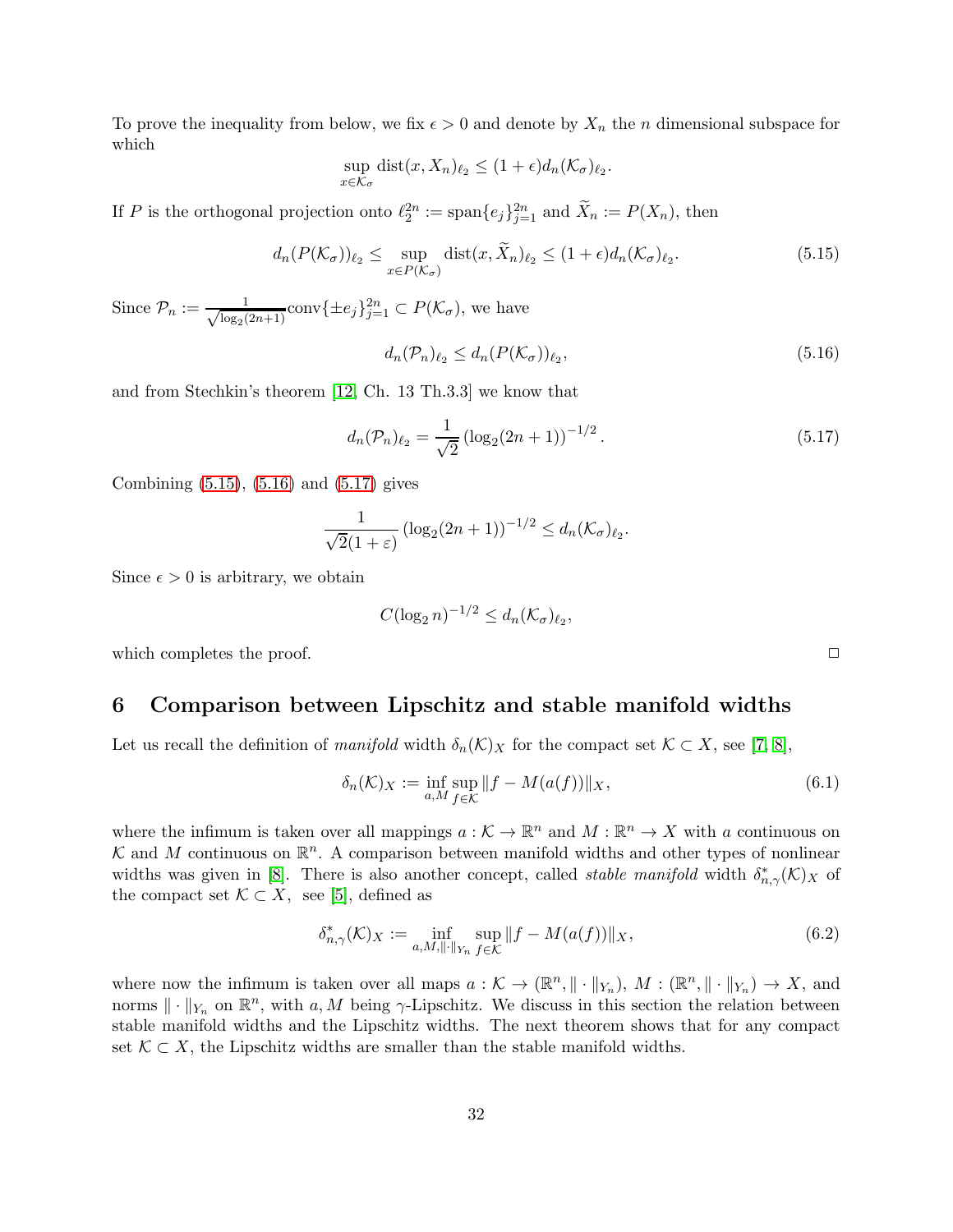To prove the inequality from below, we fix $\epsilon > 0$ and denote by $X_n$ the $n$ dimensional subspace for which

$$\sup_{x\in\mathcal{K}_\sigma} \operatorname{dist}(x, X_n)_{\ell_2} \le (1+\epsilon) d_n(\mathcal{K}_\sigma)_{\ell_2}.$$

If $P$ is the orthogonal projection onto $\ell_2^{2n} := \operatorname{span}\{e_j\}_{j=1}^{2n}$ and $\widetilde{X}_n := P(X_n)$, then

$$d_n(P(\mathcal{K}_\sigma))_{\ell_2} \le \sup_{x\in P(\mathcal{K}_\sigma)} \operatorname{dist}(x, \widetilde{X}_n)_{\ell_2} \le (1+\epsilon) d_n(\mathcal{K}_\sigma)_{\ell_2}. \tag{5.15}$$

Since $\mathcal{P}_n := \frac{1}{\sqrt{\log_2(2n+1)}} \operatorname{conv}\{\pm e_j\}_{j=1}^{2n} \subset P(\mathcal{K}_\sigma)$, we have

$$d_n(\mathcal{P}_n)_{\ell_2} \le d_n(P(\mathcal{K}_\sigma))_{\ell_2}, \tag{5.16}$$

and from Stechkin's theorem [12, Ch. 13 Th.3.3] we know that

$$d_n(\mathcal{P}_n)_{\ell_2} = \frac{1}{\sqrt{2}} \left(\log_2(2n+1)\right)^{-1/2}. \tag{5.17}$$

Combining (5.15), (5.16) and (5.17) gives

$$\frac{1}{\sqrt{2}(1+\varepsilon)} \left(\log_2(2n+1)\right)^{-1/2} \le d_n(\mathcal{K}_\sigma)_{\ell_2}.$$

Since $\epsilon > 0$ is arbitrary, we obtain

$$C(\log_2 n)^{-1/2} \le d_n(\mathcal{K}_\sigma)_{\ell_2},$$

which completes the proof. □

## 6 Comparison between Lipschitz and stable manifold widths

Let us recall the definition of *manifold* width $\delta_n(\mathcal{K})_X$ for the compact set $\mathcal{K} \subset X$, see [7, 8],

$$\delta_n(\mathcal{K})_X := \inf_{a,M} \sup_{f\in\mathcal{K}} \|f - M(a(f))\|_X, \tag{6.1}$$

where the infimum is taken over all mappings $a : \mathcal{K} \to \mathbb{R}^n$ and $M : \mathbb{R}^n \to X$ with $a$ continuous on $\mathcal{K}$ and $M$ continuous on $\mathbb{R}^n$. A comparison between manifold widths and other types of nonlinear widths was given in [8]. There is also another concept, called *stable manifold* width $\delta^*_{n,\gamma}(\mathcal{K})_X$ of the compact set $\mathcal{K} \subset X$, see [5], defined as

$$\delta^*_{n,\gamma}(\mathcal{K})_X := \inf_{a,M,\|\cdot\|_{Y_n}} \sup_{f\in\mathcal{K}} \|f - M(a(f))\|_X, \tag{6.2}$$

where now the infimum is taken over all maps $a : \mathcal{K} \to (\mathbb{R}^n, \|\cdot\|_{Y_n})$, $M : (\mathbb{R}^n, \|\cdot\|_{Y_n}) \to X$, and norms $\|\cdot\|_{Y_n}$ on $\mathbb{R}^n$, with $a, M$ being $\gamma$-Lipschitz. We discuss in this section the relation between stable manifold widths and the Lipschitz widths. The next theorem shows that for any compact set $\mathcal{K} \subset X$, the Lipschitz widths are smaller than the stable manifold widths.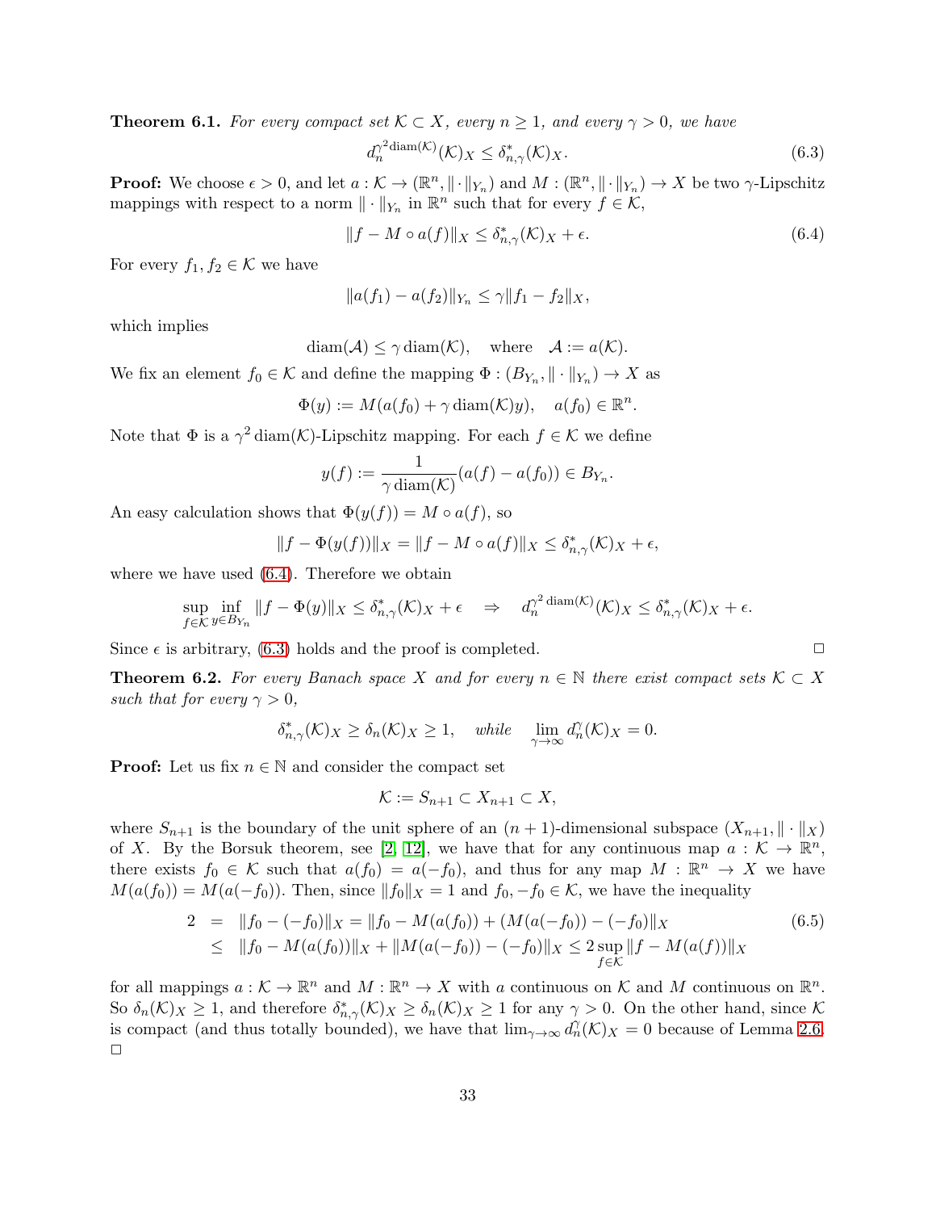**Theorem 6.1.** *For every compact set $\mathcal{K} \subset X$, every $n \geq 1$, and every $\gamma > 0$, we have*

$$d_n^{\gamma^2 \mathrm{diam}(\mathcal{K})}(\mathcal{K})_X \leq \delta^*_{n,\gamma}(\mathcal{K})_X. \tag{6.3}$$

**Proof:** We choose $\epsilon > 0$, and let $a : \mathcal{K} \to (\mathbb{R}^n, \|\cdot\|_{Y_n})$ and $M : (\mathbb{R}^n, \|\cdot\|_{Y_n}) \to X$ be two $\gamma$-Lipschitz mappings with respect to a norm $\|\cdot\|_{Y_n}$ in $\mathbb{R}^n$ such that for every $f \in \mathcal{K}$,

$$\|f - M \circ a(f)\|_X \leq \delta^*_{n,\gamma}(\mathcal{K})_X + \epsilon. \tag{6.4}$$

For every $f_1, f_2 \in \mathcal{K}$ we have

$$\|a(f_1) - a(f_2)\|_{Y_n} \leq \gamma \|f_1 - f_2\|_X,$$

which implies

$$\mathrm{diam}(\mathcal{A}) \leq \gamma\, \mathrm{diam}(\mathcal{K}), \quad \text{where} \quad \mathcal{A} := a(\mathcal{K}).$$

We fix an element $f_0 \in \mathcal{K}$ and define the mapping $\Phi : (B_{Y_n}, \|\cdot\|_{Y_n}) \to X$ as

$$\Phi(y) := M(a(f_0) + \gamma\, \mathrm{diam}(\mathcal{K}) y), \quad a(f_0) \in \mathbb{R}^n.$$

Note that $\Phi$ is a $\gamma^2\, \mathrm{diam}(\mathcal{K})$-Lipschitz mapping. For each $f \in \mathcal{K}$ we define

$$y(f) := \frac{1}{\gamma\, \mathrm{diam}(\mathcal{K})}(a(f) - a(f_0)) \in B_{Y_n}.$$

An easy calculation shows that $\Phi(y(f)) = M \circ a(f)$, so

$$\|f - \Phi(y(f))\|_X = \|f - M \circ a(f)\|_X \leq \delta^*_{n,\gamma}(\mathcal{K})_X + \epsilon,$$

where we have used (6.4). Therefore we obtain

$$\sup_{f \in \mathcal{K}} \inf_{y \in B_{Y_n}} \|f - \Phi(y)\|_X \leq \delta^*_{n,\gamma}(\mathcal{K})_X + \epsilon \quad \Rightarrow \quad d_n^{\gamma^2\, \mathrm{diam}(\mathcal{K})}(\mathcal{K})_X \leq \delta^*_{n,\gamma}(\mathcal{K})_X + \epsilon.$$

Since $\epsilon$ is arbitrary, (6.3) holds and the proof is completed. □

**Theorem 6.2.** *For every Banach space $X$ and for every $n \in \mathbb{N}$ there exist compact sets $\mathcal{K} \subset X$ such that for every $\gamma > 0$,*

$$\delta^*_{n,\gamma}(\mathcal{K})_X \geq \delta_n(\mathcal{K})_X \geq 1, \quad \text{while} \quad \lim_{\gamma \to \infty} d_n^\gamma(\mathcal{K})_X = 0.$$

**Proof:** Let us fix $n \in \mathbb{N}$ and consider the compact set

$$\mathcal{K} := S_{n+1} \subset X_{n+1} \subset X,$$

where $S_{n+1}$ is the boundary of the unit sphere of an $(n+1)$-dimensional subspace $(X_{n+1}, \|\cdot\|_X)$ of $X$. By the Borsuk theorem, see [2, 12], we have that for any continuous map $a : \mathcal{K} \to \mathbb{R}^n$, there exists $f_0 \in \mathcal{K}$ such that $a(f_0) = a(-f_0)$, and thus for any map $M : \mathbb{R}^n \to X$ we have $M(a(f_0)) = M(a(-f_0))$. Then, since $\|f_0\|_X = 1$ and $f_0, -f_0 \in \mathcal{K}$, we have the inequality

$$\begin{aligned} 2 &= \|f_0 - (-f_0)\|_X = \|f_0 - M(a(f_0)) + (M(a(-f_0)) - (-f_0)\|_X \\ &\leq \|f_0 - M(a(f_0))\|_X + \|M(a(-f_0)) - (-f_0)\|_X \leq 2 \sup_{f \in \mathcal{K}} \|f - M(a(f))\|_X \end{aligned} \tag{6.5}$$

for all mappings $a : \mathcal{K} \to \mathbb{R}^n$ and $M : \mathbb{R}^n \to X$ with $a$ continuous on $\mathcal{K}$ and $M$ continuous on $\mathbb{R}^n$. So $\delta_n(\mathcal{K})_X \geq 1$, and therefore $\delta^*_{n,\gamma}(\mathcal{K})_X \geq \delta_n(\mathcal{K})_X \geq 1$ for any $\gamma > 0$. On the other hand, since $\mathcal{K}$ is compact (and thus totally bounded), we have that $\lim_{\gamma \to \infty} d_n^\gamma(\mathcal{K})_X = 0$ because of Lemma 2.6. □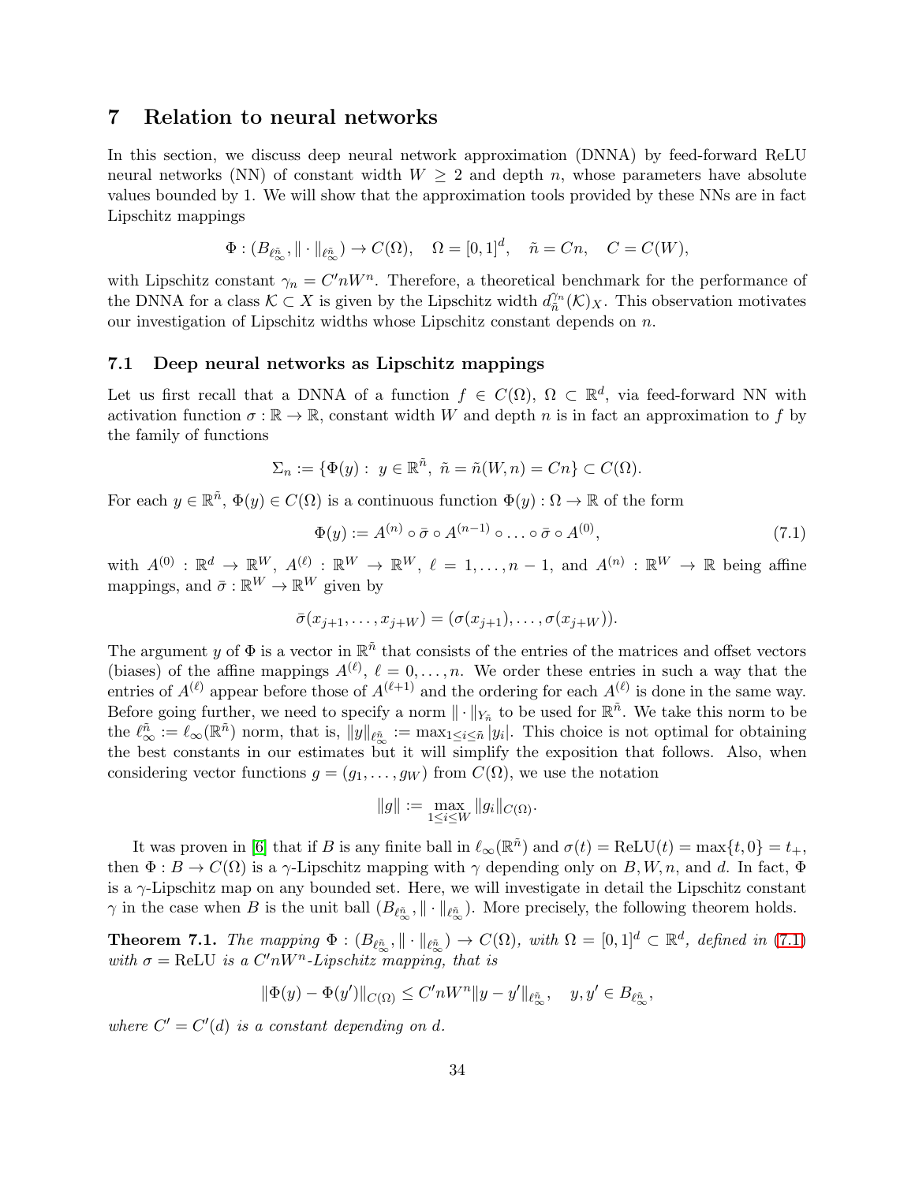# 7 Relation to neural networks

In this section, we discuss deep neural network approximation (DNNA) by feed-forward ReLU neural networks (NN) of constant width $W \geq 2$ and depth $n$, whose parameters have absolute values bounded by 1. We will show that the approximation tools provided by these NNs are in fact Lipschitz mappings

$$\Phi : (B_{\ell_\infty^{\tilde{n}}}, \|\cdot\|_{\ell_\infty^{\tilde{n}}}) \to C(\Omega), \quad \Omega = [0,1]^d, \quad \tilde{n} = Cn, \quad C = C(W),$$

with Lipschitz constant $\gamma_n = C'nW^n$. Therefore, a theoretical benchmark for the performance of the DNNA for a class $\mathcal{K} \subset X$ is given by the Lipschitz width $d_{\tilde{n}}^{\gamma_n}(\mathcal{K})_X$. This observation motivates our investigation of Lipschitz widths whose Lipschitz constant depends on $n$.

## 7.1 Deep neural networks as Lipschitz mappings

Let us first recall that a DNNA of a function $f \in C(\Omega)$, $\Omega \subset \mathbb{R}^d$, via feed-forward NN with activation function $\sigma : \mathbb{R} \to \mathbb{R}$, constant width $W$ and depth $n$ is in fact an approximation to $f$ by the family of functions

$$\Sigma_n := \{\Phi(y) : \ y \in \mathbb{R}^{\tilde{n}}, \ \tilde{n} = \tilde{n}(W,n) = Cn\} \subset C(\Omega).$$

For each $y \in \mathbb{R}^{\tilde{n}}$, $\Phi(y) \in C(\Omega)$ is a continuous function $\Phi(y) : \Omega \to \mathbb{R}$ of the form

$$\Phi(y) := A^{(n)} \circ \bar{\sigma} \circ A^{(n-1)} \circ \ldots \circ \bar{\sigma} \circ A^{(0)}, \tag{7.1}$$

with $A^{(0)} : \mathbb{R}^d \to \mathbb{R}^W$, $A^{(\ell)} : \mathbb{R}^W \to \mathbb{R}^W$, $\ell = 1, \ldots, n-1$, and $A^{(n)} : \mathbb{R}^W \to \mathbb{R}$ being affine mappings, and $\bar{\sigma} : \mathbb{R}^W \to \mathbb{R}^W$ given by

$$\bar{\sigma}(x_{j+1}, \ldots, x_{j+W}) = (\sigma(x_{j+1}), \ldots, \sigma(x_{j+W})).$$

The argument $y$ of $\Phi$ is a vector in $\mathbb{R}^{\tilde{n}}$ that consists of the entries of the matrices and offset vectors (biases) of the affine mappings $A^{(\ell)}$, $\ell = 0, \ldots, n$. We order these entries in such a way that the entries of $A^{(\ell)}$ appear before those of $A^{(\ell+1)}$ and the ordering for each $A^{(\ell)}$ is done in the same way. Before going further, we need to specify a norm $\|\cdot\|_{Y_{\tilde{n}}}$ to be used for $\mathbb{R}^{\tilde{n}}$. We take this norm to be the $\ell_\infty^{\tilde{n}} := \ell_\infty(\mathbb{R}^{\tilde{n}})$ norm, that is, $\|y\|_{\ell_\infty^{\tilde{n}}} := \max_{1 \leq i \leq \tilde{n}} |y_i|$. This choice is not optimal for obtaining the best constants in our estimates but it will simplify the exposition that follows. Also, when considering vector functions $g = (g_1, \ldots, g_W)$ from $C(\Omega)$, we use the notation

$$\|g\| := \max_{1 \leq i \leq W} \|g_i\|_{C(\Omega)}.$$

It was proven in [6] that if $B$ is any finite ball in $\ell_\infty(\mathbb{R}^{\tilde{n}})$ and $\sigma(t) = \mathrm{ReLU}(t) = \max\{t, 0\} = t_+$, then $\Phi : B \to C(\Omega)$ is a $\gamma$-Lipschitz mapping with $\gamma$ depending only on $B, W, n$, and $d$. In fact, $\Phi$ is a $\gamma$-Lipschitz map on any bounded set. Here, we will investigate in detail the Lipschitz constant $\gamma$ in the case when $B$ is the unit ball $(B_{\ell_\infty^{\tilde{n}}}, \|\cdot\|_{\ell_\infty^{\tilde{n}}})$. More precisely, the following theorem holds.

**Theorem 7.1.** *The mapping $\Phi : (B_{\ell_\infty^{\tilde{n}}}, \|\cdot\|_{\ell_\infty^{\tilde{n}}}) \to C(\Omega)$, with $\Omega = [0,1]^d \subset \mathbb{R}^d$, defined in (7.1) with $\sigma = \mathrm{ReLU}$ is a $C'nW^n$-Lipschitz mapping, that is*

$$\|\Phi(y) - \Phi(y')\|_{C(\Omega)} \leq C'nW^n \|y - y'\|_{\ell_\infty^{\tilde{n}}}, \quad y, y' \in B_{\ell_\infty^{\tilde{n}}},$$

*where $C' = C'(d)$ is a constant depending on $d$.*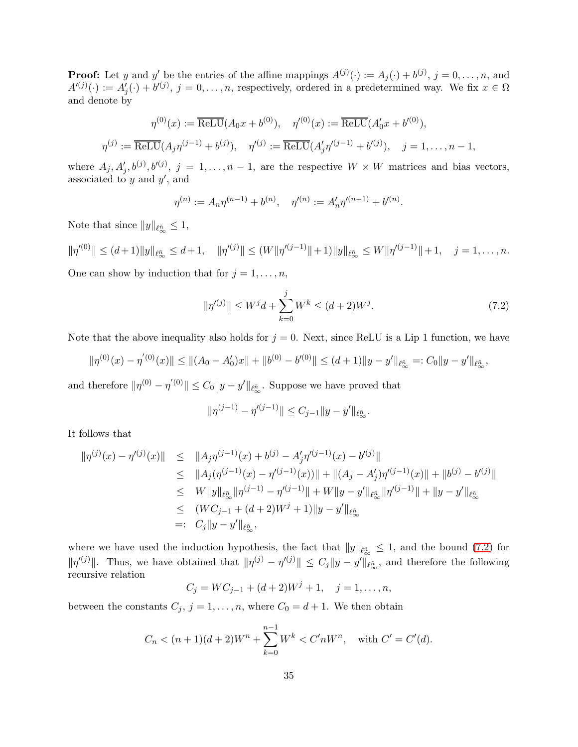**Proof:** Let $y$ and $y'$ be the entries of the affine mappings $A^{(j)}(\cdot) := A_j(\cdot) + b^{(j)}$, $j = 0, \dots, n$, and $A'^{(j)}(\cdot) := A'_j(\cdot) + b'^{(j)}$, $j = 0, \dots, n$, respectively, ordered in a predetermined way. We fix $x \in \Omega$ and denote by

$$\eta^{(0)}(x) := \overline{\mathrm{ReLU}}(A_0 x + b^{(0)}), \quad \eta'^{(0)}(x) := \overline{\mathrm{ReLU}}(A'_0 x + b'^{(0)}),$$

$$\eta^{(j)} := \overline{\mathrm{ReLU}}(A_j \eta^{(j-1)} + b^{(j)}), \quad \eta'^{(j)} := \overline{\mathrm{ReLU}}(A'_j \eta'^{(j-1)} + b'^{(j)}), \quad j = 1, \dots, n-1,$$

where $A_j, A'_j, b^{(j)}, b'^{(j)}$, $j = 1, \dots, n-1$, are the respective $W \times W$ matrices and bias vectors, associated to $y$ and $y'$, and

$$\eta^{(n)} := A_n \eta^{(n-1)} + b^{(n)}, \quad \eta'^{(n)} := A'_n \eta'^{(n-1)} + b'^{(n)}.$$

Note that since $\|y\|_{\ell_\infty^{\tilde{n}}} \le 1$,

$$\|\eta'^{(0)}\| \le (d+1)\|y\|_{\ell_\infty^{\tilde{n}}} \le d+1, \quad \|\eta'^{(j)}\| \le (W\|\eta'^{(j-1)}\| + 1)\|y\|_{\ell_\infty^{\tilde{n}}} \le W\|\eta'^{(j-1)}\| + 1, \quad j = 1, \dots, n.$$

One can show by induction that for $j = 1, \dots, n$,

$$\|\eta'^{(j)}\| \le W^j d + \sum_{k=0}^{j} W^k \le (d+2)W^j. \tag{7.2}$$

Note that the above inequality also holds for $j = 0$. Next, since ReLU is a Lip 1 function, we have

$$\|\eta^{(0)}(x) - \eta'^{(0)}(x)\| \le \|(A_0 - A'_0)x\| + \|b^{(0)} - b'^{(0)}\| \le (d+1)\|y - y'\|_{\ell_\infty^{\tilde{n}}} =: C_0 \|y - y'\|_{\ell_\infty^{\tilde{n}}},$$

and therefore $\|\eta^{(0)} - \eta'^{(0)}\| \le C_0 \|y - y'\|_{\ell_\infty^{\tilde{n}}}$. Suppose we have proved that

$$\|\eta^{(j-1)} - \eta'^{(j-1)}\| \le C_{j-1} \|y - y'\|_{\ell_\infty^{\tilde{n}}}.$$

It follows that

$$\begin{aligned}
\|\eta^{(j)}(x) - \eta'^{(j)}(x)\| &\le \|A_j \eta^{(j-1)}(x) + b^{(j)} - A'_j \eta'^{(j-1)}(x) - b'^{(j)}\| \\
&\le \|A_j(\eta^{(j-1)}(x) - \eta'^{(j-1)}(x))\| + \|(A_j - A'_j)\eta'^{(j-1)}(x)\| + \|b^{(j)} - b'^{(j)}\| \\
&\le W\|y\|_{\ell_\infty^{\tilde{n}}} \|\eta^{(j-1)} - \eta'^{(j-1)}\| + W\|y - y'\|_{\ell_\infty^{\tilde{n}}} \|\eta'^{(j-1)}\| + \|y - y'\|_{\ell_\infty^{\tilde{n}}} \\
&\le (WC_{j-1} + (d+2)W^j + 1)\|y - y'\|_{\ell_\infty^{\tilde{n}}} \\
&=: C_j \|y - y'\|_{\ell_\infty^{\tilde{n}}},
\end{aligned}$$

where we have used the induction hypothesis, the fact that $\|y\|_{\ell_\infty^{\tilde{n}}} \le 1$, and the bound (7.2) for $\|\eta'^{(j)}\|$. Thus, we have obtained that $\|\eta^{(j)} - \eta'^{(j)}\| \le C_j \|y - y'\|_{\ell_\infty^{\tilde{n}}}$, and therefore the following recursive relation

$$C_j = WC_{j-1} + (d+2)W^j + 1, \quad j = 1, \dots, n,$$

between the constants $C_j$, $j = 1, \dots, n$, where $C_0 = d+1$. We then obtain

$$C_n < (n+1)(d+2)W^n + \sum_{k=0}^{n-1} W^k < C' n W^n, \quad \text{with } C' = C'(d).$$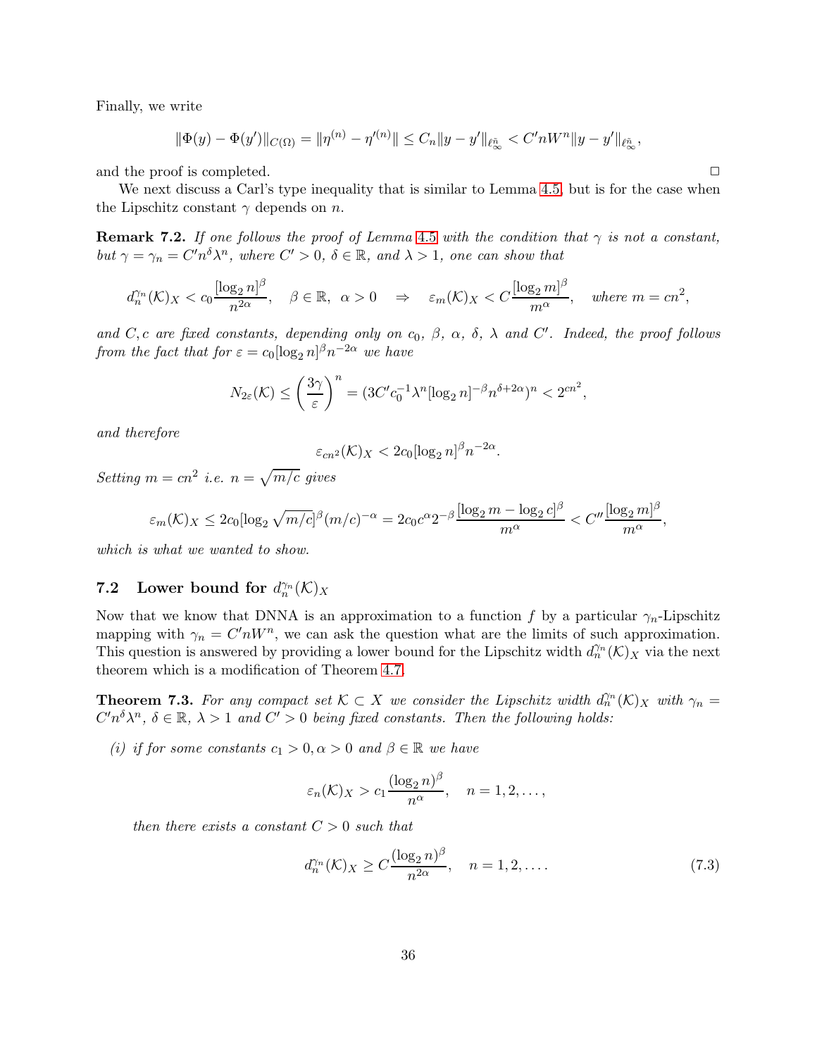Finally, we write

$$\|\Phi(y) - \Phi(y')\|_{C(\Omega)} = \|\eta^{(n)} - \eta'^{(n)}\| \leq C_n\|y - y'\|_{\ell_\infty^{\bar{n}}} < C'nW^n\|y - y'\|_{\ell_\infty^{\bar{n}}},$$

and the proof is completed. ☐

We next discuss a Carl's type inequality that is similar to Lemma 4.5, but is for the case when the Lipschitz constant $\gamma$ depends on $n$.

**Remark 7.2.** *If one follows the proof of Lemma 4.5 with the condition that $\gamma$ is not a constant, but $\gamma = \gamma_n = C'n^\delta\lambda^n$, where $C' > 0$, $\delta \in \mathbb{R}$, and $\lambda > 1$, one can show that*

$$d_n^{\gamma_n}(\mathcal{K})_X < c_0\frac{[\log_2 n]^\beta}{n^{2\alpha}}, \quad \beta \in \mathbb{R}, \ \ \alpha > 0 \quad \Rightarrow \quad \varepsilon_m(\mathcal{K})_X < C\frac{[\log_2 m]^\beta}{m^\alpha}, \quad \text{where } m = cn^2,$$

*and $C, c$ are fixed constants, depending only on $c_0$, $\beta$, $\alpha$, $\delta$, $\lambda$ and $C'$. Indeed, the proof follows from the fact that for $\varepsilon = c_0[\log_2 n]^\beta n^{-2\alpha}$ we have*

$$N_{2\varepsilon}(\mathcal{K}) \leq \left(\frac{3\gamma}{\varepsilon}\right)^n = (3C'c_0^{-1}\lambda^n[\log_2 n]^{-\beta}n^{\delta+2\alpha})^n < 2^{cn^2},$$

*and therefore*

$$\varepsilon_{cn^2}(\mathcal{K})_X < 2c_0[\log_2 n]^\beta n^{-2\alpha}.$$

*Setting $m = cn^2$ i.e. $n = \sqrt{m/c}$ gives*

$$\varepsilon_m(\mathcal{K})_X \leq 2c_0[\log_2 \sqrt{m/c}]^\beta(m/c)^{-\alpha} = 2c_0c^\alpha 2^{-\beta}\frac{[\log_2 m - \log_2 c]^\beta}{m^\alpha} < C''\frac{[\log_2 m]^\beta}{m^\alpha},$$

*which is what we wanted to show.*

## 7.2 Lower bound for $d_n^{\gamma_n}(\mathcal{K})_X$

Now that we know that DNNA is an approximation to a function $f$ by a particular $\gamma_n$-Lipschitz mapping with $\gamma_n = C'nW^n$, we can ask the question what are the limits of such approximation. This question is answered by providing a lower bound for the Lipschitz width $d_n^{\gamma_n}(\mathcal{K})_X$ via the next theorem which is a modification of Theorem 4.7.

**Theorem 7.3.** *For any compact set $\mathcal{K} \subset X$ we consider the Lipschitz width $d_n^{\gamma_n}(\mathcal{K})_X$ with $\gamma_n = C'n^\delta\lambda^n$, $\delta \in \mathbb{R}$, $\lambda > 1$ and $C' > 0$ being fixed constants. Then the following holds:*

*(i) if for some constants $c_1 > 0, \alpha > 0$ and $\beta \in \mathbb{R}$ we have*

$$\varepsilon_n(\mathcal{K})_X > c_1\frac{(\log_2 n)^\beta}{n^\alpha}, \quad n = 1, 2, \ldots,$$

*then there exists a constant $C > 0$ such that*

$$d_n^{\gamma_n}(\mathcal{K})_X \geq C\frac{(\log_2 n)^\beta}{n^{2\alpha}}, \quad n = 1, 2, \ldots. \tag{7.3}$$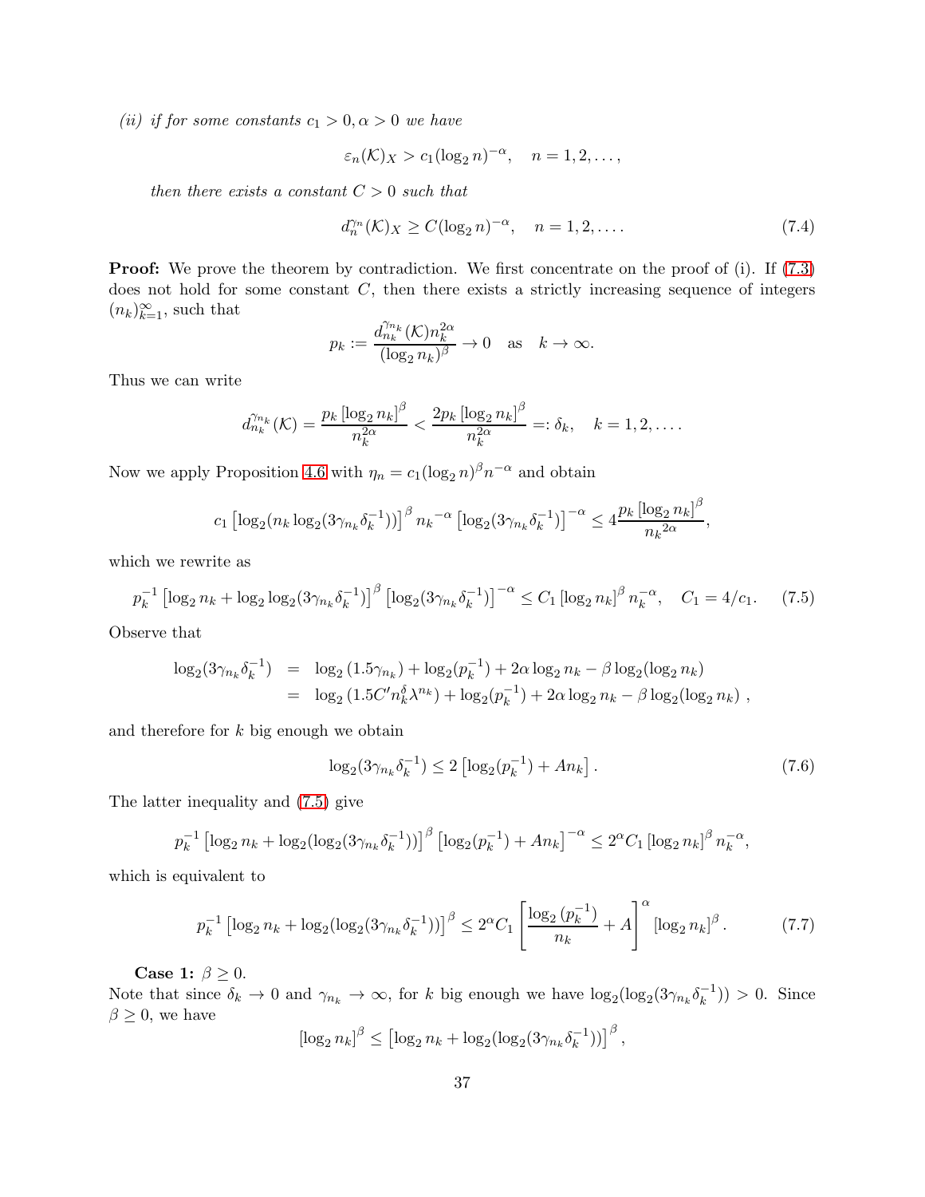*(ii) if for some constants $c_1 > 0, \alpha > 0$ we have*

$$\varepsilon_n(\mathcal{K})_X > c_1(\log_2 n)^{-\alpha}, \quad n = 1, 2, \ldots,$$

*then there exists a constant $C > 0$ such that*

$$d_n^{\gamma_n}(\mathcal{K})_X \geq C(\log_2 n)^{-\alpha}, \quad n = 1, 2, \ldots. \tag{7.4}$$

**Proof:** We prove the theorem by contradiction. We first concentrate on the proof of (i). If (7.3) does not hold for some constant $C$, then there exists a strictly increasing sequence of integers $(n_k)_{k=1}^{\infty}$, such that

$$p_k := \frac{d_{n_k}^{\gamma_{n_k}}(\mathcal{K}) n_k^{2\alpha}}{(\log_2 n_k)^{\beta}} \to 0 \quad \text{as} \quad k \to \infty.$$

Thus we can write

$$d_{n_k}^{\gamma_{n_k}}(\mathcal{K}) = \frac{p_k \left[\log_2 n_k\right]^{\beta}}{n_k^{2\alpha}} < \frac{2p_k \left[\log_2 n_k\right]^{\beta}}{n_k^{2\alpha}} =: \delta_k, \quad k = 1, 2, \ldots.$$

Now we apply Proposition 4.6 with $\eta_n = c_1(\log_2 n)^{\beta} n^{-\alpha}$ and obtain

$$c_1 \left[\log_2(n_k \log_2(3\gamma_{n_k}\delta_k^{-1}))\right]^{\beta} {n_k}^{-\alpha} \left[\log_2(3\gamma_{n_k}\delta_k^{-1})\right]^{-\alpha} \leq 4\frac{p_k \left[\log_2 n_k\right]^{\beta}}{{n_k}^{2\alpha}},$$

which we rewrite as

$$p_k^{-1} \left[\log_2 n_k + \log_2 \log_2(3\gamma_{n_k}\delta_k^{-1})\right]^{\beta} \left[\log_2(3\gamma_{n_k}\delta_k^{-1})\right]^{-\alpha} \leq C_1 \left[\log_2 n_k\right]^{\beta} n_k^{-\alpha}, \quad C_1 = 4/c_1. \tag{7.5}$$

Observe that

$$\begin{aligned}
\log_2(3\gamma_{n_k}\delta_k^{-1}) &= \log_2(1.5\gamma_{n_k}) + \log_2(p_k^{-1}) + 2\alpha \log_2 n_k - \beta \log_2(\log_2 n_k) \\
&= \log_2(1.5C' n_k^{\delta} \lambda^{n_k}) + \log_2(p_k^{-1}) + 2\alpha \log_2 n_k - \beta \log_2(\log_2 n_k)\ ,
\end{aligned}$$

and therefore for $k$ big enough we obtain

$$\log_2(3\gamma_{n_k}\delta_k^{-1}) \leq 2\left[\log_2(p_k^{-1}) + An_k\right]. \tag{7.6}$$

The latter inequality and (7.5) give

$$p_k^{-1} \left[\log_2 n_k + \log_2(\log_2(3\gamma_{n_k}\delta_k^{-1}))\right]^{\beta} \left[\log_2(p_k^{-1}) + An_k\right]^{-\alpha} \leq 2^{\alpha} C_1 \left[\log_2 n_k\right]^{\beta} n_k^{-\alpha},$$

which is equivalent to

$$p_k^{-1} \left[\log_2 n_k + \log_2(\log_2(3\gamma_{n_k}\delta_k^{-1}))\right]^{\beta} \leq 2^{\alpha} C_1 \left[\frac{\log_2(p_k^{-1})}{n_k} + A\right]^{\alpha} \left[\log_2 n_k\right]^{\beta}. \tag{7.7}$$

**Case 1:** $\beta \geq 0$.
Note that since $\delta_k \to 0$ and $\gamma_{n_k} \to \infty$, for $k$ big enough we have $\log_2(\log_2(3\gamma_{n_k}\delta_k^{-1})) > 0$. Since $\beta \geq 0$, we have

$$\left[\log_2 n_k\right]^{\beta} \leq \left[\log_2 n_k + \log_2(\log_2(3\gamma_{n_k}\delta_k^{-1}))\right]^{\beta},$$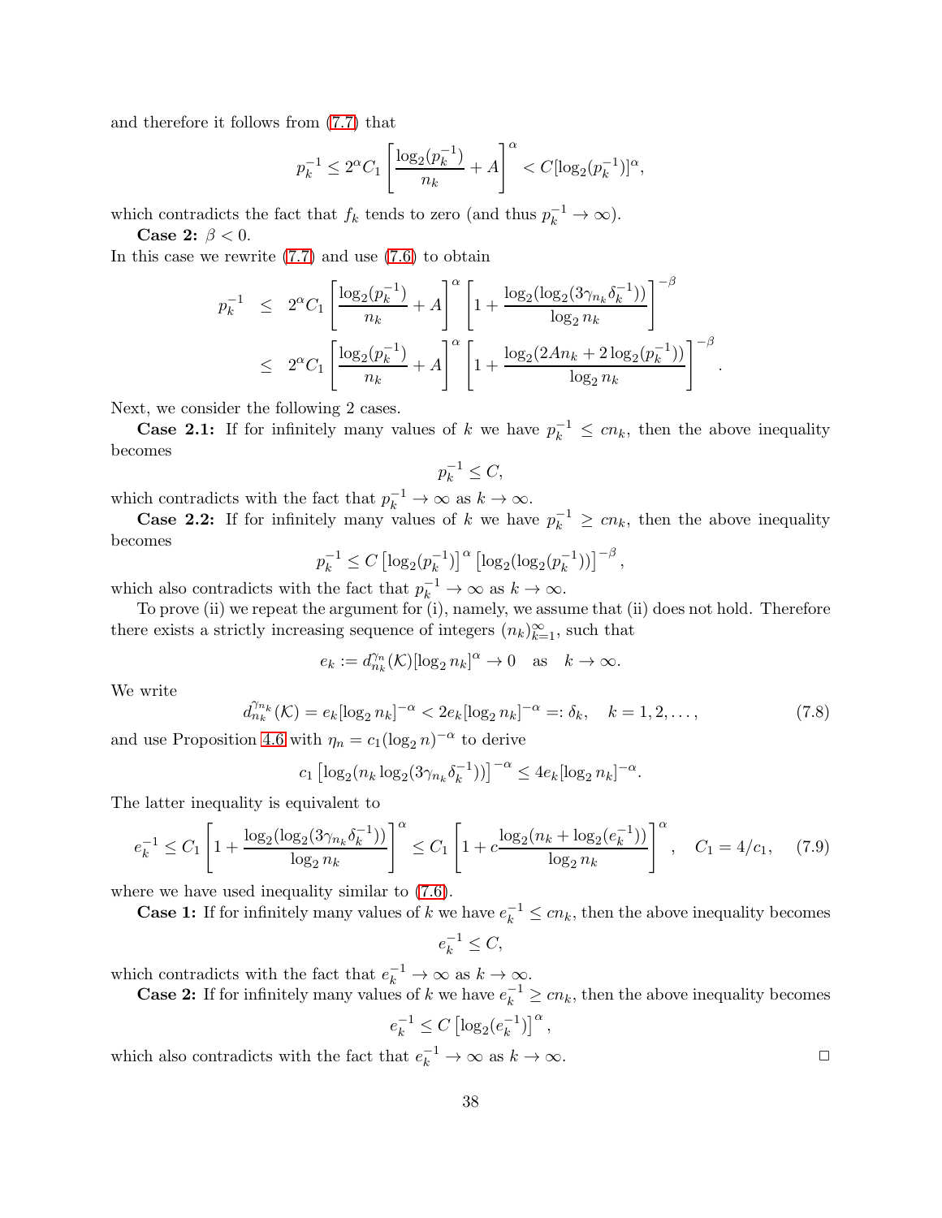and therefore it follows from (7.7) that

$$p_k^{-1} \le 2^\alpha C_1 \left[\frac{\log_2(p_k^{-1})}{n_k} + A\right]^\alpha < C[\log_2(p_k^{-1})]^\alpha,$$

which contradicts the fact that $f_k$ tends to zero (and thus $p_k^{-1} \to \infty$).

**Case 2:** $\beta < 0$.
In this case we rewrite (7.7) and use (7.6) to obtain

$$\begin{aligned} p_k^{-1} &\le 2^\alpha C_1 \left[\frac{\log_2(p_k^{-1})}{n_k} + A\right]^\alpha \left[1 + \frac{\log_2(\log_2(3\gamma_{n_k}\delta_k^{-1}))}{\log_2 n_k}\right]^{-\beta} \\ &\le 2^\alpha C_1 \left[\frac{\log_2(p_k^{-1})}{n_k} + A\right]^\alpha \left[1 + \frac{\log_2(2An_k + 2\log_2(p_k^{-1}))}{\log_2 n_k}\right]^{-\beta}. \end{aligned}$$

Next, we consider the following 2 cases.

**Case 2.1:** If for infinitely many values of $k$ we have $p_k^{-1} \le cn_k$, then the above inequality becomes

$$p_k^{-1} \le C,$$

which contradicts with the fact that $p_k^{-1} \to \infty$ as $k \to \infty$.

**Case 2.2:** If for infinitely many values of $k$ we have $p_k^{-1} \ge cn_k$, then the above inequality becomes

$$p_k^{-1} \le C\left[\log_2(p_k^{-1})\right]^\alpha \left[\log_2(\log_2(p_k^{-1}))\right]^{-\beta},$$

which also contradicts with the fact that $p_k^{-1} \to \infty$ as $k \to \infty$.

To prove (ii) we repeat the argument for (i), namely, we assume that (ii) does not hold. Therefore there exists a strictly increasing sequence of integers $(n_k)_{k=1}^\infty$, such that

$$e_k := d_{n_k}^{\gamma_n}(\mathcal{K})[\log_2 n_k]^\alpha \to 0 \quad \text{as} \quad k \to \infty.$$

We write

$$d_{n_k}^{\gamma_{n_k}}(\mathcal{K}) = e_k[\log_2 n_k]^{-\alpha} < 2e_k[\log_2 n_k]^{-\alpha} =: \delta_k, \quad k = 1, 2, \dots, \tag{7.8}$$

and use Proposition 4.6 with $\eta_n = c_1(\log_2 n)^{-\alpha}$ to derive

$$c_1\left[\log_2(n_k \log_2(3\gamma_{n_k}\delta_k^{-1}))\right]^{-\alpha} \le 4e_k[\log_2 n_k]^{-\alpha}.$$

The latter inequality is equivalent to

$$e_k^{-1} \le C_1\left[1 + \frac{\log_2(\log_2(3\gamma_{n_k}\delta_k^{-1}))}{\log_2 n_k}\right]^\alpha \le C_1\left[1 + c\frac{\log_2(n_k + \log_2(e_k^{-1}))}{\log_2 n_k}\right]^\alpha, \quad C_1 = 4/c_1, \tag{7.9}$$

where we have used inequality similar to (7.6).

**Case 1:** If for infinitely many values of $k$ we have $e_k^{-1} \le cn_k$, then the above inequality becomes

$$e_k^{-1} \le C,$$

which contradicts with the fact that $e_k^{-1} \to \infty$ as $k \to \infty$.

**Case 2:** If for infinitely many values of $k$ we have $e_k^{-1} \ge cn_k$, then the above inequality becomes

$$e_k^{-1} \le C\left[\log_2(e_k^{-1})\right]^\alpha,$$

which also contradicts with the fact that $e_k^{-1} \to \infty$ as $k \to \infty$. □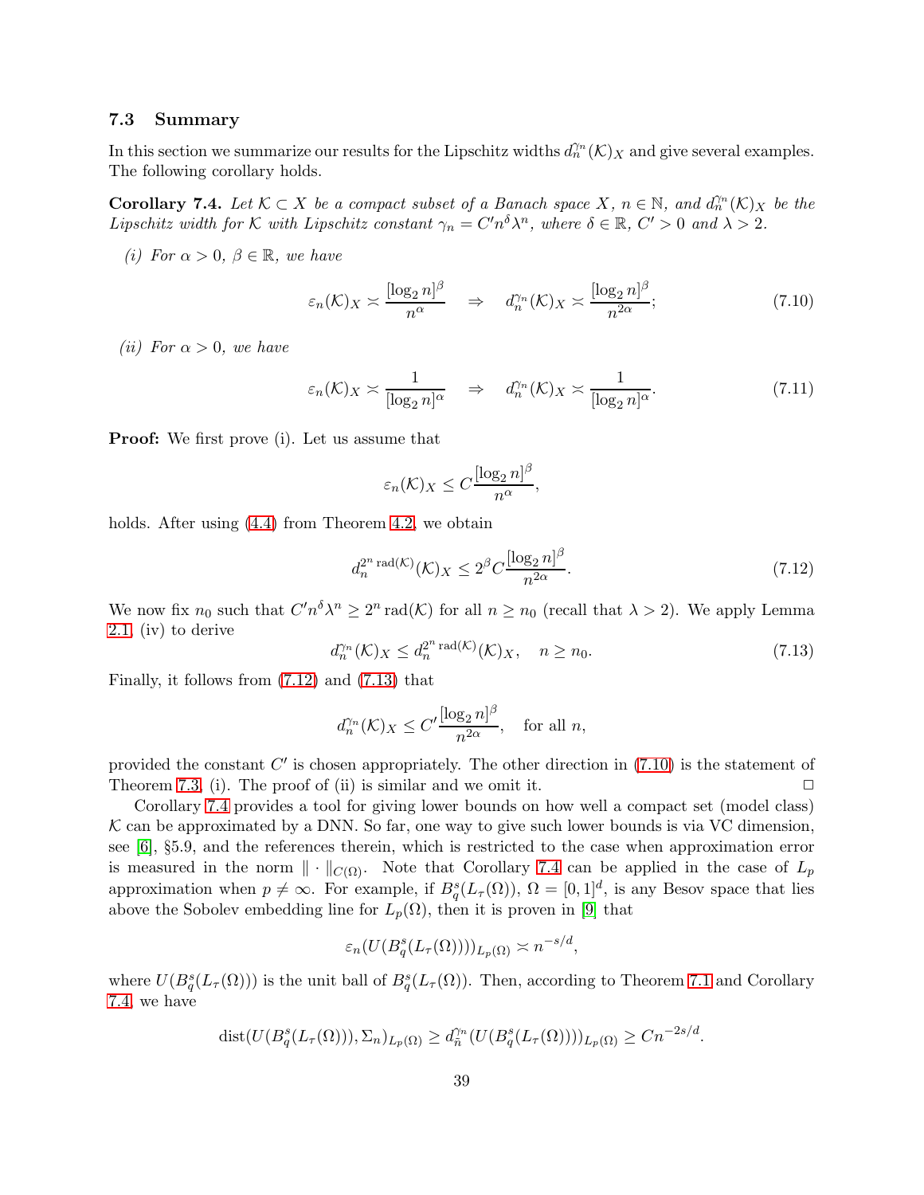### 7.3 Summary

In this section we summarize our results for the Lipschitz widths $d_n^{\gamma_n}(\mathcal{K})_X$ and give several examples. The following corollary holds.

**Corollary 7.4.** *Let $\mathcal{K} \subset X$ be a compact subset of a Banach space $X$, $n \in \mathbb{N}$, and $d_n^{\gamma_n}(\mathcal{K})_X$ be the Lipschitz width for $\mathcal{K}$ with Lipschitz constant $\gamma_n = C' n^\delta \lambda^n$, where $\delta \in \mathbb{R}$, $C' > 0$ and $\lambda > 2$.*

*(i) For $\alpha > 0$, $\beta \in \mathbb{R}$, we have*

$$\varepsilon_n(\mathcal{K})_X \asymp \frac{[\log_2 n]^\beta}{n^\alpha} \quad \Rightarrow \quad d_n^{\gamma_n}(\mathcal{K})_X \asymp \frac{[\log_2 n]^\beta}{n^{2\alpha}}; \tag{7.10}$$

*(ii) For $\alpha > 0$, we have*

$$\varepsilon_n(\mathcal{K})_X \asymp \frac{1}{[\log_2 n]^\alpha} \quad \Rightarrow \quad d_n^{\gamma_n}(\mathcal{K})_X \asymp \frac{1}{[\log_2 n]^\alpha}. \tag{7.11}$$

**Proof:** We first prove (i). Let us assume that

$$\varepsilon_n(\mathcal{K})_X \le C \frac{[\log_2 n]^\beta}{n^\alpha},$$

holds. After using (4.4) from Theorem 4.2, we obtain

$$d_n^{2^n \operatorname{rad}(\mathcal{K})}(\mathcal{K})_X \le 2^\beta C \frac{[\log_2 n]^\beta}{n^{2\alpha}}. \tag{7.12}$$

We now fix $n_0$ such that $C' n^\delta \lambda^n \ge 2^n \operatorname{rad}(\mathcal{K})$ for all $n \ge n_0$ (recall that $\lambda > 2$). We apply Lemma 2.1, (iv) to derive

$$d_n^{\gamma_n}(\mathcal{K})_X \le d_n^{2^n \operatorname{rad}(\mathcal{K})}(\mathcal{K})_X, \quad n \ge n_0. \tag{7.13}$$

Finally, it follows from (7.12) and (7.13) that

$$d_n^{\gamma_n}(\mathcal{K})_X \le C' \frac{[\log_2 n]^\beta}{n^{2\alpha}}, \quad \text{for all } n,$$

provided the constant $C'$ is chosen appropriately. The other direction in (7.10) is the statement of Theorem 7.3, (i). The proof of (ii) is similar and we omit it. $\Box$

Corollary 7.4 provides a tool for giving lower bounds on how well a compact set (model class) $\mathcal{K}$ can be approximated by a DNN. So far, one way to give such lower bounds is via VC dimension, see [6], §5.9, and the references therein, which is restricted to the case when approximation error is measured in the norm $\|\cdot\|_{C(\Omega)}$. Note that Corollary 7.4 can be applied in the case of $L_p$ approximation when $p \neq \infty$. For example, if $B_q^s(L_\tau(\Omega))$, $\Omega = [0,1]^d$, is any Besov space that lies above the Sobolev embedding line for $L_p(\Omega)$, then it is proven in [9] that

$$\varepsilon_n(U(B_q^s(L_\tau(\Omega))))_{L_p(\Omega)} \asymp n^{-s/d},$$

where $U(B_q^s(L_\tau(\Omega)))$ is the unit ball of $B_q^s(L_\tau(\Omega))$. Then, according to Theorem 7.1 and Corollary 7.4, we have

$$\operatorname{dist}(U(B_q^s(L_\tau(\Omega))), \Sigma_n)_{L_p(\Omega)} \ge d_{\tilde{n}}^{\gamma_n}(U(B_q^s(L_\tau(\Omega))))_{L_p(\Omega)} \ge C n^{-2s/d}.$$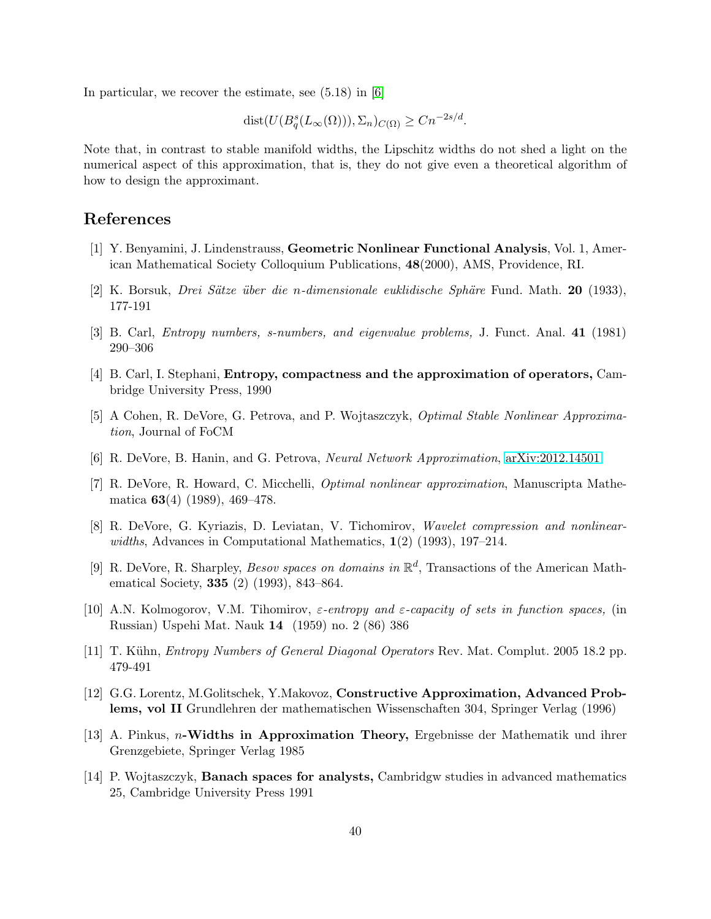In particular, we recover the estimate, see (5.18) in [6]

$$\mathrm{dist}(U(B^s_q(L_\infty(\Omega))), \Sigma_n)_{C(\Omega)} \geq Cn^{-2s/d}.$$

Note that, in contrast to stable manifold widths, the Lipschitz widths do not shed a light on the numerical aspect of this approximation, that is, they do not give even a theoretical algorithm of how to design the approximant.

## References

[1] Y. Benyamini, J. Lindenstrauss, **Geometric Nonlinear Functional Analysis**, Vol. 1, American Mathematical Society Colloquium Publications, **48**(2000), AMS, Providence, RI.

[2] K. Borsuk, *Drei Sätze über die n-dimensionale euklidische Sphäre* Fund. Math. **20** (1933), 177-191

[3] B. Carl, *Entropy numbers, s-numbers, and eigenvalue problems,* J. Funct. Anal. **41** (1981) 290–306

[4] B. Carl, I. Stephani, **Entropy, compactness and the approximation of operators,** Cambridge University Press, 1990

[5] A Cohen, R. DeVore, G. Petrova, and P. Wojtaszczyk, *Optimal Stable Nonlinear Approximation*, Journal of FoCM

[6] R. DeVore, B. Hanin, and G. Petrova, *Neural Network Approximation*, arXiv:2012.14501

[7] R. DeVore, R. Howard, C. Micchelli, *Optimal nonlinear approximation*, Manuscripta Mathematica **63**(4) (1989), 469–478.

[8] R. DeVore, G. Kyriazis, D. Leviatan, V. Tichomirov, *Wavelet compression and nonlinear-widths*, Advances in Computational Mathematics, **1**(2) (1993), 197–214.

[9] R. DeVore, R. Sharpley, *Besov spaces on domains in* $\mathbb{R}^d$, Transactions of the American Mathematical Society, **335** (2) (1993), 843–864.

[10] A.N. Kolmogorov, V.M. Tihomirov, *ε-entropy and ε-capacity of sets in function spaces,* (in Russian) Uspehi Mat. Nauk **14** (1959) no. 2 (86) 386

[11] T. Kühn, *Entropy Numbers of General Diagonal Operators* Rev. Mat. Complut. 2005 18.2 pp. 479-491

[12] G.G. Lorentz, M.Golitschek, Y.Makovoz, **Constructive Approximation, Advanced Problems, vol II** Grundlehren der mathematischen Wissenschaften 304, Springer Verlag (1996)

[13] A. Pinkus, **$n$-Widths in Approximation Theory,** Ergebnisse der Mathematik und ihrer Grenzgebiete, Springer Verlag 1985

[14] P. Wojtaszczyk, **Banach spaces for analysts,** Cambridgw studies in advanced mathematics 25, Cambridge University Press 1991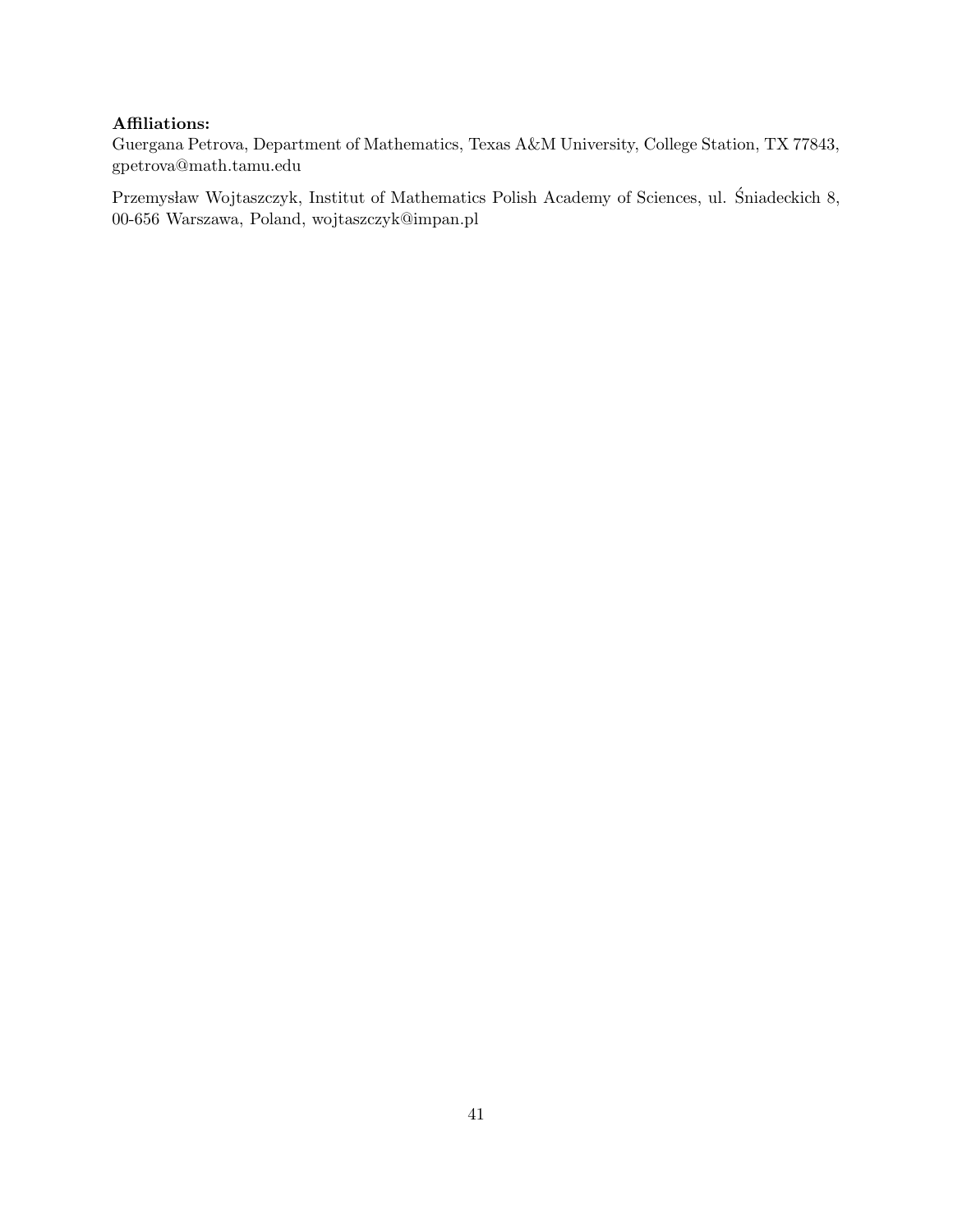**Affiliations:**

Guergana Petrova, Department of Mathematics, Texas A&M University, College Station, TX 77843, gpetrova@math.tamu.edu

Przemysław Wojtaszczyk, Institut of Mathematics Polish Academy of Sciences, ul. Śniadeckich 8, 00-656 Warszawa, Poland, wojtaszczyk@impan.pl